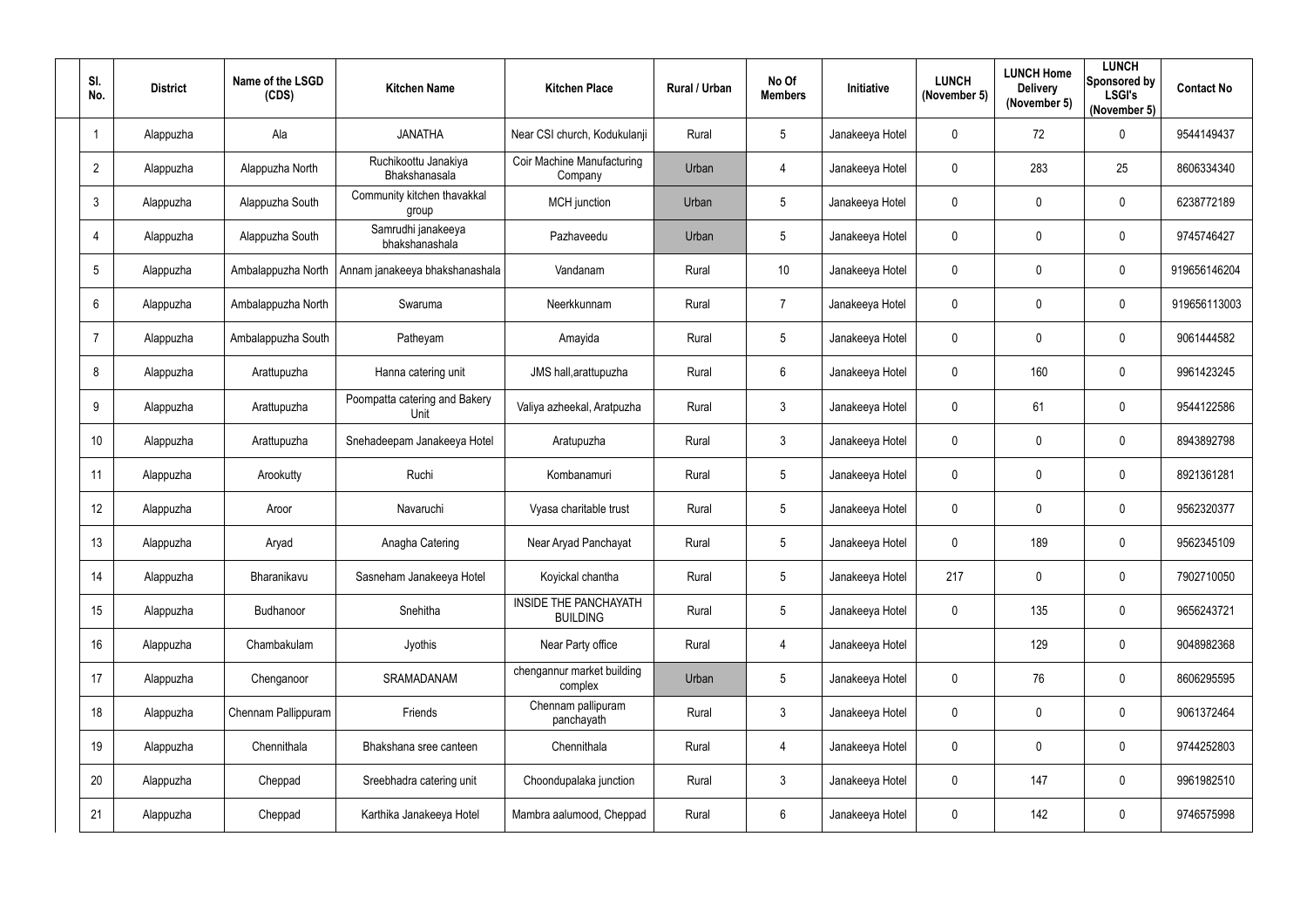| Sl. No. | District | Name of the LSGD (CDS) | Kitchen Name | Kitchen Place | Rural / Urban | No Of Members | Initiative | LUNCH (November 5) | LUNCH Home Delivery (November 5) | LUNCH Sponsored by LSGI's (November 5) | Contact No |
|---|---|---|---|---|---|---|---|---|---|---|---|
| 1 | Alappuzha | Ala | JANATHA | Near CSI church, Kodukulanji | Rural | 5 | Janakeeya Hotel | 0 | 72 | 0 | 9544149437 |
| 2 | Alappuzha | Alappuzha North | Ruchikoottu Janakiya Bhakshanasala | Coir Machine Manufacturing Company | Urban | 4 | Janakeeya Hotel | 0 | 283 | 25 | 8606334340 |
| 3 | Alappuzha | Alappuzha South | Community kitchen thavakkal group | MCH junction | Urban | 5 | Janakeeya Hotel | 0 | 0 | 0 | 6238772189 |
| 4 | Alappuzha | Alappuzha South | Samrudhi janakeeya bhakshanashala | Pazhaveedu | Urban | 5 | Janakeeya Hotel | 0 | 0 | 0 | 9745746427 |
| 5 | Alappuzha | Ambalappuzha North | Annam janakeeya bhakshanashala | Vandanam | Rural | 10 | Janakeeya Hotel | 0 | 0 | 0 | 919656146204 |
| 6 | Alappuzha | Ambalappuzha North | Swaruma | Neerkkunnam | Rural | 7 | Janakeeya Hotel | 0 | 0 | 0 | 919656113003 |
| 7 | Alappuzha | Ambalappuzha South | Patheyam | Amayida | Rural | 5 | Janakeeya Hotel | 0 | 0 | 0 | 9061444582 |
| 8 | Alappuzha | Arattupuzha | Hanna catering unit | JMS hall,arattupuzha | Rural | 6 | Janakeeya Hotel | 0 | 160 | 0 | 9961423245 |
| 9 | Alappuzha | Arattupuzha | Poompatta catering and Bakery Unit | Valiya azheekal, Aratpuzha | Rural | 3 | Janakeeya Hotel | 0 | 61 | 0 | 9544122586 |
| 10 | Alappuzha | Arattupuzha | Snehadeepam Janakeeya Hotel | Aratupuzha | Rural | 3 | Janakeeya Hotel | 0 | 0 | 0 | 8943892798 |
| 11 | Alappuzha | Arookutty | Ruchi | Kombanamuri | Rural | 5 | Janakeeya Hotel | 0 | 0 | 0 | 8921361281 |
| 12 | Alappuzha | Aroor | Navaruchi | Vyasa charitable trust | Rural | 5 | Janakeeya Hotel | 0 | 0 | 0 | 9562320377 |
| 13 | Alappuzha | Aryad | Anagha Catering | Near Aryad Panchayat | Rural | 5 | Janakeeya Hotel | 0 | 189 | 0 | 9562345109 |
| 14 | Alappuzha | Bharanikavu | Sasneham Janakeeya Hotel | Koyickal chantha | Rural | 5 | Janakeeya Hotel | 217 | 0 | 0 | 7902710050 |
| 15 | Alappuzha | Budhanoor | Snehitha | INSIDE THE PANCHAYATH BUILDING | Rural | 5 | Janakeeya Hotel | 0 | 135 | 0 | 9656243721 |
| 16 | Alappuzha | Chambakulam | Jyothis | Near Party office | Rural | 4 | Janakeeya Hotel | | 129 | 0 | 9048982368 |
| 17 | Alappuzha | Chenganoor | SRAMADANAM | chengannur market building complex | Urban | 5 | Janakeeya Hotel | 0 | 76 | 0 | 8606295595 |
| 18 | Alappuzha | Chennam Pallippuram | Friends | Chennam pallipuram panchayath | Rural | 3 | Janakeeya Hotel | 0 | 0 | 0 | 9061372464 |
| 19 | Alappuzha | Chennithala | Bhakshana sree canteen | Chennithala | Rural | 4 | Janakeeya Hotel | 0 | 0 | 0 | 9744252803 |
| 20 | Alappuzha | Cheppad | Sreebhadra catering unit | Choondupalaka junction | Rural | 3 | Janakeeya Hotel | 0 | 147 | 0 | 9961982510 |
| 21 | Alappuzha | Cheppad | Karthika Janakeeya Hotel | Mambra aalumood, Cheppad | Rural | 6 | Janakeeya Hotel | 0 | 142 | 0 | 9746575998 |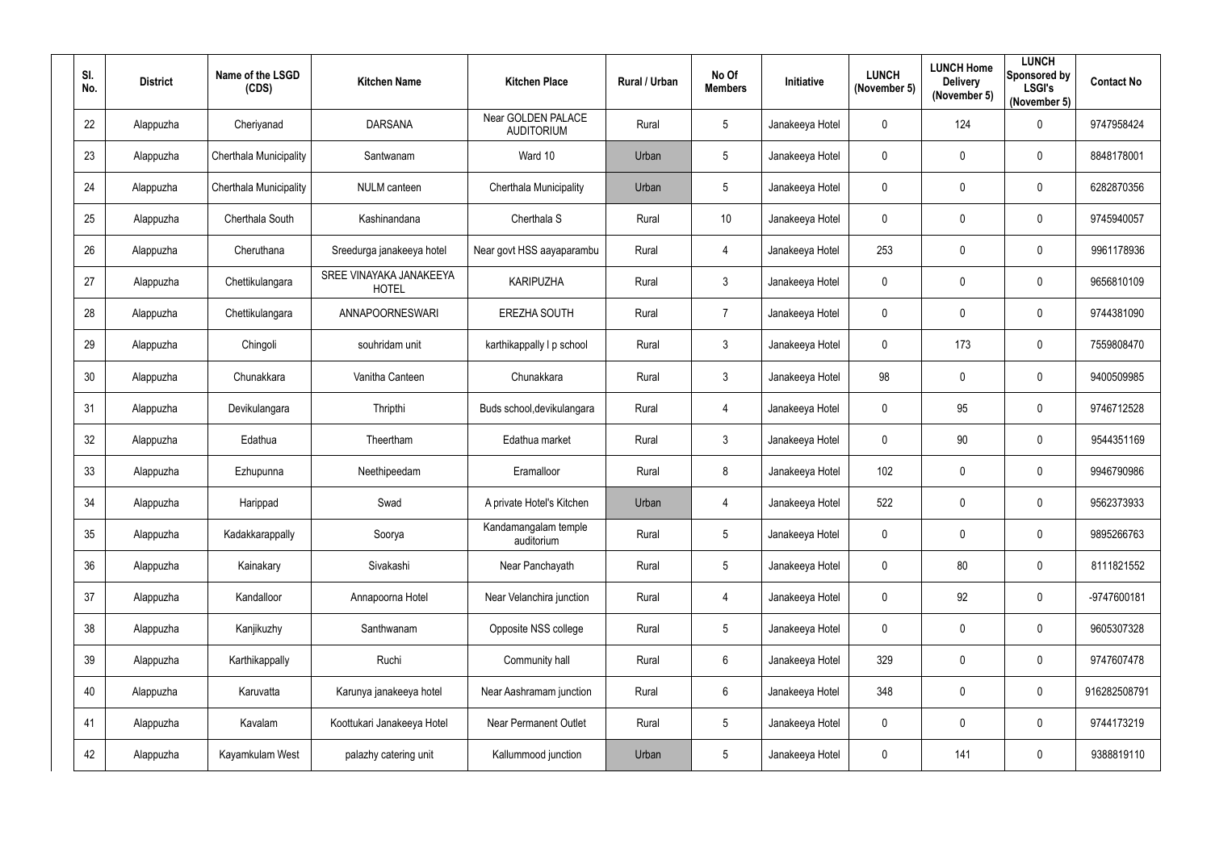| Sl. No. | District | Name of the LSGD (CDS) | Kitchen Name | Kitchen Place | Rural / Urban | No Of Members | Initiative | LUNCH (November 5) | LUNCH Home Delivery (November 5) | LUNCH Sponsored by LSGI's (November 5) | Contact No |
|---|---|---|---|---|---|---|---|---|---|---|---|
| 22 | Alappuzha | Cheriyanad | DARSANA | Near GOLDEN PALACE AUDITORIUM | Rural | 5 | Janakeeya Hotel | 0 | 124 | 0 | 9747958424 |
| 23 | Alappuzha | Cherthala Municipality | Santwanam | Ward 10 | Urban | 5 | Janakeeya Hotel | 0 | 0 | 0 | 8848178001 |
| 24 | Alappuzha | Cherthala Municipality | NULM canteen | Cherthala Municipality | Urban | 5 | Janakeeya Hotel | 0 | 0 | 0 | 6282870356 |
| 25 | Alappuzha | Cherthala South | Kashinandana | Cherthala S | Rural | 10 | Janakeeya Hotel | 0 | 0 | 0 | 9745940057 |
| 26 | Alappuzha | Cheruthana | Sreedurga janakeeya hotel | Near govt HSS aayaparambu | Rural | 4 | Janakeeya Hotel | 253 | 0 | 0 | 9961178936 |
| 27 | Alappuzha | Chettikulangara | SREE VINAYAKA JANAKEEYA HOTEL | KARIPUZHA | Rural | 3 | Janakeeya Hotel | 0 | 0 | 0 | 9656810109 |
| 28 | Alappuzha | Chettikulangara | ANNAPOORNESWARI | EREZHA SOUTH | Rural | 7 | Janakeeya Hotel | 0 | 0 | 0 | 9744381090 |
| 29 | Alappuzha | Chingoli | souhridam unit | karthikappally l p school | Rural | 3 | Janakeeya Hotel | 0 | 173 | 0 | 7559808470 |
| 30 | Alappuzha | Chunakkara | Vanitha Canteen | Chunakkara | Rural | 3 | Janakeeya Hotel | 98 | 0 | 0 | 9400509985 |
| 31 | Alappuzha | Devikulangara | Thripthi | Buds school,devikulangara | Rural | 4 | Janakeeya Hotel | 0 | 95 | 0 | 9746712528 |
| 32 | Alappuzha | Edathua | Theertham | Edathua market | Rural | 3 | Janakeeya Hotel | 0 | 90 | 0 | 9544351169 |
| 33 | Alappuzha | Ezhupunna | Neethipeedam | Eramalloor | Rural | 8 | Janakeeya Hotel | 102 | 0 | 0 | 9946790986 |
| 34 | Alappuzha | Harippad | Swad | A private Hotel's Kitchen | Urban | 4 | Janakeeya Hotel | 522 | 0 | 0 | 9562373933 |
| 35 | Alappuzha | Kadakkarappally | Soorya | Kandamangalam temple auditorium | Rural | 5 | Janakeeya Hotel | 0 | 0 | 0 | 9895266763 |
| 36 | Alappuzha | Kainakary | Sivakashi | Near Panchayath | Rural | 5 | Janakeeya Hotel | 0 | 80 | 0 | 8111821552 |
| 37 | Alappuzha | Kandalloor | Annapoorna Hotel | Near Velanchira junction | Rural | 4 | Janakeeya Hotel | 0 | 92 | 0 | -9747600181 |
| 38 | Alappuzha | Kanjikuzhy | Santhwanam | Opposite NSS college | Rural | 5 | Janakeeya Hotel | 0 | 0 | 0 | 9605307328 |
| 39 | Alappuzha | Karthikappally | Ruchi | Community hall | Rural | 6 | Janakeeya Hotel | 329 | 0 | 0 | 9747607478 |
| 40 | Alappuzha | Karuvatta | Karunya janakeeya hotel | Near Aashramam junction | Rural | 6 | Janakeeya Hotel | 348 | 0 | 0 | 916282508791 |
| 41 | Alappuzha | Kavalam | Koottukari Janakeeya Hotel | Near Permanent Outlet | Rural | 5 | Janakeeya Hotel | 0 | 0 | 0 | 9744173219 |
| 42 | Alappuzha | Kayamkulam West | palazhy catering unit | Kallummood junction | Urban | 5 | Janakeeya Hotel | 0 | 141 | 0 | 9388819110 |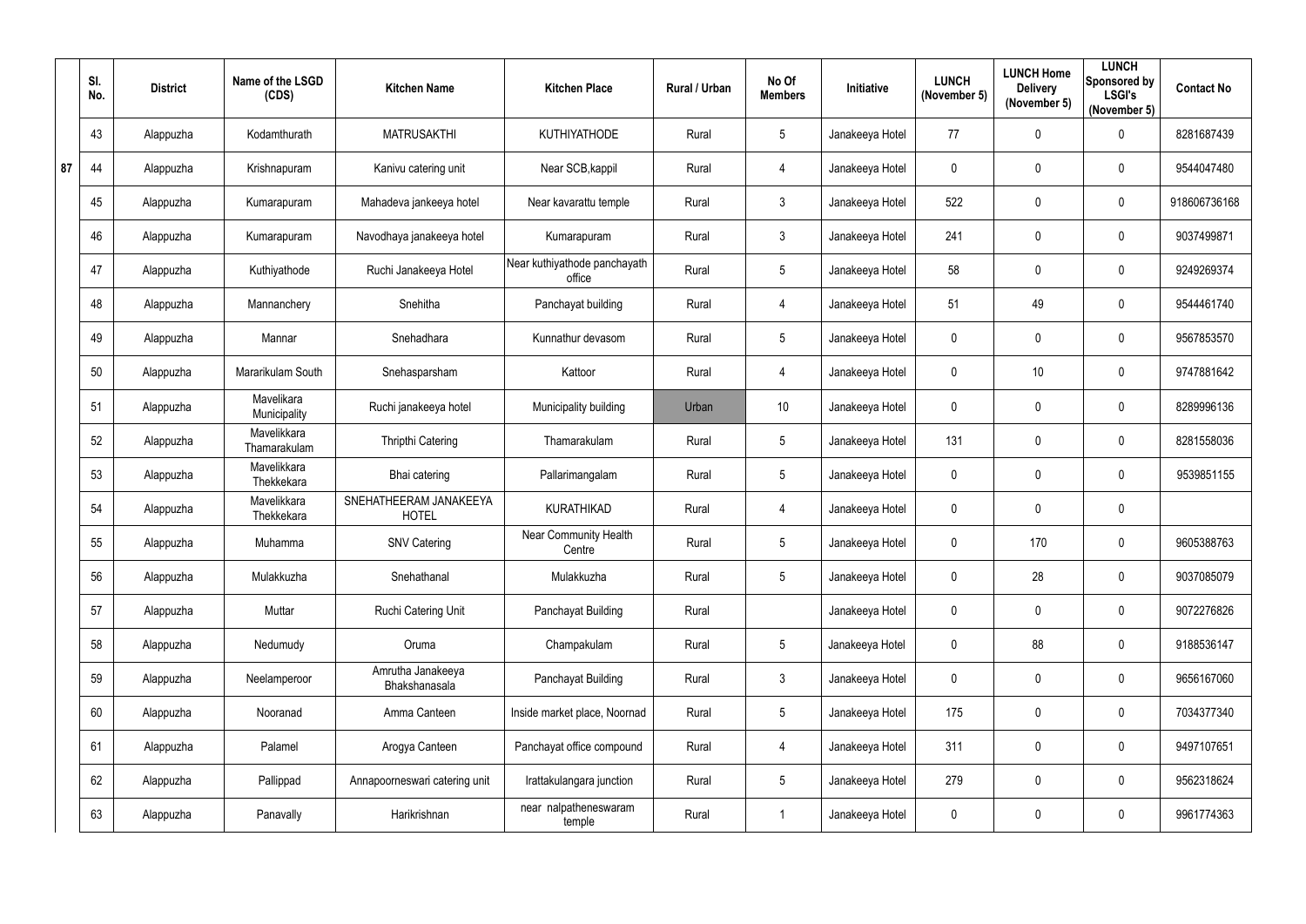| Sl. No. | District | Name of the LSGD (CDS) | Kitchen Name | Kitchen Place | Rural / Urban | No Of Members | Initiative | LUNCH (November 5) | LUNCH Home Delivery (November 5) | LUNCH Sponsored by LSGI's (November 5) | Contact No |
|---|---|---|---|---|---|---|---|---|---|---|---|
| 43 | Alappuzha | Kodamthurath | MATRUSAKTHI | KUTHIYATHODE | Rural | 5 | Janakeeya Hotel | 77 | 0 | 0 | 8281687439 |
| 44 | Alappuzha | Krishnapuram | Kanivu catering unit | Near SCB,kappil | Rural | 4 | Janakeeya Hotel | 0 | 0 | 0 | 9544047480 |
| 45 | Alappuzha | Kumarapuram | Mahadeva jankeeya hotel | Near kavarattu temple | Rural | 3 | Janakeeya Hotel | 522 | 0 | 0 | 918606736168 |
| 46 | Alappuzha | Kumarapuram | Navodhaya janakeeya hotel | Kumarapuram | Rural | 3 | Janakeeya Hotel | 241 | 0 | 0 | 9037499871 |
| 47 | Alappuzha | Kuthiyathode | Ruchi Janakeeya Hotel | Near kuthiyathode panchayath office | Rural | 5 | Janakeeya Hotel | 58 | 0 | 0 | 9249269374 |
| 48 | Alappuzha | Mannanchery | Snehitha | Panchayat building | Rural | 4 | Janakeeya Hotel | 51 | 49 | 0 | 9544461740 |
| 49 | Alappuzha | Mannar | Snehadhara | Kunnathur devasom | Rural | 5 | Janakeeya Hotel | 0 | 0 | 0 | 9567853570 |
| 50 | Alappuzha | Mararikulam South | Snehasparsham | Kattoor | Rural | 4 | Janakeeya Hotel | 0 | 10 | 0 | 9747881642 |
| 51 | Alappuzha | Mavelikara Municipality | Ruchi janakeeya hotel | Municipality building | Urban | 10 | Janakeeya Hotel | 0 | 0 | 0 | 8289996136 |
| 52 | Alappuzha | Mavelikkara Thamarakulam | Thripthi Catering | Thamarakulam | Rural | 5 | Janakeeya Hotel | 131 | 0 | 0 | 8281558036 |
| 53 | Alappuzha | Mavelikkara Thekkekara | Bhai catering | Pallarimangalam | Rural | 5 | Janakeeya Hotel | 0 | 0 | 0 | 9539851155 |
| 54 | Alappuzha | Mavelikkara Thekkekara | SNEHATHEERAM JANAKEEYA HOTEL | KURATHIKAD | Rural | 4 | Janakeeya Hotel | 0 | 0 | 0 | |
| 55 | Alappuzha | Muhamma | SNV Catering | Near Community Health Centre | Rural | 5 | Janakeeya Hotel | 0 | 170 | 0 | 9605388763 |
| 56 | Alappuzha | Mulakkuzha | Snehathanal | Mulakkuzha | Rural | 5 | Janakeeya Hotel | 0 | 28 | 0 | 9037085079 |
| 57 | Alappuzha | Muttar | Ruchi Catering Unit | Panchayat Building | Rural | | Janakeeya Hotel | 0 | 0 | 0 | 9072276826 |
| 58 | Alappuzha | Nedumudy | Oruma | Champakulam | Rural | 5 | Janakeeya Hotel | 0 | 88 | 0 | 9188536147 |
| 59 | Alappuzha | Neelamperoor | Amrutha Janakeeya Bhakshanasala | Panchayat Building | Rural | 3 | Janakeeya Hotel | 0 | 0 | 0 | 9656167060 |
| 60 | Alappuzha | Nooranad | Amma Canteen | Inside market place, Noornad | Rural | 5 | Janakeeya Hotel | 175 | 0 | 0 | 7034377340 |
| 61 | Alappuzha | Palamel | Arogya Canteen | Panchayat office compound | Rural | 4 | Janakeeya Hotel | 311 | 0 | 0 | 9497107651 |
| 62 | Alappuzha | Pallippad | Annapoorneswari catering unit | Irattakulangara junction | Rural | 5 | Janakeeya Hotel | 279 | 0 | 0 | 9562318624 |
| 63 | Alappuzha | Panavally | Harikrishnan | near nalpatheneswaram temple | Rural | 1 | Janakeeya Hotel | 0 | 0 | 0 | 9961774363 |

87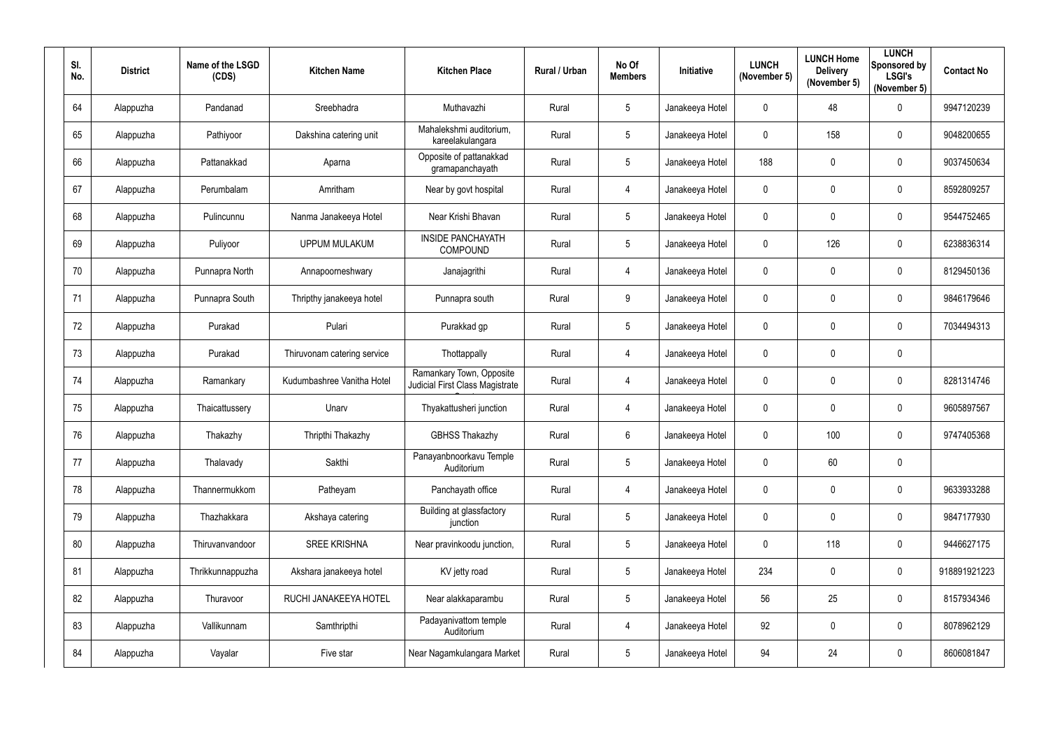| Sl. No. | District | Name of the LSGD (CDS) | Kitchen Name | Kitchen Place | Rural / Urban | No Of Members | Initiative | LUNCH (November 5) | LUNCH Home Delivery (November 5) | LUNCH Sponsored by LSGI's (November 5) | Contact No |
|---|---|---|---|---|---|---|---|---|---|---|---|
| 64 | Alappuzha | Pandanad | Sreebhadra | Muthavazhi | Rural | 5 | Janakeeya Hotel | 0 | 48 | 0 | 9947120239 |
| 65 | Alappuzha | Pathiyoor | Dakshina catering unit | Mahalekshmi auditorium, kareelakulangara | Rural | 5 | Janakeeya Hotel | 0 | 158 | 0 | 9048200655 |
| 66 | Alappuzha | Pattanakkad | Aparna | Opposite of pattanakkad gramapanchayath | Rural | 5 | Janakeeya Hotel | 188 | 0 | 0 | 9037450634 |
| 67 | Alappuzha | Perumbalam | Amritham | Near by govt hospital | Rural | 4 | Janakeeya Hotel | 0 | 0 | 0 | 8592809257 |
| 68 | Alappuzha | Pulincunnu | Nanma Janakeeya Hotel | Near Krishi Bhavan | Rural | 5 | Janakeeya Hotel | 0 | 0 | 0 | 9544752465 |
| 69 | Alappuzha | Puliyoor | UPPUM MULAKUM | INSIDE PANCHAYATH COMPOUND | Rural | 5 | Janakeeya Hotel | 0 | 126 | 0 | 6238836314 |
| 70 | Alappuzha | Punnapra North | Annapoorneshwary | Janajagrithi | Rural | 4 | Janakeeya Hotel | 0 | 0 | 0 | 8129450136 |
| 71 | Alappuzha | Punnapra South | Thripthy janakeeya hotel | Punnapra south | Rural | 9 | Janakeeya Hotel | 0 | 0 | 0 | 9846179646 |
| 72 | Alappuzha | Purakad | Pulari | Purakkad gp | Rural | 5 | Janakeeya Hotel | 0 | 0 | 0 | 7034494313 |
| 73 | Alappuzha | Purakad | Thiruvonam catering service | Thottappally | Rural | 4 | Janakeeya Hotel | 0 | 0 | 0 | |
| 74 | Alappuzha | Ramankary | Kudumbashree Vanitha Hotel | Ramankary Town, Opposite Judicial First Class Magistrate Court | Rural | 4 | Janakeeya Hotel | 0 | 0 | 0 | 8281314746 |
| 75 | Alappuzha | Thaicattussery | Unarv | Thyakattusheri junction | Rural | 4 | Janakeeya Hotel | 0 | 0 | 0 | 9605897567 |
| 76 | Alappuzha | Thakazhy | Thripthi Thakazhy | GBHSS Thakazhy | Rural | 6 | Janakeeya Hotel | 0 | 100 | 0 | 9747405368 |
| 77 | Alappuzha | Thalavady | Sakthi | Panayanbnoorkavu Temple Auditorium | Rural | 5 | Janakeeya Hotel | 0 | 60 | 0 | |
| 78 | Alappuzha | Thannermukkom | Patheyam | Panchayath office | Rural | 4 | Janakeeya Hotel | 0 | 0 | 0 | 9633933288 |
| 79 | Alappuzha | Thazhakkara | Akshaya catering | Building at glassfactory junction | Rural | 5 | Janakeeya Hotel | 0 | 0 | 0 | 9847177930 |
| 80 | Alappuzha | Thiruvanvandoor | SREE KRISHNA | Near pravinkoodu junction, | Rural | 5 | Janakeeya Hotel | 0 | 118 | 0 | 9446627175 |
| 81 | Alappuzha | Thrikkunnappuzha | Akshara janakeeya hotel | KV jetty road | Rural | 5 | Janakeeya Hotel | 234 | 0 | 0 | 918891921223 |
| 82 | Alappuzha | Thuravoor | RUCHI JANAKEEYA HOTEL | Near alakkaparambu | Rural | 5 | Janakeeya Hotel | 56 | 25 | 0 | 8157934346 |
| 83 | Alappuzha | Vallikunnam | Samthripthi | Padayanivattom temple Auditorium | Rural | 4 | Janakeeya Hotel | 92 | 0 | 0 | 8078962129 |
| 84 | Alappuzha | Vayalar | Five star | Near Nagamkulangara Market | Rural | 5 | Janakeeya Hotel | 94 | 24 | 0 | 8606081847 |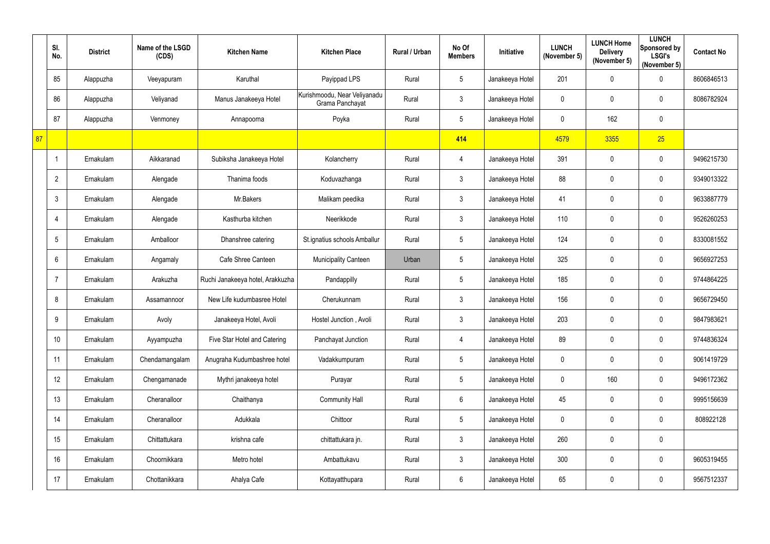| | Sl. No. | District | Name of the LSGD (CDS) | Kitchen Name | Kitchen Place | Rural / Urban | No Of Members | Initiative | LUNCH (November 5) | LUNCH Home Delivery (November 5) | LUNCH Sponsored by LSGI's (November 5) | Contact No |
|---|---|---|---|---|---|---|---|---|---|---|---|---|
| | 85 | Alappuzha | Veeyapuram | Karuthal | Payippad LPS | Rural | 5 | Janakeeya Hotel | 201 | 0 | 0 | 8606846513 |
| | 86 | Alappuzha | Veliyanad | Manus Janakeeya Hotel | Kurishmoodu, Near Veliyanadu Grama Panchayat | Rural | 3 | Janakeeya Hotel | 0 | 0 | 0 | 8086782924 |
| | 87 | Alappuzha | Venmoney | Annapoorna | Poyka | Rural | 5 | Janakeeya Hotel | 0 | 162 | 0 | |
| 87 | | | | | | | 414 | | 4579 | 3355 | 25 | |
| | 1 | Ernakulam | Aikkaranad | Subiksha Janakeeya Hotel | Kolancherry | Rural | 4 | Janakeeya Hotel | 391 | 0 | 0 | 9496215730 |
| | 2 | Ernakulam | Alengade | Thanima foods | Koduvazhanga | Rural | 3 | Janakeeya Hotel | 88 | 0 | 0 | 9349013322 |
| | 3 | Ernakulam | Alengade | Mr.Bakers | Malikam peedika | Rural | 3 | Janakeeya Hotel | 41 | 0 | 0 | 9633887779 |
| | 4 | Ernakulam | Alengade | Kasthurba kitchen | Neerikkode | Rural | 3 | Janakeeya Hotel | 110 | 0 | 0 | 9526260253 |
| | 5 | Ernakulam | Amballoor | Dhanshree catering | St.ignatius schools Amballur | Rural | 5 | Janakeeya Hotel | 124 | 0 | 0 | 8330081552 |
| | 6 | Ernakulam | Angamaly | Cafe Shree Canteen | Municipality Canteen | Urban | 5 | Janakeeya Hotel | 325 | 0 | 0 | 9656927253 |
| | 7 | Ernakulam | Arakuzha | Ruchi Janakeeya hotel, Arakkuzha | Pandappilly | Rural | 5 | Janakeeya Hotel | 185 | 0 | 0 | 9744864225 |
| | 8 | Ernakulam | Assamannoor | New Life kudumbasree Hotel | Cherukunnam | Rural | 3 | Janakeeya Hotel | 156 | 0 | 0 | 9656729450 |
| | 9 | Ernakulam | Avoly | Janakeeya Hotel, Avoli | Hostel Junction , Avoli | Rural | 3 | Janakeeya Hotel | 203 | 0 | 0 | 9847983621 |
| | 10 | Ernakulam | Ayyampuzha | Five Star Hotel and Catering | Panchayat Junction | Rural | 4 | Janakeeya Hotel | 89 | 0 | 0 | 9744836324 |
| | 11 | Ernakulam | Chendamangalam | Anugraha Kudumbashree hotel | Vadakkumpuram | Rural | 5 | Janakeeya Hotel | 0 | 0 | 0 | 9061419729 |
| | 12 | Ernakulam | Chengamanade | Mythri janakeeya hotel | Purayar | Rural | 5 | Janakeeya Hotel | 0 | 160 | 0 | 9496172362 |
| | 13 | Ernakulam | Cheranalloor | Chaithanya | Community Hall | Rural | 6 | Janakeeya Hotel | 45 | 0 | 0 | 9995156639 |
| | 14 | Ernakulam | Cheranalloor | Adukkala | Chittoor | Rural | 5 | Janakeeya Hotel | 0 | 0 | 0 | 808922128 |
| | 15 | Ernakulam | Chittattukara | krishna cafe | chittattukara jn. | Rural | 3 | Janakeeya Hotel | 260 | 0 | 0 | |
| | 16 | Ernakulam | Choornikkara | Metro hotel | Ambattukavu | Rural | 3 | Janakeeya Hotel | 300 | 0 | 0 | 9605319455 |
| | 17 | Ernakulam | Chottanikkara | Ahalya Cafe | Kottayatthupara | Rural | 6 | Janakeeya Hotel | 65 | 0 | 0 | 9567512337 |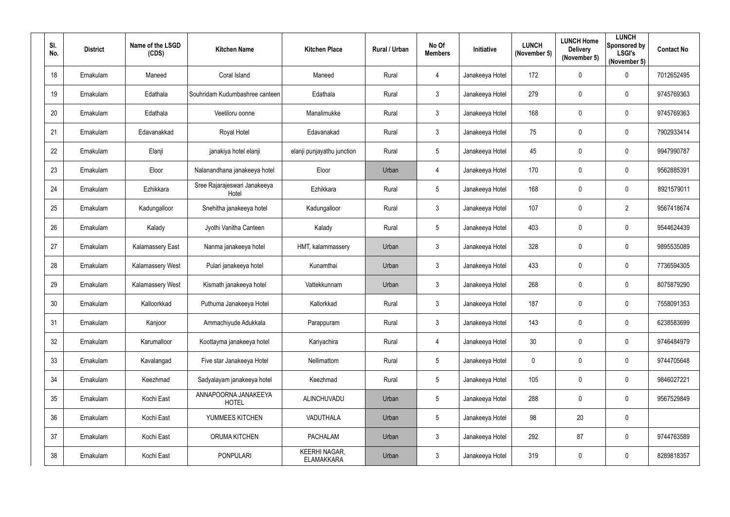| Sl. No. | District | Name of the LSGD (CDS) | Kitchen Name | Kitchen Place | Rural / Urban | No Of Members | Initiative | LUNCH (November 5) | LUNCH Home Delivery (November 5) | LUNCH Sponsored by LSGI's (November 5) | Contact No |
|---|---|---|---|---|---|---|---|---|---|---|---|
| 18 | Ernakulam | Maneed | Coral Island | Maneed | Rural | 4 | Janakeeya Hotel | 172 | 0 | 0 | 7012652495 |
| 19 | Ernakulam | Edathala | Souhridam Kudumbashree canteen | Edathala | Rural | 3 | Janakeeya Hotel | 279 | 0 | 0 | 9745769363 |
| 20 | Ernakulam | Edathala | Veetiloru oonne | Manalimukke | Rural | 3 | Janakeeya Hotel | 168 | 0 | 0 | 9745769363 |
| 21 | Ernakulam | Edavanakkad | Royal Hotel | Edavanakad | Rural | 3 | Janakeeya Hotel | 75 | 0 | 0 | 7902933414 |
| 22 | Ernakulam | Elanji | janakiya hotel elanji | elanji punjayathu junction | Rural | 5 | Janakeeya Hotel | 45 | 0 | 0 | 9947990787 |
| 23 | Ernakulam | Eloor | Nalanandhana janakeeya hotel | Eloor | Urban | 4 | Janakeeya Hotel | 170 | 0 | 0 | 9562885391 |
| 24 | Ernakulam | Ezhikkara | Sree Rajarajeswari Janakeeya Hotel | Ezhikkara | Rural | 5 | Janakeeya Hotel | 168 | 0 | 0 | 8921579011 |
| 25 | Ernakulam | Kadungalloor | Snehitha janakeeya hotel | Kadungalloor | Rural | 3 | Janakeeya Hotel | 107 | 0 | 2 | 9567418674 |
| 26 | Ernakulam | Kalady | Jyothi Vanitha Canteen | Kalady | Rural | 5 | Janakeeya Hotel | 403 | 0 | 0 | 9544624439 |
| 27 | Ernakulam | Kalamassery East | Nanma janakeeya hotel | HMT, kalammassery | Urban | 3 | Janakeeya Hotel | 328 | 0 | 0 | 9895535089 |
| 28 | Ernakulam | Kalamassery West | Pulari janakeeya hotel | Kunamthai | Urban | 3 | Janakeeya Hotel | 433 | 0 | 0 | 7736594305 |
| 29 | Ernakulam | Kalamassery West | Kismath janakeeya hotel | Vattekkunnam | Urban | 3 | Janakeeya Hotel | 268 | 0 | 0 | 8075879290 |
| 30 | Ernakulam | Kalloorkkad | Puthuma Janakeeya Hotel | Kallorkkad | Rural | 3 | Janakeeya Hotel | 187 | 0 | 0 | 7558091353 |
| 31 | Ernakulam | Kanjoor | Ammachiyude Adukkala | Parappuram | Rural | 3 | Janakeeya Hotel | 143 | 0 | 0 | 6238583699 |
| 32 | Ernakulam | Karumalloor | Koottayma janakeeya hotel | Kariyachira | Rural | 4 | Janakeeya Hotel | 30 | 0 | 0 | 9746484979 |
| 33 | Ernakulam | Kavalangad | Five star Janakeeya Hotel | Nellimattom | Rural | 5 | Janakeeya Hotel | 0 | 0 | 0 | 9744705648 |
| 34 | Ernakulam | Keezhmad | Sadyalayam janakeeya hotel | Keezhmad | Rural | 5 | Janakeeya Hotel | 105 | 0 | 0 | 9846027221 |
| 35 | Ernakulam | Kochi East | ANNAPOORNA JANAKEEYA HOTEL | ALINCHUVADU | Urban | 5 | Janakeeya Hotel | 288 | 0 | 0 | 9567529849 |
| 36 | Ernakulam | Kochi East | YUMMEES KITCHEN | VADUTHALA | Urban | 5 | Janakeeya Hotel | 98 | 20 | 0 | |
| 37 | Ernakulam | Kochi East | ORUMA KITCHEN | PACHALAM | Urban | 3 | Janakeeya Hotel | 292 | 87 | 0 | 9744763589 |
| 38 | Ernakulam | Kochi East | PONPULARI | KEERHI NAGAR, ELAMAKKARA | Urban | 3 | Janakeeya Hotel | 319 | 0 | 0 | 8289818357 |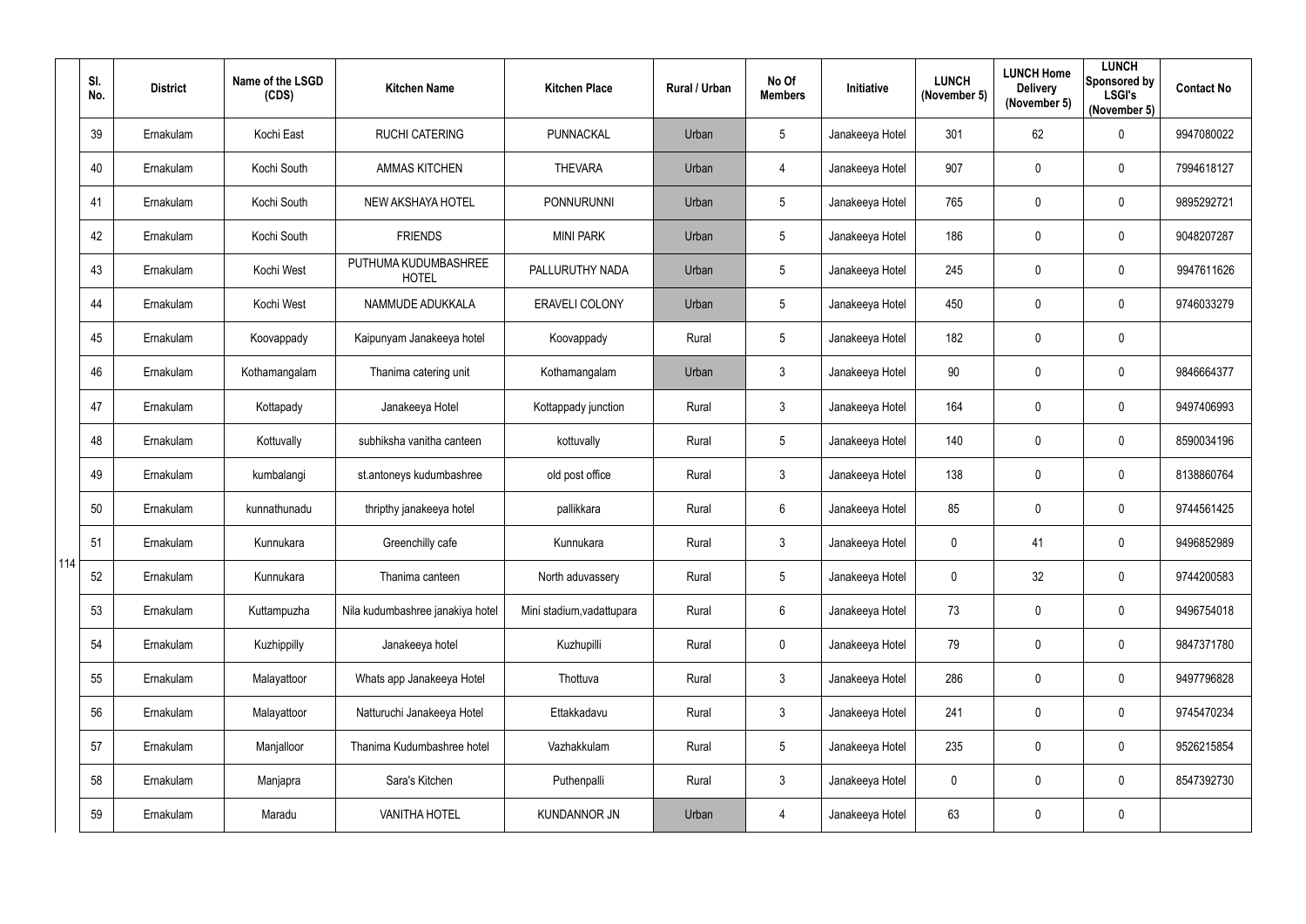| | Sl. No. | District | Name of the LSGD (CDS) | Kitchen Name | Kitchen Place | Rural / Urban | No Of Members | Initiative | LUNCH (November 5) | LUNCH Home Delivery (November 5) | LUNCH Sponsored by LSGI's (November 5) | Contact No |
|---|---|---|---|---|---|---|---|---|---|---|---|---|
| 114 | 39 | Ernakulam | Kochi East | RUCHI CATERING | PUNNACKAL | Urban | 5 | Janakeeya Hotel | 301 | 62 | 0 | 9947080022 |
| | 40 | Ernakulam | Kochi South | AMMAS KITCHEN | THEVARA | Urban | 4 | Janakeeya Hotel | 907 | 0 | 0 | 7994618127 |
| | 41 | Ernakulam | Kochi South | NEW AKSHAYA HOTEL | PONNURUNNI | Urban | 5 | Janakeeya Hotel | 765 | 0 | 0 | 9895292721 |
| | 42 | Ernakulam | Kochi South | FRIENDS | MINI PARK | Urban | 5 | Janakeeya Hotel | 186 | 0 | 0 | 9048207287 |
| | 43 | Ernakulam | Kochi West | PUTHUMA KUDUMBASHREE HOTEL | PALLURUTHY NADA | Urban | 5 | Janakeeya Hotel | 245 | 0 | 0 | 9947611626 |
| | 44 | Ernakulam | Kochi West | NAMMUDE ADUKKALA | ERAVELI COLONY | Urban | 5 | Janakeeya Hotel | 450 | 0 | 0 | 9746033279 |
| | 45 | Ernakulam | Koovappady | Kaipunyam Janakeeya hotel | Koovappady | Rural | 5 | Janakeeya Hotel | 182 | 0 | 0 | |
| | 46 | Ernakulam | Kothamangalam | Thanima catering unit | Kothamangalam | Urban | 3 | Janakeeya Hotel | 90 | 0 | 0 | 9846664377 |
| | 47 | Ernakulam | Kottapady | Janakeeya Hotel | Kottappady junction | Rural | 3 | Janakeeya Hotel | 164 | 0 | 0 | 9497406993 |
| | 48 | Ernakulam | Kottuvally | subhiksha vanitha canteen | kottuvally | Rural | 5 | Janakeeya Hotel | 140 | 0 | 0 | 8590034196 |
| | 49 | Ernakulam | kumbalangi | st.antoneys kudumbashree | old post office | Rural | 3 | Janakeeya Hotel | 138 | 0 | 0 | 8138860764 |
| | 50 | Ernakulam | kunnathunadu | thripthy janakeeya hotel | pallikkara | Rural | 6 | Janakeeya Hotel | 85 | 0 | 0 | 9744561425 |
| | 51 | Ernakulam | Kunnukara | Greenchilly cafe | Kunnukara | Rural | 3 | Janakeeya Hotel | 0 | 41 | 0 | 9496852989 |
| | 52 | Ernakulam | Kunnukara | Thanima canteen | North aduvassery | Rural | 5 | Janakeeya Hotel | 0 | 32 | 0 | 9744200583 |
| | 53 | Ernakulam | Kuttampuzha | Nila kudumbashree janakiya hotel | Mini stadium,vadattupara | Rural | 6 | Janakeeya Hotel | 73 | 0 | 0 | 9496754018 |
| | 54 | Ernakulam | Kuzhippilly | Janakeeya hotel | Kuzhupilli | Rural | 0 | Janakeeya Hotel | 79 | 0 | 0 | 9847371780 |
| | 55 | Ernakulam | Malayattoor | Whats app Janakeeya Hotel | Thottuva | Rural | 3 | Janakeeya Hotel | 286 | 0 | 0 | 9497796828 |
| | 56 | Ernakulam | Malayattoor | Natturuchi Janakeeya Hotel | Ettakkadavu | Rural | 3 | Janakeeya Hotel | 241 | 0 | 0 | 9745470234 |
| | 57 | Ernakulam | Manjalloor | Thanima Kudumbashree hotel | Vazhakkulam | Rural | 5 | Janakeeya Hotel | 235 | 0 | 0 | 9526215854 |
| | 58 | Ernakulam | Manjapra | Sara's Kitchen | Puthenpalli | Rural | 3 | Janakeeya Hotel | 0 | 0 | 0 | 8547392730 |
| | 59 | Ernakulam | Maradu | VANITHA HOTEL | KUNDANNOR JN | Urban | 4 | Janakeeya Hotel | 63 | 0 | 0 | |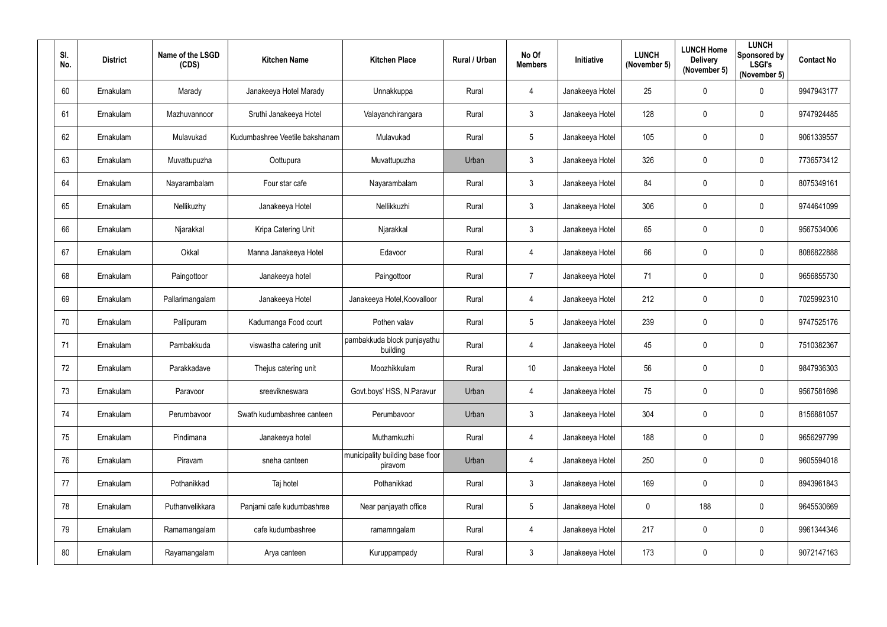| Sl. No. | District | Name of the LSGD (CDS) | Kitchen Name | Kitchen Place | Rural / Urban | No Of Members | Initiative | LUNCH (November 5) | LUNCH Home Delivery (November 5) | LUNCH Sponsored by LSGI's (November 5) | Contact No |
|---|---|---|---|---|---|---|---|---|---|---|---|
| 60 | Ernakulam | Marady | Janakeeya Hotel Marady | Unnakkuppa | Rural | 4 | Janakeeya Hotel | 25 | 0 | 0 | 9947943177 |
| 61 | Ernakulam | Mazhuvannoor | Sruthi Janakeeya Hotel | Valayanchirangara | Rural | 3 | Janakeeya Hotel | 128 | 0 | 0 | 9747924485 |
| 62 | Ernakulam | Mulavukad | Kudumbashree Veetile bakshanam | Mulavukad | Rural | 5 | Janakeeya Hotel | 105 | 0 | 0 | 9061339557 |
| 63 | Ernakulam | Muvattupuzha | Oottupura | Muvattupuzha | Urban | 3 | Janakeeya Hotel | 326 | 0 | 0 | 7736573412 |
| 64 | Ernakulam | Nayarambalam | Four star cafe | Nayarambalam | Rural | 3 | Janakeeya Hotel | 84 | 0 | 0 | 8075349161 |
| 65 | Ernakulam | Nellikuzhy | Janakeeya Hotel | Nellikkuzhi | Rural | 3 | Janakeeya Hotel | 306 | 0 | 0 | 9744641099 |
| 66 | Ernakulam | Njarakkal | Kripa Catering Unit | Njarakkal | Rural | 3 | Janakeeya Hotel | 65 | 0 | 0 | 9567534006 |
| 67 | Ernakulam | Okkal | Manna Janakeeya Hotel | Edavoor | Rural | 4 | Janakeeya Hotel | 66 | 0 | 0 | 8086822888 |
| 68 | Ernakulam | Paingottoor | Janakeeya hotel | Paingottoor | Rural | 7 | Janakeeya Hotel | 71 | 0 | 0 | 9656855730 |
| 69 | Ernakulam | Pallarimangalam | Janakeeya Hotel | Janakeeya Hotel,Koovalloor | Rural | 4 | Janakeeya Hotel | 212 | 0 | 0 | 7025992310 |
| 70 | Ernakulam | Pallipuram | Kadumanga Food court | Pothen valav | Rural | 5 | Janakeeya Hotel | 239 | 0 | 0 | 9747525176 |
| 71 | Ernakulam | Pambakkuda | viswastha catering unit | pambakkuda block punjayathu building | Rural | 4 | Janakeeya Hotel | 45 | 0 | 0 | 7510382367 |
| 72 | Ernakulam | Parakkadave | Thejus catering unit | Moozhikkulam | Rural | 10 | Janakeeya Hotel | 56 | 0 | 0 | 9847936303 |
| 73 | Ernakulam | Paravoor | sreevikneswara | Govt.boys' HSS, N.Paravur | Urban | 4 | Janakeeya Hotel | 75 | 0 | 0 | 9567581698 |
| 74 | Ernakulam | Perumbavoor | Swath kudumbashree canteen | Perumbavoor | Urban | 3 | Janakeeya Hotel | 304 | 0 | 0 | 8156881057 |
| 75 | Ernakulam | Pindimana | Janakeeya hotel | Muthamkuzhi | Rural | 4 | Janakeeya Hotel | 188 | 0 | 0 | 9656297799 |
| 76 | Ernakulam | Piravam | sneha canteen | municipality building base floor piravom | Urban | 4 | Janakeeya Hotel | 250 | 0 | 0 | 9605594018 |
| 77 | Ernakulam | Pothanikkad | Taj hotel | Pothanikkad | Rural | 3 | Janakeeya Hotel | 169 | 0 | 0 | 8943961843 |
| 78 | Ernakulam | Puthanvelikkara | Panjami cafe kudumbashree | Near panjayath office | Rural | 5 | Janakeeya Hotel | 0 | 188 | 0 | 9645530669 |
| 79 | Ernakulam | Ramamangalam | cafe kudumbashree | ramamngalam | Rural | 4 | Janakeeya Hotel | 217 | 0 | 0 | 9961344346 |
| 80 | Ernakulam | Rayamangalam | Arya canteen | Kuruppampady | Rural | 3 | Janakeeya Hotel | 173 | 0 | 0 | 9072147163 |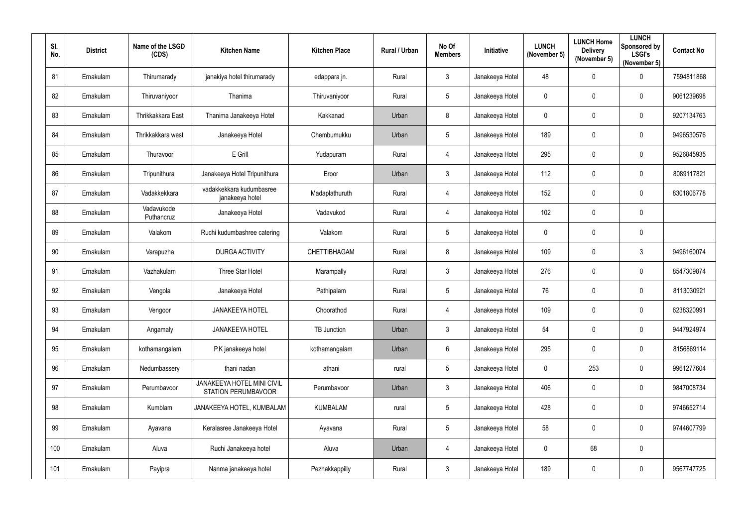| Sl. No. | District | Name of the LSGD (CDS) | Kitchen Name | Kitchen Place | Rural / Urban | No Of Members | Initiative | LUNCH (November 5) | LUNCH Home Delivery (November 5) | LUNCH Sponsored by LSGI's (November 5) | Contact No |
|---|---|---|---|---|---|---|---|---|---|---|---|
| 81 | Ernakulam | Thirumarady | janakiya hotel thirumarady | edappara jn. | Rural | 3 | Janakeeya Hotel | 48 | 0 | 0 | 7594811868 |
| 82 | Ernakulam | Thiruvaniyoor | Thanima | Thiruvaniyoor | Rural | 5 | Janakeeya Hotel | 0 | 0 | 0 | 9061239698 |
| 83 | Ernakulam | Thrikkakkara East | Thanima Janakeeya Hotel | Kakkanad | Urban | 8 | Janakeeya Hotel | 0 | 0 | 0 | 9207134763 |
| 84 | Ernakulam | Thrikkakkara west | Janakeeya Hotel | Chembumukku | Urban | 5 | Janakeeya Hotel | 189 | 0 | 0 | 9496530576 |
| 85 | Ernakulam | Thuravoor | E Grill | Yudapuram | Rural | 4 | Janakeeya Hotel | 295 | 0 | 0 | 9526845935 |
| 86 | Ernakulam | Tripunithura | Janakeeya Hotel Tripunithura | Eroor | Urban | 3 | Janakeeya Hotel | 112 | 0 | 0 | 8089117821 |
| 87 | Ernakulam | Vadakkekkara | vadakkekkara kudumbasree janakeeya hotel | Madaplathuruth | Rural | 4 | Janakeeya Hotel | 152 | 0 | 0 | 8301806778 |
| 88 | Ernakulam | Vadavukode Puthancruz | Janakeeya Hotel | Vadavukod | Rural | 4 | Janakeeya Hotel | 102 | 0 | 0 | |
| 89 | Ernakulam | Valakom | Ruchi kudumbashree catering | Valakom | Rural | 5 | Janakeeya Hotel | 0 | 0 | 0 | |
| 90 | Ernakulam | Varapuzha | DURGA ACTIVITY | CHETTIBHAGAM | Rural | 8 | Janakeeya Hotel | 109 | 0 | 3 | 9496160074 |
| 91 | Ernakulam | Vazhakulam | Three Star Hotel | Marampally | Rural | 3 | Janakeeya Hotel | 276 | 0 | 0 | 8547309874 |
| 92 | Ernakulam | Vengola | Janakeeya Hotel | Pathipalam | Rural | 5 | Janakeeya Hotel | 76 | 0 | 0 | 8113030921 |
| 93 | Ernakulam | Vengoor | JANAKEEYA HOTEL | Choorathod | Rural | 4 | Janakeeya Hotel | 109 | 0 | 0 | 6238320991 |
| 94 | Ernakulam | Angamaly | JANAKEEYA HOTEL | TB Junction | Urban | 3 | Janakeeya Hotel | 54 | 0 | 0 | 9447924974 |
| 95 | Ernakulam | kothamangalam | P.K janakeeya hotel | kothamangalam | Urban | 6 | Janakeeya Hotel | 295 | 0 | 0 | 8156869114 |
| 96 | Ernakulam | Nedumbassery | thani nadan | athani | rural | 5 | Janakeeya Hotel | 0 | 253 | 0 | 9961277604 |
| 97 | Ernakulam | Perumbavoor | JANAKEEYA HOTEL MINI CIVIL STATION PERUMBAVOOR | Perumbavoor | Urban | 3 | Janakeeya Hotel | 406 | 0 | 0 | 9847008734 |
| 98 | Ernakulam | Kumblam | JANAKEEYA HOTEL, KUMBALAM | KUMBALAM | rural | 5 | Janakeeya Hotel | 428 | 0 | 0 | 9746652714 |
| 99 | Ernakulam | Ayavana | Keralasree Janakeeya Hotel | Ayavana | Rural | 5 | Janakeeya Hotel | 58 | 0 | 0 | 9744607799 |
| 100 | Ernakulam | Aluva | Ruchi Janakeeya hotel | Aluva | Urban | 4 | Janakeeya Hotel | 0 | 68 | 0 | |
| 101 | Ernakulam | Payipra | Nanma janakeeya hotel | Pezhakkappilly | Rural | 3 | Janakeeya Hotel | 189 | 0 | 0 | 9567747725 |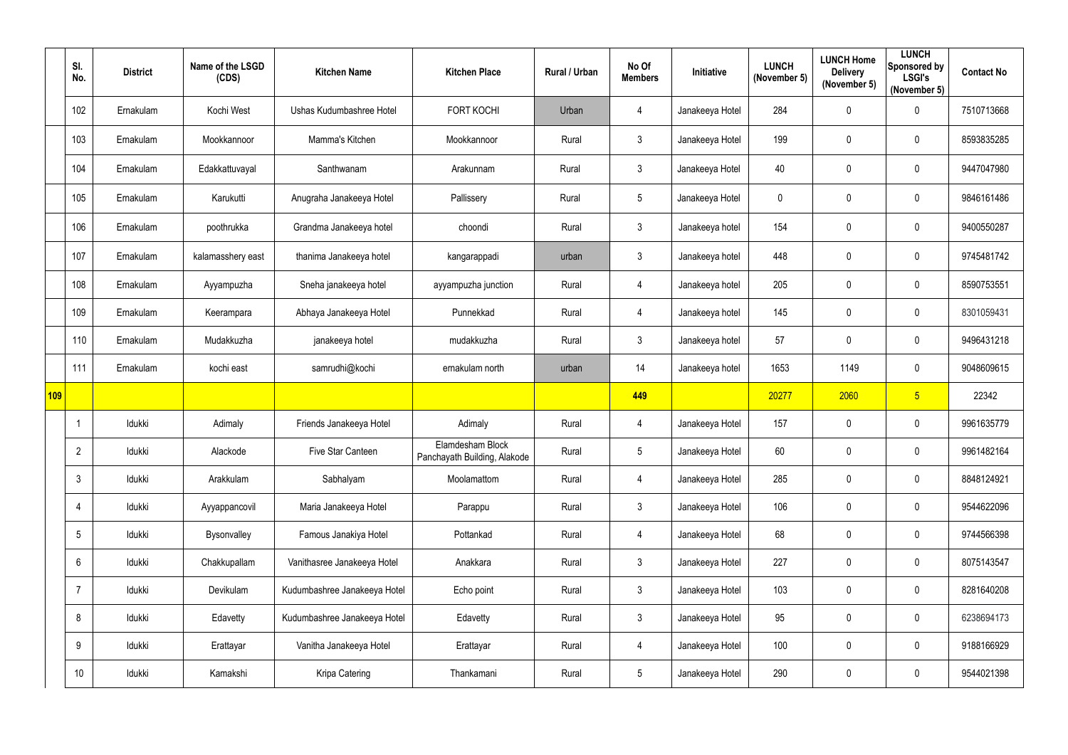|  | Sl. No. | District | Name of the LSGD (CDS) | Kitchen Name | Kitchen Place | Rural / Urban | No Of Members | Initiative | LUNCH (November 5) | LUNCH Home Delivery (November 5) | LUNCH Sponsored by LSGI's (November 5) | Contact No |
|---|---|---|---|---|---|---|---|---|---|---|---|---|
|  | 102 | Ernakulam | Kochi West | Ushas Kudumbashree Hotel | FORT KOCHI | Urban | 4 | Janakeeya Hotel | 284 | 0 | 0 | 7510713668 |
|  | 103 | Ernakulam | Mookkannoor | Mamma's Kitchen | Mookkannoor | Rural | 3 | Janakeeya Hotel | 199 | 0 | 0 | 8593835285 |
|  | 104 | Ernakulam | Edakkattuvayal | Santhwanam | Arakunnam | Rural | 3 | Janakeeya Hotel | 40 | 0 | 0 | 9447047980 |
|  | 105 | Ernakulam | Karukutti | Anugraha Janakeeya Hotel | Pallissery | Rural | 5 | Janakeeya Hotel | 0 | 0 | 0 | 9846161486 |
|  | 106 | Ernakulam | poothrukka | Grandma Janakeeya hotel | choondi | Rural | 3 | Janakeeya hotel | 154 | 0 | 0 | 9400550287 |
|  | 107 | Ernakulam | kalamasshery east | thanima Janakeeya hotel | kangarappadi | urban | 3 | Janakeeya hotel | 448 | 0 | 0 | 9745481742 |
|  | 108 | Ernakulam | Ayyampuzha | Sneha janakeeya hotel | ayyampuzha junction | Rural | 4 | Janakeeya hotel | 205 | 0 | 0 | 8590753551 |
|  | 109 | Ernakulam | Keerampara | Abhaya Janakeeya Hotel | Punnekkad | Rural | 4 | Janakeeya hotel | 145 | 0 | 0 | 8301059431 |
|  | 110 | Ernakulam | Mudakkuzha | janakeeya hotel | mudakkuzha | Rural | 3 | Janakeeya hotel | 57 | 0 | 0 | 9496431218 |
|  | 111 | Ernakulam | kochi east | samrudhi@kochi | ernakulam north | urban | 14 | Janakeeya hotel | 1653 | 1149 | 0 | 9048609615 |
| **109** |  |  |  |  |  |  | **449** |  | 20277 | 2060 | 5 | 22342 |
|  | 1 | Idukki | Adimaly | Friends Janakeeya Hotel | Adimaly | Rural | 4 | Janakeeya Hotel | 157 | 0 | 0 | 9961635779 |
|  | 2 | Idukki | Alackode | Five Star Canteen | Elamdesham Block Panchayath Building, Alakode | Rural | 5 | Janakeeya Hotel | 60 | 0 | 0 | 9961482164 |
|  | 3 | Idukki | Arakkulam | Sabhalyam | Moolamattom | Rural | 4 | Janakeeya Hotel | 285 | 0 | 0 | 8848124921 |
|  | 4 | Idukki | Ayyappancovil | Maria Janakeeya Hotel | Parappu | Rural | 3 | Janakeeya Hotel | 106 | 0 | 0 | 9544622096 |
|  | 5 | Idukki | Bysonvalley | Famous Janakiya Hotel | Pottankad | Rural | 4 | Janakeeya Hotel | 68 | 0 | 0 | 9744566398 |
|  | 6 | Idukki | Chakkupallam | Vanithasree Janakeeya Hotel | Anakkara | Rural | 3 | Janakeeya Hotel | 227 | 0 | 0 | 8075143547 |
|  | 7 | Idukki | Devikulam | Kudumbashree Janakeeya Hotel | Echo point | Rural | 3 | Janakeeya Hotel | 103 | 0 | 0 | 8281640208 |
|  | 8 | Idukki | Edavetty | Kudumbashree Janakeeya Hotel | Edavetty | Rural | 3 | Janakeeya Hotel | 95 | 0 | 0 | 6238694173 |
|  | 9 | Idukki | Erattayar | Vanitha Janakeeya Hotel | Erattayar | Rural | 4 | Janakeeya Hotel | 100 | 0 | 0 | 9188166929 |
|  | 10 | Idukki | Kamakshi | Kripa Catering | Thankamani | Rural | 5 | Janakeeya Hotel | 290 | 0 | 0 | 9544021398 |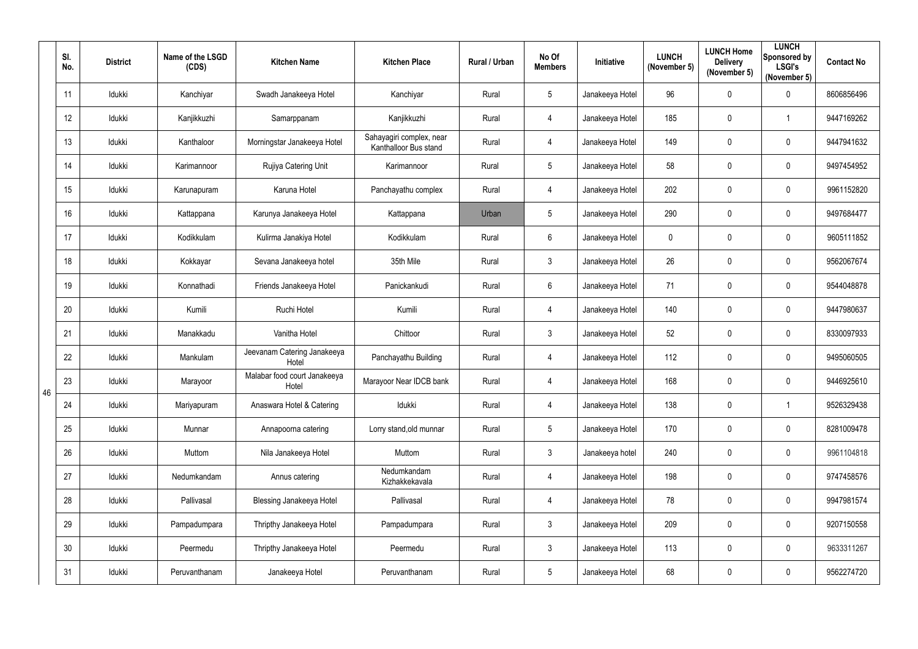|  | Sl. No. | District | Name of the LSGD (CDS) | Kitchen Name | Kitchen Place | Rural / Urban | No Of Members | Initiative | LUNCH (November 5) | LUNCH Home Delivery (November 5) | LUNCH Sponsored by LSGI's (November 5) | Contact No |
|---|---|---|---|---|---|---|---|---|---|---|---|---|
| 46 | 11 | Idukki | Kanchiyar | Swadh Janakeeya Hotel | Kanchiyar | Rural | 5 | Janakeeya Hotel | 96 | 0 | 0 | 8606856496 |
|  | 12 | Idukki | Kanjikkuzhi | Samarppanam | Kanjikkuzhi | Rural | 4 | Janakeeya Hotel | 185 | 0 | 1 | 9447169262 |
|  | 13 | Idukki | Kanthaloor | Morningstar Janakeeya Hotel | Sahayagiri complex, near Kanthalloor Bus stand | Rural | 4 | Janakeeya Hotel | 149 | 0 | 0 | 9447941632 |
|  | 14 | Idukki | Karimannoor | Rujiya Catering Unit | Karimannoor | Rural | 5 | Janakeeya Hotel | 58 | 0 | 0 | 9497454952 |
|  | 15 | Idukki | Karunapuram | Karuna Hotel | Panchayathu complex | Rural | 4 | Janakeeya Hotel | 202 | 0 | 0 | 9961152820 |
|  | 16 | Idukki | Kattappana | Karunya Janakeeya Hotel | Kattappana | Urban | 5 | Janakeeya Hotel | 290 | 0 | 0 | 9497684477 |
|  | 17 | Idukki | Kodikkulam | Kulirma Janakiya Hotel | Kodikkulam | Rural | 6 | Janakeeya Hotel | 0 | 0 | 0 | 9605111852 |
|  | 18 | Idukki | Kokkayar | Sevana Janakeeya hotel | 35th Mile | Rural | 3 | Janakeeya Hotel | 26 | 0 | 0 | 9562067674 |
|  | 19 | Idukki | Konnathadi | Friends Janakeeya Hotel | Panickankudi | Rural | 6 | Janakeeya Hotel | 71 | 0 | 0 | 9544048878 |
|  | 20 | Idukki | Kumili | Ruchi Hotel | Kumili | Rural | 4 | Janakeeya Hotel | 140 | 0 | 0 | 9447980637 |
|  | 21 | Idukki | Manakkadu | Vanitha Hotel | Chittoor | Rural | 3 | Janakeeya Hotel | 52 | 0 | 0 | 8330097933 |
|  | 22 | Idukki | Mankulam | Jeevanam Catering Janakeeya Hotel | Panchayathu Building | Rural | 4 | Janakeeya Hotel | 112 | 0 | 0 | 9495060505 |
|  | 23 | Idukki | Marayoor | Malabar food court Janakeeya Hotel | Marayoor Near IDCB bank | Rural | 4 | Janakeeya Hotel | 168 | 0 | 0 | 9446925610 |
|  | 24 | Idukki | Mariyapuram | Anaswara Hotel & Catering | Idukki | Rural | 4 | Janakeeya Hotel | 138 | 0 | 1 | 9526329438 |
|  | 25 | Idukki | Munnar | Annapoorna catering | Lorry stand,old munnar | Rural | 5 | Janakeeya Hotel | 170 | 0 | 0 | 8281009478 |
|  | 26 | Idukki | Muttom | Nila Janakeeya Hotel | Muttom | Rural | 3 | Janakeeya hotel | 240 | 0 | 0 | 9961104818 |
|  | 27 | Idukki | Nedumkandam | Annus catering | Nedumkandam Kizhakkekavala | Rural | 4 | Janakeeya Hotel | 198 | 0 | 0 | 9747458576 |
|  | 28 | Idukki | Pallivasal | Blessing Janakeeya Hotel | Pallivasal | Rural | 4 | Janakeeya Hotel | 78 | 0 | 0 | 9947981574 |
|  | 29 | Idukki | Pampadumpara | Thripthy Janakeeya Hotel | Pampadumpara | Rural | 3 | Janakeeya Hotel | 209 | 0 | 0 | 9207150558 |
|  | 30 | Idukki | Peermedu | Thripthy Janakeeya Hotel | Peermedu | Rural | 3 | Janakeeya Hotel | 113 | 0 | 0 | 9633311267 |
|  | 31 | Idukki | Peruvanthanam | Janakeeya Hotel | Peruvanthanam | Rural | 5 | Janakeeya Hotel | 68 | 0 | 0 | 9562274720 |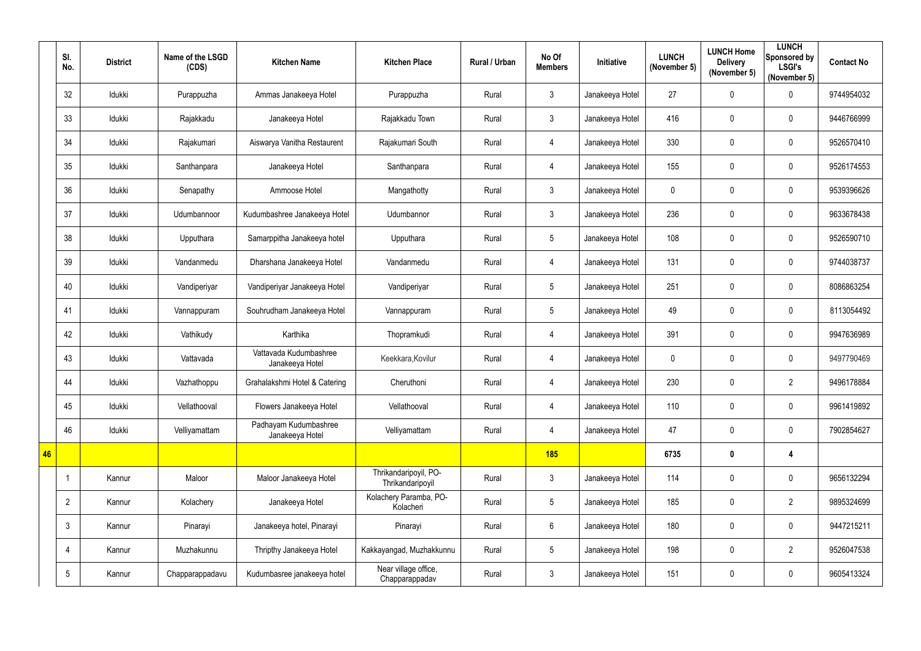| | Sl. No. | District | Name of the LSGD (CDS) | Kitchen Name | Kitchen Place | Rural / Urban | No Of Members | Initiative | LUNCH (November 5) | LUNCH Home Delivery (November 5) | LUNCH Sponsored by LSGI's (November 5) | Contact No |
|---|---|---|---|---|---|---|---|---|---|---|---|---|
| | 32 | Idukki | Purappuzha | Ammas Janakeeya Hotel | Purappuzha | Rural | 3 | Janakeeya Hotel | 27 | 0 | 0 | 9744954032 |
| | 33 | Idukki | Rajakkadu | Janakeeya Hotel | Rajakkadu Town | Rural | 3 | Janakeeya Hotel | 416 | 0 | 0 | 9446766999 |
| | 34 | Idukki | Rajakumari | Aiswarya Vanitha Restaurent | Rajakumari South | Rural | 4 | Janakeeya Hotel | 330 | 0 | 0 | 9526570410 |
| | 35 | Idukki | Santhanpara | Janakeeya Hotel | Santhanpara | Rural | 4 | Janakeeya Hotel | 155 | 0 | 0 | 9526174553 |
| | 36 | Idukki | Senapathy | Ammoose Hotel | Mangathotty | Rural | 3 | Janakeeya Hotel | 0 | 0 | 0 | 9539396626 |
| | 37 | Idukki | Udumbannoor | Kudumbashree Janakeeya Hotel | Udumbannor | Rural | 3 | Janakeeya Hotel | 236 | 0 | 0 | 9633678438 |
| | 38 | Idukki | Upputhara | Samarppitha Janakeeya hotel | Upputhara | Rural | 5 | Janakeeya Hotel | 108 | 0 | 0 | 9526590710 |
| | 39 | Idukki | Vandanmedu | Dharshana Janakeeya Hotel | Vandanmedu | Rural | 4 | Janakeeya Hotel | 131 | 0 | 0 | 9744038737 |
| | 40 | Idukki | Vandiperiyar | Vandiperiyar Janakeeya Hotel | Vandiperiyar | Rural | 5 | Janakeeya Hotel | 251 | 0 | 0 | 8086863254 |
| | 41 | Idukki | Vannappuram | Souhrudham Janakeeya Hotel | Vannappuram | Rural | 5 | Janakeeya Hotel | 49 | 0 | 0 | 8113054492 |
| | 42 | Idukki | Vathikudy | Karthika | Thopramkudi | Rural | 4 | Janakeeya Hotel | 391 | 0 | 0 | 9947636989 |
| | 43 | Idukki | Vattavada | Vattavada Kudumbashree Janakeeya Hotel | Keekkara,Kovilur | Rural | 4 | Janakeeya Hotel | 0 | 0 | 0 | 9497790469 |
| | 44 | Idukki | Vazhathoppu | Grahalakshmi Hotel & Catering | Cheruthoni | Rural | 4 | Janakeeya Hotel | 230 | 0 | 2 | 9496178884 |
| | 45 | Idukki | Vellathooval | Flowers Janakeeya Hotel | Vellathooval | Rural | 4 | Janakeeya Hotel | 110 | 0 | 0 | 9961419892 |
| | 46 | Idukki | Velliyamattam | Padhayam Kudumbashree Janakeeya Hotel | Velliyamattam | Rural | 4 | Janakeeya Hotel | 47 | 0 | 0 | 7902854627 |
| **46** | | | | | | | **185** | | **6735** | **0** | **4** | |
| | 1 | Kannur | Maloor | Maloor Janakeeya Hotel | Thrikandaripoyil, PO-Thrikandaripoyil | Rural | 3 | Janakeeya Hotel | 114 | 0 | 0 | 9656132294 |
| | 2 | Kannur | Kolachery | Janakeeya Hotel | Kolachery Paramba, PO-Kolacheri | Rural | 5 | Janakeeya Hotel | 185 | 0 | 2 | 9895324699 |
| | 3 | Kannur | Pinarayi | Janakeeya hotel, Pinarayi | Pinarayi | Rural | 6 | Janakeeya Hotel | 180 | 0 | 0 | 9447215211 |
| | 4 | Kannur | Muzhakunnu | Thripthy Janakeeya Hotel | Kakkayangad, Muzhakkunnu | Rural | 5 | Janakeeya Hotel | 198 | 0 | 2 | 9526047538 |
| | 5 | Kannur | Chapparappadavu | Kudumbasree janakeeya hotel | Near village office, Chapparappadav | Rural | 3 | Janakeeya Hotel | 151 | 0 | 0 | 9605413324 |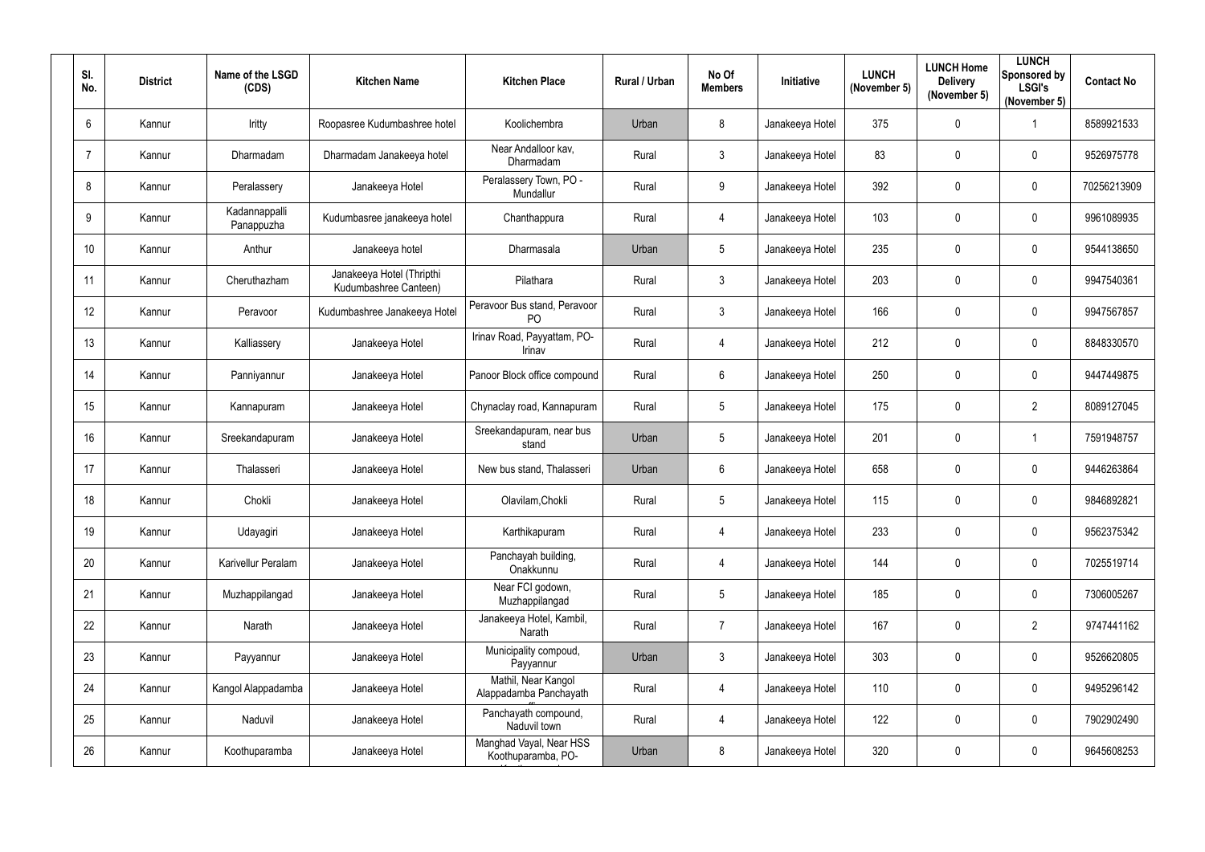| Sl. No. | District | Name of the LSGD (CDS) | Kitchen Name | Kitchen Place | Rural / Urban | No Of Members | Initiative | LUNCH (November 5) | LUNCH Home Delivery (November 5) | LUNCH Sponsored by LSGI's (November 5) | Contact No |
|---|---|---|---|---|---|---|---|---|---|---|---|
| 6 | Kannur | Iritty | Roopasree Kudumbashree hotel | Koolichembra | Urban | 8 | Janakeeya Hotel | 375 | 0 | 1 | 8589921533 |
| 7 | Kannur | Dharmadam | Dharmadam Janakeeya hotel | Near Andalloor kav, Dharmadam | Rural | 3 | Janakeeya Hotel | 83 | 0 | 0 | 9526975778 |
| 8 | Kannur | Peralassery | Janakeeya Hotel | Peralassery Town, PO - Mundallur | Rural | 9 | Janakeeya Hotel | 392 | 0 | 0 | 70256213909 |
| 9 | Kannur | Kadannappalli Panappuzha | Kudumbasree janakeeya hotel | Chanthappura | Rural | 4 | Janakeeya Hotel | 103 | 0 | 0 | 9961089935 |
| 10 | Kannur | Anthur | Janakeeya hotel | Dharmasala | Urban | 5 | Janakeeya Hotel | 235 | 0 | 0 | 9544138650 |
| 11 | Kannur | Cheruthazham | Janakeeya Hotel (Thripthi Kudumbashree Canteen) | Pilathara | Rural | 3 | Janakeeya Hotel | 203 | 0 | 0 | 9947540361 |
| 12 | Kannur | Peravoor | Kudumbashree Janakeeya Hotel | Peravoor Bus stand, Peravoor PO | Rural | 3 | Janakeeya Hotel | 166 | 0 | 0 | 9947567857 |
| 13 | Kannur | Kalliassery | Janakeeya Hotel | Irinav Road, Payyattam, PO-Irinav | Rural | 4 | Janakeeya Hotel | 212 | 0 | 0 | 8848330570 |
| 14 | Kannur | Panniyannur | Janakeeya Hotel | Panoor Block office compound | Rural | 6 | Janakeeya Hotel | 250 | 0 | 0 | 9447449875 |
| 15 | Kannur | Kannapuram | Janakeeya Hotel | Chynaclay road, Kannapuram | Rural | 5 | Janakeeya Hotel | 175 | 0 | 2 | 8089127045 |
| 16 | Kannur | Sreekandapuram | Janakeeya Hotel | Sreekandapuram, near bus stand | Urban | 5 | Janakeeya Hotel | 201 | 0 | 1 | 7591948757 |
| 17 | Kannur | Thalasseri | Janakeeya Hotel | New bus stand, Thalasseri | Urban | 6 | Janakeeya Hotel | 658 | 0 | 0 | 9446263864 |
| 18 | Kannur | Chokli | Janakeeya Hotel | Olavilam,Chokli | Rural | 5 | Janakeeya Hotel | 115 | 0 | 0 | 9846892821 |
| 19 | Kannur | Udayagiri | Janakeeya Hotel | Karthikapuram | Rural | 4 | Janakeeya Hotel | 233 | 0 | 0 | 9562375342 |
| 20 | Kannur | Karivellur Peralam | Janakeeya Hotel | Panchayah building, Onakkunnu | Rural | 4 | Janakeeya Hotel | 144 | 0 | 0 | 7025519714 |
| 21 | Kannur | Muzhappilangad | Janakeeya Hotel | Near FCI godown, Muzhappilangad | Rural | 5 | Janakeeya Hotel | 185 | 0 | 0 | 7306005267 |
| 22 | Kannur | Narath | Janakeeya Hotel | Janakeeya Hotel, Kambil, Narath | Rural | 7 | Janakeeya Hotel | 167 | 0 | 2 | 9747441162 |
| 23 | Kannur | Payyannur | Janakeeya Hotel | Municipality compoud, Payyannur | Urban | 3 | Janakeeya Hotel | 303 | 0 | 0 | 9526620805 |
| 24 | Kannur | Kangol Alappadamba | Janakeeya Hotel | Mathil, Near Kangol Alappadamba Panchayath | Rural | 4 | Janakeeya Hotel | 110 | 0 | 0 | 9495296142 |
| 25 | Kannur | Naduvil | Janakeeya Hotel | Panchayath compound, Naduvil town | Rural | 4 | Janakeeya Hotel | 122 | 0 | 0 | 7902902490 |
| 26 | Kannur | Koothuparamba | Janakeeya Hotel | Manghad Vayal, Near HSS Koothuparamba, PO- | Urban | 8 | Janakeeya Hotel | 320 | 0 | 0 | 9645608253 |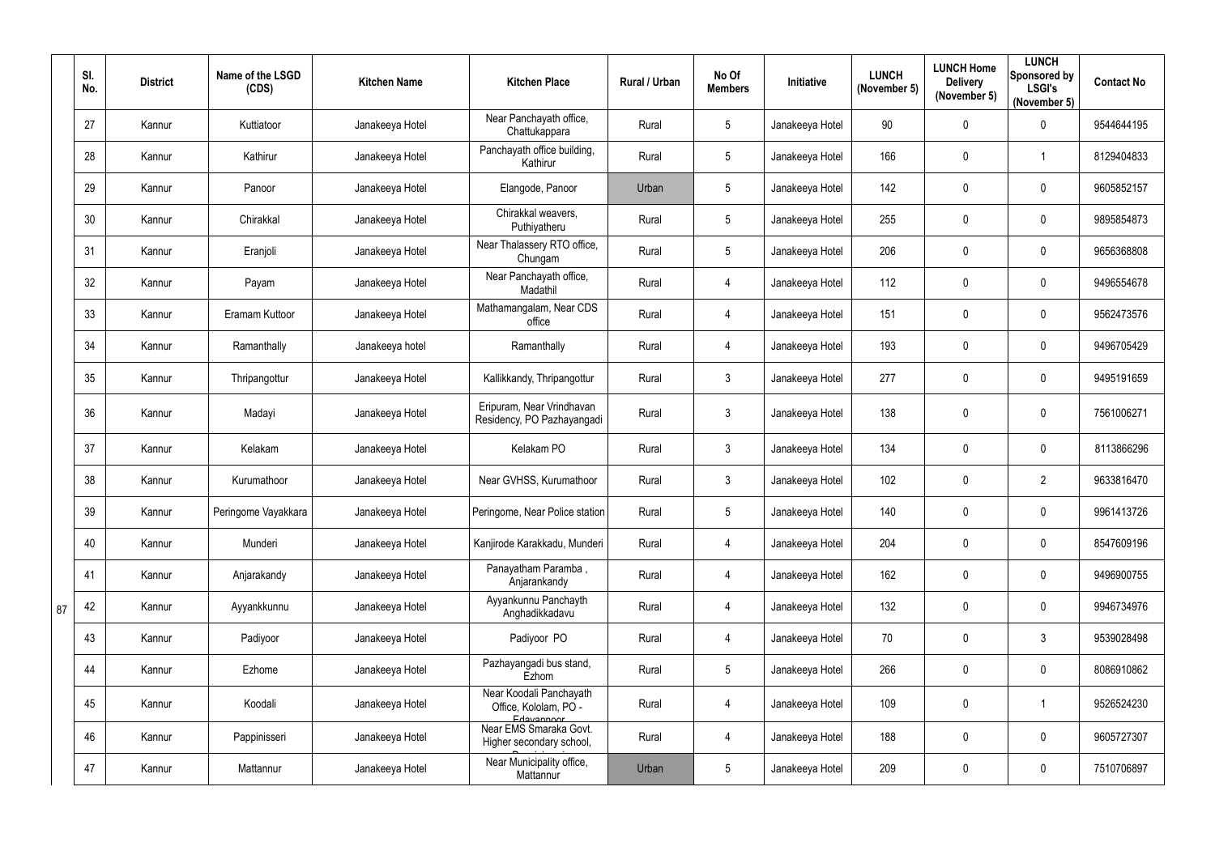| Sl. No. | District | Name of the LSGD (CDS) | Kitchen Name | Kitchen Place | Rural / Urban | No Of Members | Initiative | LUNCH (November 5) | LUNCH Home Delivery (November 5) | LUNCH Sponsored by LSGI's (November 5) | Contact No |
|---|---|---|---|---|---|---|---|---|---|---|---|
| 27 | Kannur | Kuttiatoor | Janakeeya Hotel | Near Panchayath office, Chattukappara | Rural | 5 | Janakeeya Hotel | 90 | 0 | 0 | 9544644195 |
| 28 | Kannur | Kathirur | Janakeeya Hotel | Panchayath office building, Kathirur | Rural | 5 | Janakeeya Hotel | 166 | 0 | 1 | 8129404833 |
| 29 | Kannur | Panoor | Janakeeya Hotel | Elangode, Panoor | Urban | 5 | Janakeeya Hotel | 142 | 0 | 0 | 9605852157 |
| 30 | Kannur | Chirakkal | Janakeeya Hotel | Chirakkal weavers, Puthiyatheru | Rural | 5 | Janakeeya Hotel | 255 | 0 | 0 | 9895854873 |
| 31 | Kannur | Eranjoli | Janakeeya Hotel | Near Thalassery RTO office, Chungam | Rural | 5 | Janakeeya Hotel | 206 | 0 | 0 | 9656368808 |
| 32 | Kannur | Payam | Janakeeya Hotel | Near Panchayath office, Madathil | Rural | 4 | Janakeeya Hotel | 112 | 0 | 0 | 9496554678 |
| 33 | Kannur | Eramam Kuttoor | Janakeeya Hotel | Mathamangalam, Near CDS office | Rural | 4 | Janakeeya Hotel | 151 | 0 | 0 | 9562473576 |
| 34 | Kannur | Ramanthally | Janakeeya hotel | Ramanthally | Rural | 4 | Janakeeya Hotel | 193 | 0 | 0 | 9496705429 |
| 35 | Kannur | Thripangottur | Janakeeya Hotel | Kallikkandy, Thripangottur | Rural | 3 | Janakeeya Hotel | 277 | 0 | 0 | 9495191659 |
| 36 | Kannur | Madayi | Janakeeya Hotel | Eripuram, Near Vrindhavan Residency, PO Pazhayangadi | Rural | 3 | Janakeeya Hotel | 138 | 0 | 0 | 7561006271 |
| 37 | Kannur | Kelakam | Janakeeya Hotel | Kelakam PO | Rural | 3 | Janakeeya Hotel | 134 | 0 | 0 | 8113866296 |
| 38 | Kannur | Kurumathoor | Janakeeya Hotel | Near GVHSS, Kurumathoor | Rural | 3 | Janakeeya Hotel | 102 | 0 | 2 | 9633816470 |
| 39 | Kannur | Peringome Vayakkara | Janakeeya Hotel | Peringome, Near Police station | Rural | 5 | Janakeeya Hotel | 140 | 0 | 0 | 9961413726 |
| 40 | Kannur | Munderi | Janakeeya Hotel | Kanjirode Karakkadu, Munderi | Rural | 4 | Janakeeya Hotel | 204 | 0 | 0 | 8547609196 |
| 41 | Kannur | Anjarakandy | Janakeeya Hotel | Panayatham Paramba , Anjarankandy | Rural | 4 | Janakeeya Hotel | 162 | 0 | 0 | 9496900755 |
| 42 | Kannur | Ayyankkunnu | Janakeeya Hotel | Ayyankunnu Panchayth Anghadikkadavu | Rural | 4 | Janakeeya Hotel | 132 | 0 | 0 | 9946734976 |
| 43 | Kannur | Padiyoor | Janakeeya Hotel | Padiyoor PO | Rural | 4 | Janakeeya Hotel | 70 | 0 | 3 | 9539028498 |
| 44 | Kannur | Ezhome | Janakeeya Hotel | Pazhayangadi bus stand, Ezhom | Rural | 5 | Janakeeya Hotel | 266 | 0 | 0 | 8086910862 |
| 45 | Kannur | Koodali | Janakeeya Hotel | Near Koodali Panchayath Office, Kololam, PO - Edavannoor | Rural | 4 | Janakeeya Hotel | 109 | 0 | 1 | 9526524230 |
| 46 | Kannur | Pappinisseri | Janakeeya Hotel | Near EMS Smaraka Govt. Higher secondary school, Pappinisseri | Rural | 4 | Janakeeya Hotel | 188 | 0 | 0 | 9605727307 |
| 47 | Kannur | Mattannur | Janakeeya Hotel | Near Municipality office, Mattannur | Urban | 5 | Janakeeya Hotel | 209 | 0 | 0 | 7510706897 |

87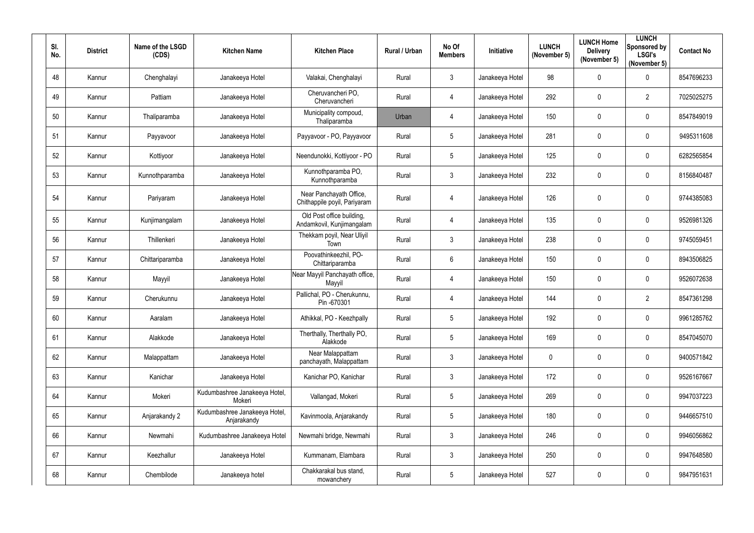| Sl. No. | District | Name of the LSGD (CDS) | Kitchen Name | Kitchen Place | Rural / Urban | No Of Members | Initiative | LUNCH (November 5) | LUNCH Home Delivery (November 5) | LUNCH Sponsored by LSGI's (November 5) | Contact No |
|---|---|---|---|---|---|---|---|---|---|---|---|
| 48 | Kannur | Chenghalayi | Janakeeya Hotel | Valakai, Chenghalayi | Rural | 3 | Janakeeya Hotel | 98 | 0 | 0 | 8547696233 |
| 49 | Kannur | Pattiam | Janakeeya Hotel | Cheruvancheri PO, Cheruvancheri | Rural | 4 | Janakeeya Hotel | 292 | 0 | 2 | 7025025275 |
| 50 | Kannur | Thaliparamba | Janakeeya Hotel | Municipality compoud, Thaliparamba | Urban | 4 | Janakeeya Hotel | 150 | 0 | 0 | 8547849019 |
| 51 | Kannur | Payyavoor | Janakeeya Hotel | Payyavoor - PO, Payyavoor | Rural | 5 | Janakeeya Hotel | 281 | 0 | 0 | 9495311608 |
| 52 | Kannur | Kottiyoor | Janakeeya Hotel | Neendunokki, Kottiyoor - PO | Rural | 5 | Janakeeya Hotel | 125 | 0 | 0 | 6282565854 |
| 53 | Kannur | Kunnothparamba | Janakeeya Hotel | Kunnothparamba PO, Kunnothparamba | Rural | 3 | Janakeeya Hotel | 232 | 0 | 0 | 8156840487 |
| 54 | Kannur | Pariyaram | Janakeeya Hotel | Near Panchayath Office, Chithappile poyil, Pariyaram | Rural | 4 | Janakeeya Hotel | 126 | 0 | 0 | 9744385083 |
| 55 | Kannur | Kunjimangalam | Janakeeya Hotel | Old Post office building, Andamkovil, Kunjimangalam | Rural | 4 | Janakeeya Hotel | 135 | 0 | 0 | 9526981326 |
| 56 | Kannur | Thillenkeri | Janakeeya Hotel | Thekkam poyil, Near Uliyil Town | Rural | 3 | Janakeeya Hotel | 238 | 0 | 0 | 9745059451 |
| 57 | Kannur | Chittariparamba | Janakeeya Hotel | Poovathinkeezhil, PO-Chittariparamba | Rural | 6 | Janakeeya Hotel | 150 | 0 | 0 | 8943506825 |
| 58 | Kannur | Mayyil | Janakeeya Hotel | Near Mayyil Panchayath office, Mayyil | Rural | 4 | Janakeeya Hotel | 150 | 0 | 0 | 9526072638 |
| 59 | Kannur | Cherukunnu | Janakeeya Hotel | Pallichal, PO - Cherukunnu, Pin -670301 | Rural | 4 | Janakeeya Hotel | 144 | 0 | 2 | 8547361298 |
| 60 | Kannur | Aaralam | Janakeeya Hotel | Athikkal, PO - Keezhpally | Rural | 5 | Janakeeya Hotel | 192 | 0 | 0 | 9961285762 |
| 61 | Kannur | Alakkode | Janakeeya Hotel | Therthally, Therthally PO, Alakkode | Rural | 5 | Janakeeya Hotel | 169 | 0 | 0 | 8547045070 |
| 62 | Kannur | Malappattam | Janakeeya Hotel | Near Malappattam panchayath, Malappattam | Rural | 3 | Janakeeya Hotel | 0 | 0 | 0 | 9400571842 |
| 63 | Kannur | Kanichar | Janakeeya Hotel | Kanichar PO, Kanichar | Rural | 3 | Janakeeya Hotel | 172 | 0 | 0 | 9526167667 |
| 64 | Kannur | Mokeri | Kudumbashree Janakeeya Hotel, Mokeri | Vallangad, Mokeri | Rural | 5 | Janakeeya Hotel | 269 | 0 | 0 | 9947037223 |
| 65 | Kannur | Anjarakandy 2 | Kudumbashree Janakeeya Hotel, Anjarakandy | Kavinmoola, Anjarakandy | Rural | 5 | Janakeeya Hotel | 180 | 0 | 0 | 9446657510 |
| 66 | Kannur | Newmahi | Kudumbashree Janakeeya Hotel | Newmahi bridge, Newmahi | Rural | 3 | Janakeeya Hotel | 246 | 0 | 0 | 9946056862 |
| 67 | Kannur | Keezhallur | Janakeeya Hotel | Kummanam, Elambara | Rural | 3 | Janakeeya Hotel | 250 | 0 | 0 | 9947648580 |
| 68 | Kannur | Chembilode | Janakeeya hotel | Chakkarakal bus stand, mowanchery | Rural | 5 | Janakeeya Hotel | 527 | 0 | 0 | 9847951631 |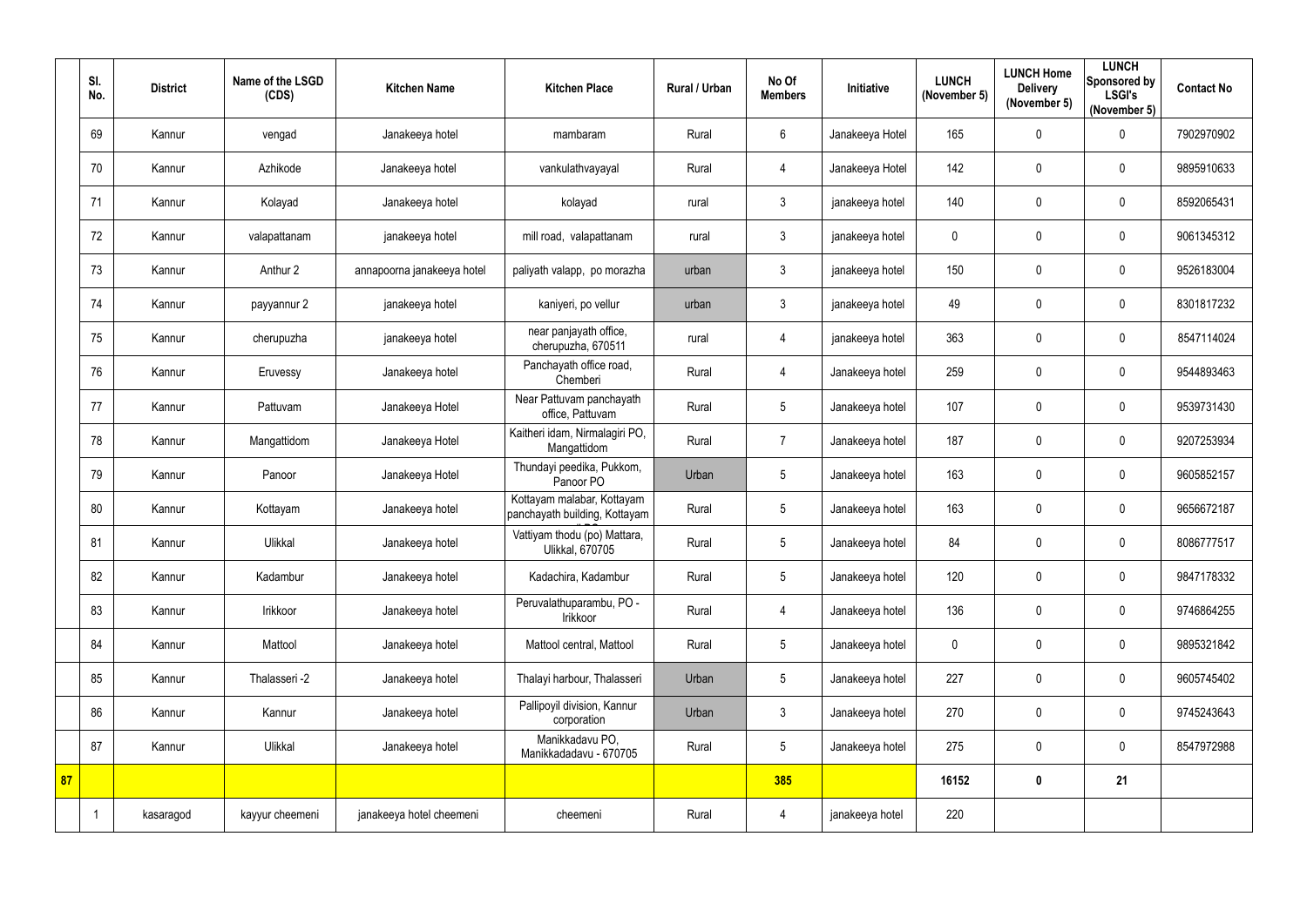| | Sl. No. | District | Name of the LSGD (CDS) | Kitchen Name | Kitchen Place | Rural / Urban | No Of Members | Initiative | LUNCH (November 5) | LUNCH Home Delivery (November 5) | LUNCH Sponsored by LSGI's (November 5) | Contact No |
|---|---|---|---|---|---|---|---|---|---|---|---|---|
| | 69 | Kannur | vengad | Janakeeya hotel | mambaram | Rural | 6 | Janakeeya Hotel | 165 | 0 | 0 | 7902970902 |
| | 70 | Kannur | Azhikode | Janakeeya hotel | vankulathvayayal | Rural | 4 | Janakeeya Hotel | 142 | 0 | 0 | 9895910633 |
| | 71 | Kannur | Kolayad | Janakeeya hotel | kolayad | rural | 3 | janakeeya hotel | 140 | 0 | 0 | 8592065431 |
| | 72 | Kannur | valapattanam | janakeeya hotel | mill road, valapattanam | rural | 3 | janakeeya hotel | 0 | 0 | 0 | 9061345312 |
| | 73 | Kannur | Anthur 2 | annapoorna janakeeya hotel | paliyath valapp, po morazha | urban | 3 | janakeeya hotel | 150 | 0 | 0 | 9526183004 |
| | 74 | Kannur | payyannur 2 | janakeeya hotel | kaniyeri, po vellur | urban | 3 | janakeeya hotel | 49 | 0 | 0 | 8301817232 |
| | 75 | Kannur | cherupuzha | janakeeya hotel | near panjayath office, cherupuzha, 670511 | rural | 4 | janakeeya hotel | 363 | 0 | 0 | 8547114024 |
| | 76 | Kannur | Eruvessy | Janakeeya hotel | Panchayath office road, Chemberi | Rural | 4 | Janakeeya hotel | 259 | 0 | 0 | 9544893463 |
| | 77 | Kannur | Pattuvam | Janakeeya Hotel | Near Pattuvam panchayath office, Pattuvam | Rural | 5 | Janakeeya hotel | 107 | 0 | 0 | 9539731430 |
| | 78 | Kannur | Mangattidom | Janakeeya Hotel | Kaitheri idam, Nirmalagiri PO, Mangattidom | Rural | 7 | Janakeeya hotel | 187 | 0 | 0 | 9207253934 |
| | 79 | Kannur | Panoor | Janakeeya Hotel | Thundayi peedika, Pukkom, Panoor PO | Urban | 5 | Janakeeya hotel | 163 | 0 | 0 | 9605852157 |
| | 80 | Kannur | Kottayam | Janakeeya hotel | Kottayam malabar, Kottayam panchayath building, Kottayam | Rural | 5 | Janakeeya hotel | 163 | 0 | 0 | 9656672187 |
| | 81 | Kannur | Ulikkal | Janakeeya hotel | Vattiyam thodu (po) Mattara, Ulikkal, 670705 | Rural | 5 | Janakeeya hotel | 84 | 0 | 0 | 8086777517 |
| | 82 | Kannur | Kadambur | Janakeeya hotel | Kadachira, Kadambur | Rural | 5 | Janakeeya hotel | 120 | 0 | 0 | 9847178332 |
| | 83 | Kannur | Irikkoor | Janakeeya hotel | Peruvalathuparambu, PO - Irikkoor | Rural | 4 | Janakeeya hotel | 136 | 0 | 0 | 9746864255 |
| | 84 | Kannur | Mattool | Janakeeya hotel | Mattool central, Mattool | Rural | 5 | Janakeeya hotel | 0 | 0 | 0 | 9895321842 |
| | 85 | Kannur | Thalasseri -2 | Janakeeya hotel | Thalayi harbour, Thalasseri | Urban | 5 | Janakeeya hotel | 227 | 0 | 0 | 9605745402 |
| | 86 | Kannur | Kannur | Janakeeya hotel | Pallipoyil division, Kannur corporation | Urban | 3 | Janakeeya hotel | 270 | 0 | 0 | 9745243643 |
| | 87 | Kannur | Ulikkal | Janakeeya hotel | Manikkadavu PO, Manikkadadavu - 670705 | Rural | 5 | Janakeeya hotel | 275 | 0 | 0 | 8547972988 |
| **87** | | | | | | | **385** | | **16152** | **0** | **21** | |
| | 1 | kasaragod | kayyur cheemeni | janakeeya hotel cheemeni | cheemeni | Rural | 4 | janakeeya hotel | 220 | | | |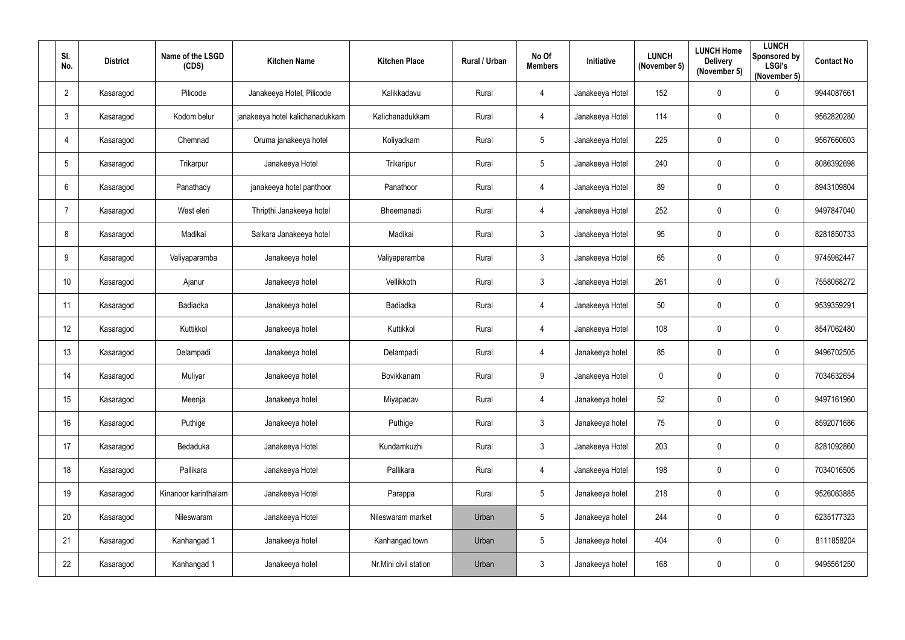| Sl. No. | District | Name of the LSGD (CDS) | Kitchen Name | Kitchen Place | Rural / Urban | No Of Members | Initiative | LUNCH (November 5) | LUNCH Home Delivery (November 5) | LUNCH Sponsored by LSGI's (November 5) | Contact No |
|---|---|---|---|---|---|---|---|---|---|---|---|
| 2 | Kasaragod | Pilicode | Janakeeya Hotel, Pilicode | Kalikkadavu | Rural | 4 | Janakeeya Hotel | 152 | 0 | 0 | 9944087661 |
| 3 | Kasaragod | Kodom belur | janakeeya hotel kalichanadukkam | Kalichanadukkam | Rural | 4 | Janakeeya Hotel | 114 | 0 | 0 | 9562820280 |
| 4 | Kasaragod | Chemnad | Oruma janakeeya hotel | Koliyadkam | Rural | 5 | Janakeeya Hotel | 225 | 0 | 0 | 9567660603 |
| 5 | Kasaragod | Trikarpur | Janakeeya Hotel | Trikaripur | Rural | 5 | Janakeeya Hotel | 240 | 0 | 0 | 8086392698 |
| 6 | Kasaragod | Panathady | janakeeya hotel panthoor | Panathoor | Rural | 4 | Janakeeya Hotel | 89 | 0 | 0 | 8943109804 |
| 7 | Kasaragod | West eleri | Thripthi Janakeeya hotel | Bheemanadi | Rural | 4 | Janakeeya Hotel | 252 | 0 | 0 | 9497847040 |
| 8 | Kasaragod | Madikai | Salkara Janakeeya hotel | Madikai | Rural | 3 | Janakeeya Hotel | 95 | 0 | 0 | 8281850733 |
| 9 | Kasaragod | Valiyaparamba | Janakeeya hotel | Valiyaparamba | Rural | 3 | Janakeeya Hotel | 65 | 0 | 0 | 9745962447 |
| 10 | Kasaragod | Ajanur | Janakeeya hotel | Vellikkoth | Rural | 3 | Janakeeya Hotel | 261 | 0 | 0 | 7558068272 |
| 11 | Kasaragod | Badiadka | Janakeeya hotel | Badiadka | Rural | 4 | Janakeeya Hotel | 50 | 0 | 0 | 9539359291 |
| 12 | Kasaragod | Kuttikkol | Janakeeya hotel | Kuttikkol | Rural | 4 | Janakeeya Hotel | 108 | 0 | 0 | 8547062480 |
| 13 | Kasaragod | Delampadi | Janakeeya hotel | Delampadi | Rural | 4 | Janakeeya hotel | 85 | 0 | 0 | 9496702505 |
| 14 | Kasaragod | Muliyar | Janakeeya hotel | Bovikkanam | Rural | 9 | Janakeeya Hotel | 0 | 0 | 0 | 7034632654 |
| 15 | Kasaragod | Meenja | Janakeeya hotel | Miyapadav | Rural | 4 | Janakeeya hotel | 52 | 0 | 0 | 9497161960 |
| 16 | Kasaragod | Puthige | Janakeeya hotel | Puthige | Rural | 3 | Janakeeya hotel | 75 | 0 | 0 | 8592071686 |
| 17 | Kasaragod | Bedaduka | Janakeeya Hotel | Kundamkuzhi | Rural | 3 | Janakeeya Hotel | 203 | 0 | 0 | 8281092860 |
| 18 | Kasaragod | Pallikara | Janakeeya Hotel | Pallikara | Rural | 4 | Janakeeya Hotel | 198 | 0 | 0 | 7034016505 |
| 19 | Kasaragod | Kinanoor karinthalam | Janakeeya Hotel | Parappa | Rural | 5 | Janakeeya hotel | 218 | 0 | 0 | 9526063885 |
| 20 | Kasaragod | Nileswaram | Janakeeya Hotel | Nileswaram market | Urban | 5 | Janakeeya hotel | 244 | 0 | 0 | 6235177323 |
| 21 | Kasaragod | Kanhangad 1 | Janakeeya hotel | Kanhangad town | Urban | 5 | Janakeeya hotel | 404 | 0 | 0 | 8111858204 |
| 22 | Kasaragod | Kanhangad 1 | Janakeeya hotel | Nr.Mini civil station | Urban | 3 | Janakeeya hotel | 168 | 0 | 0 | 9495561250 |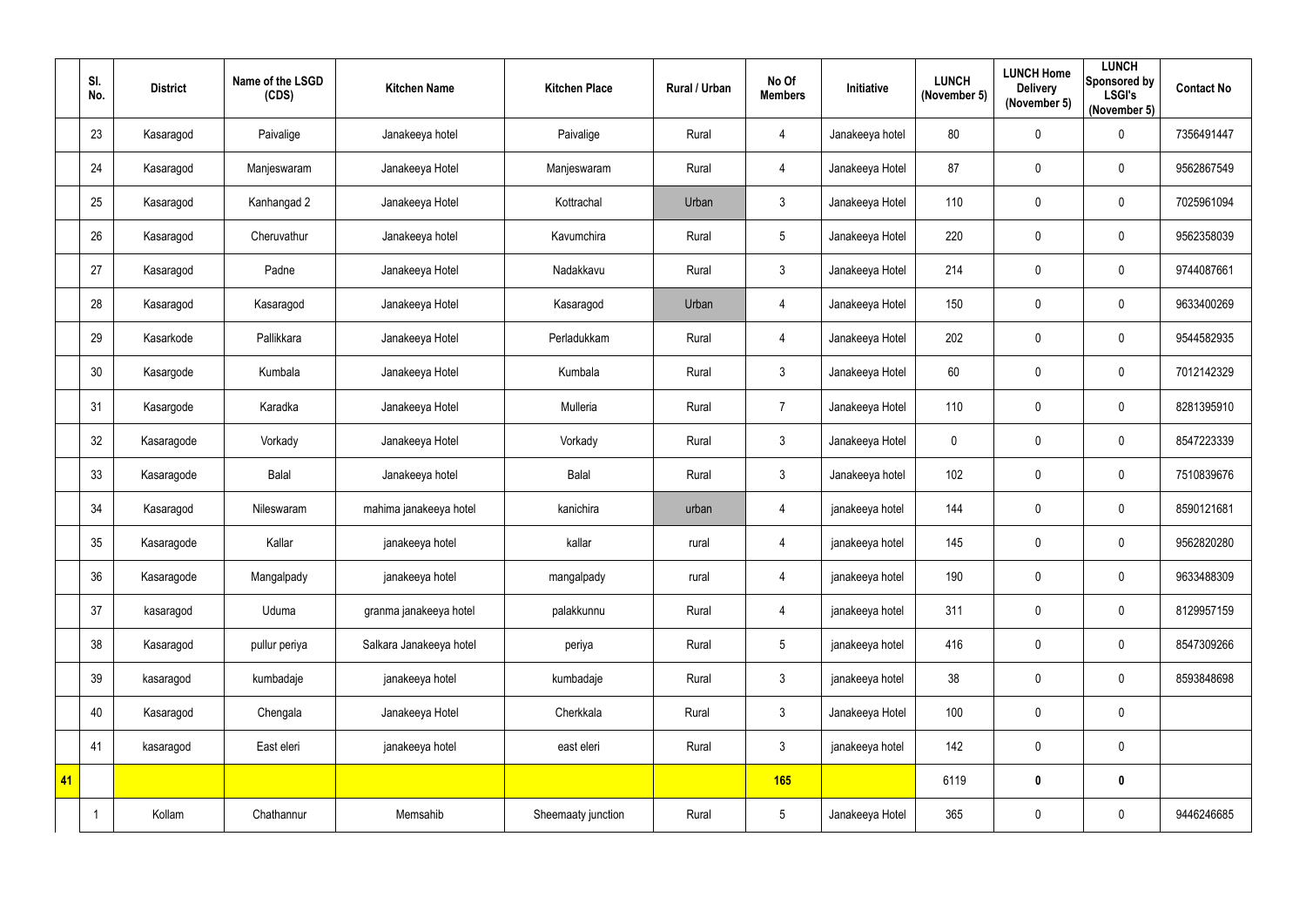| | Sl. No. | District | Name of the LSGD (CDS) | Kitchen Name | Kitchen Place | Rural / Urban | No Of Members | Initiative | LUNCH (November 5) | LUNCH Home Delivery (November 5) | LUNCH Sponsored by LSGI's (November 5) | Contact No |
|---|---|---|---|---|---|---|---|---|---|---|---|---|
| | 23 | Kasaragod | Paivalige | Janakeeya hotel | Paivalige | Rural | 4 | Janakeeya hotel | 80 | 0 | 0 | 7356491447 |
| | 24 | Kasaragod | Manjeswaram | Janakeeya Hotel | Manjeswaram | Rural | 4 | Janakeeya Hotel | 87 | 0 | 0 | 9562867549 |
| | 25 | Kasaragod | Kanhangad 2 | Janakeeya Hotel | Kottrachal | Urban | 3 | Janakeeya Hotel | 110 | 0 | 0 | 7025961094 |
| | 26 | Kasaragod | Cheruvathur | Janakeeya hotel | Kavumchira | Rural | 5 | Janakeeya Hotel | 220 | 0 | 0 | 9562358039 |
| | 27 | Kasaragod | Padne | Janakeeya Hotel | Nadakkavu | Rural | 3 | Janakeeya Hotel | 214 | 0 | 0 | 9744087661 |
| | 28 | Kasaragod | Kasaragod | Janakeeya Hotel | Kasaragod | Urban | 4 | Janakeeya Hotel | 150 | 0 | 0 | 9633400269 |
| | 29 | Kasarkode | Pallikkara | Janakeeya Hotel | Perladukkam | Rural | 4 | Janakeeya Hotel | 202 | 0 | 0 | 9544582935 |
| | 30 | Kasargode | Kumbala | Janakeeya Hotel | Kumbala | Rural | 3 | Janakeeya Hotel | 60 | 0 | 0 | 7012142329 |
| | 31 | Kasargode | Karadka | Janakeeya Hotel | Mulleria | Rural | 7 | Janakeeya Hotel | 110 | 0 | 0 | 8281395910 |
| | 32 | Kasaragode | Vorkady | Janakeeya Hotel | Vorkady | Rural | 3 | Janakeeya Hotel | 0 | 0 | 0 | 8547223339 |
| | 33 | Kasaragode | Balal | Janakeeya hotel | Balal | Rural | 3 | Janakeeya hotel | 102 | 0 | 0 | 7510839676 |
| | 34 | Kasaragod | Nileswaram | mahima janakeeya hotel | kanichira | urban | 4 | janakeeya hotel | 144 | 0 | 0 | 8590121681 |
| | 35 | Kasaragode | Kallar | janakeeya hotel | kallar | rural | 4 | janakeeya hotel | 145 | 0 | 0 | 9562820280 |
| | 36 | Kasaragode | Mangalpady | janakeeya hotel | mangalpady | rural | 4 | janakeeya hotel | 190 | 0 | 0 | 9633488309 |
| | 37 | kasaragod | Uduma | granma janakeeya hotel | palakkunnu | Rural | 4 | janakeeya hotel | 311 | 0 | 0 | 8129957159 |
| | 38 | Kasaragod | pullur periya | Salkara Janakeeya hotel | periya | Rural | 5 | janakeeya hotel | 416 | 0 | 0 | 8547309266 |
| | 39 | kasaragod | kumbadaje | janakeeya hotel | kumbadaje | Rural | 3 | janakeeya hotel | 38 | 0 | 0 | 8593848698 |
| | 40 | Kasaragod | Chengala | Janakeeya Hotel | Cherkkala | Rural | 3 | Janakeeya Hotel | 100 | 0 | 0 | |
| | 41 | kasaragod | East eleri | janakeeya hotel | east eleri | Rural | 3 | janakeeya hotel | 142 | 0 | 0 | |
| **41** | | | | | | | **165** | | 6119 | **0** | **0** | |
| | 1 | Kollam | Chathannur | Memsahib | Sheemaaty junction | Rural | 5 | Janakeeya Hotel | 365 | 0 | 0 | 9446246685 |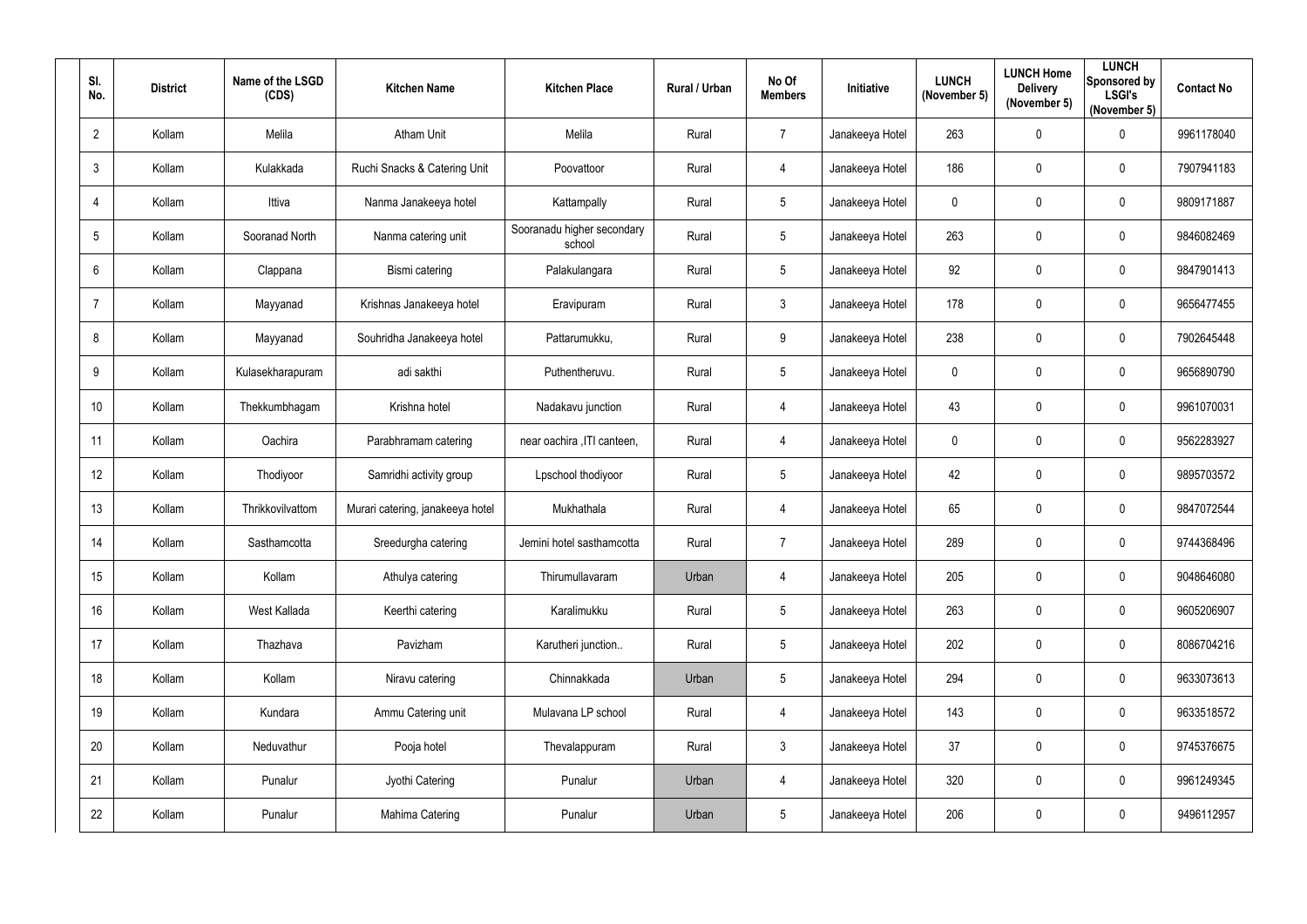| Sl. No. | District | Name of the LSGD (CDS) | Kitchen Name | Kitchen Place | Rural / Urban | No Of Members | Initiative | LUNCH (November 5) | LUNCH Home Delivery (November 5) | LUNCH Sponsored by LSGI's (November 5) | Contact No |
|---|---|---|---|---|---|---|---|---|---|---|---|
| 2 | Kollam | Melila | Atham Unit | Melila | Rural | 7 | Janakeeya Hotel | 263 | 0 | 0 | 9961178040 |
| 3 | Kollam | Kulakkada | Ruchi Snacks & Catering Unit | Poovattoor | Rural | 4 | Janakeeya Hotel | 186 | 0 | 0 | 7907941183 |
| 4 | Kollam | Ittiva | Nanma Janakeeya hotel | Kattampally | Rural | 5 | Janakeeya Hotel | 0 | 0 | 0 | 9809171887 |
| 5 | Kollam | Sooranad North | Nanma catering unit | Sooranadu higher secondary school | Rural | 5 | Janakeeya Hotel | 263 | 0 | 0 | 9846082469 |
| 6 | Kollam | Clappana | Bismi catering | Palakulangara | Rural | 5 | Janakeeya Hotel | 92 | 0 | 0 | 9847901413 |
| 7 | Kollam | Mayyanad | Krishnas Janakeeya hotel | Eravipuram | Rural | 3 | Janakeeya Hotel | 178 | 0 | 0 | 9656477455 |
| 8 | Kollam | Mayyanad | Souhridha Janakeeya hotel | Pattarumukku, | Rural | 9 | Janakeeya Hotel | 238 | 0 | 0 | 7902645448 |
| 9 | Kollam | Kulasekharapuram | adi sakthi | Puthentheruvu. | Rural | 5 | Janakeeya Hotel | 0 | 0 | 0 | 9656890790 |
| 10 | Kollam | Thekkumbhagam | Krishna hotel | Nadakavu junction | Rural | 4 | Janakeeya Hotel | 43 | 0 | 0 | 9961070031 |
| 11 | Kollam | Oachira | Parabhramam catering | near oachira ,ITI canteen, | Rural | 4 | Janakeeya Hotel | 0 | 0 | 0 | 9562283927 |
| 12 | Kollam | Thodiyoor | Samridhi activity group | Lpschool thodiyoor | Rural | 5 | Janakeeya Hotel | 42 | 0 | 0 | 9895703572 |
| 13 | Kollam | Thrikkovilvattom | Murari catering, janakeeya hotel | Mukhathala | Rural | 4 | Janakeeya Hotel | 65 | 0 | 0 | 9847072544 |
| 14 | Kollam | Sasthamcotta | Sreedurgha catering | Jemini hotel sasthamcotta | Rural | 7 | Janakeeya Hotel | 289 | 0 | 0 | 9744368496 |
| 15 | Kollam | Kollam | Athulya catering | Thirumullavaram | Urban | 4 | Janakeeya Hotel | 205 | 0 | 0 | 9048646080 |
| 16 | Kollam | West Kallada | Keerthi catering | Karalimukku | Rural | 5 | Janakeeya Hotel | 263 | 0 | 0 | 9605206907 |
| 17 | Kollam | Thazhava | Pavizham | Karutheri junction.. | Rural | 5 | Janakeeya Hotel | 202 | 0 | 0 | 8086704216 |
| 18 | Kollam | Kollam | Niravu catering | Chinnakkada | Urban | 5 | Janakeeya Hotel | 294 | 0 | 0 | 9633073613 |
| 19 | Kollam | Kundara | Ammu Catering unit | Mulavana LP school | Rural | 4 | Janakeeya Hotel | 143 | 0 | 0 | 9633518572 |
| 20 | Kollam | Neduvathur | Pooja hotel | Thevalappuram | Rural | 3 | Janakeeya Hotel | 37 | 0 | 0 | 9745376675 |
| 21 | Kollam | Punalur | Jyothi Catering | Punalur | Urban | 4 | Janakeeya Hotel | 320 | 0 | 0 | 9961249345 |
| 22 | Kollam | Punalur | Mahima Catering | Punalur | Urban | 5 | Janakeeya Hotel | 206 | 0 | 0 | 9496112957 |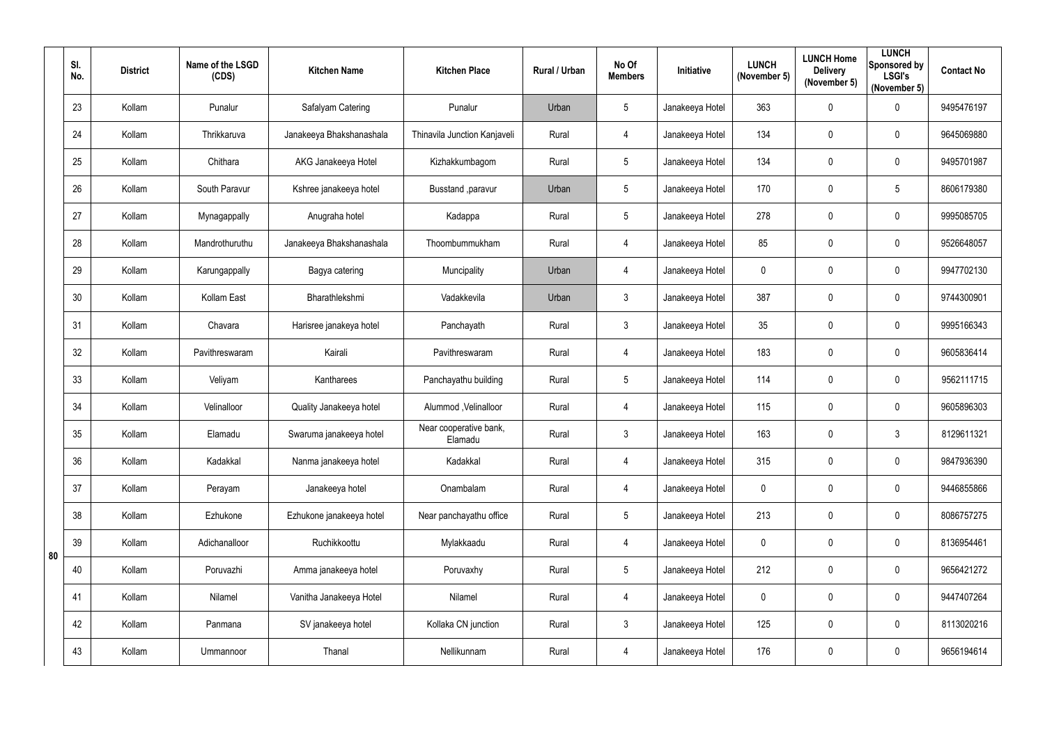| | Sl. No. | District | Name of the LSGD (CDS) | Kitchen Name | Kitchen Place | Rural / Urban | No Of Members | Initiative | LUNCH (November 5) | LUNCH Home Delivery (November 5) | LUNCH Sponsored by LSGI's (November 5) | Contact No |
|---|---|---|---|---|---|---|---|---|---|---|---|---|
| 80 | 23 | Kollam | Punalur | Safalyam Catering | Punalur | Urban | 5 | Janakeeya Hotel | 363 | 0 | 0 | 9495476197 |
| | 24 | Kollam | Thrikkaruva | Janakeeya Bhakshanashala | Thinavila Junction Kanjaveli | Rural | 4 | Janakeeya Hotel | 134 | 0 | 0 | 9645069880 |
| | 25 | Kollam | Chithara | AKG Janakeeya Hotel | Kizhakkumbagom | Rural | 5 | Janakeeya Hotel | 134 | 0 | 0 | 9495701987 |
| | 26 | Kollam | South Paravur | Kshree janakeeya hotel | Busstand ,paravur | Urban | 5 | Janakeeya Hotel | 170 | 0 | 5 | 8606179380 |
| | 27 | Kollam | Mynagappally | Anugraha hotel | Kadappa | Rural | 5 | Janakeeya Hotel | 278 | 0 | 0 | 9995085705 |
| | 28 | Kollam | Mandrothuruthu | Janakeeya Bhakshanashala | Thoombummukham | Rural | 4 | Janakeeya Hotel | 85 | 0 | 0 | 9526648057 |
| | 29 | Kollam | Karungappally | Bagya catering | Muncipality | Urban | 4 | Janakeeya Hotel | 0 | 0 | 0 | 9947702130 |
| | 30 | Kollam | Kollam East | Bharathlekshmi | Vadakkevila | Urban | 3 | Janakeeya Hotel | 387 | 0 | 0 | 9744300901 |
| | 31 | Kollam | Chavara | Harisree janakeya hotel | Panchayath | Rural | 3 | Janakeeya Hotel | 35 | 0 | 0 | 9995166343 |
| | 32 | Kollam | Pavithreswaram | Kairali | Pavithreswaram | Rural | 4 | Janakeeya Hotel | 183 | 0 | 0 | 9605836414 |
| | 33 | Kollam | Veliyam | Kantharees | Panchayathu building | Rural | 5 | Janakeeya Hotel | 114 | 0 | 0 | 9562111715 |
| | 34 | Kollam | Velinalloor | Quality Janakeeya hotel | Alummod ,Velinalloor | Rural | 4 | Janakeeya Hotel | 115 | 0 | 0 | 9605896303 |
| | 35 | Kollam | Elamadu | Swaruma janakeeya hotel | Near cooperative bank, Elamadu | Rural | 3 | Janakeeya Hotel | 163 | 0 | 3 | 8129611321 |
| | 36 | Kollam | Kadakkal | Nanma janakeeya hotel | Kadakkal | Rural | 4 | Janakeeya Hotel | 315 | 0 | 0 | 9847936390 |
| | 37 | Kollam | Perayam | Janakeeya hotel | Onambalam | Rural | 4 | Janakeeya Hotel | 0 | 0 | 0 | 9446855866 |
| | 38 | Kollam | Ezhukone | Ezhukone janakeeya hotel | Near panchayathu office | Rural | 5 | Janakeeya Hotel | 213 | 0 | 0 | 8086757275 |
| | 39 | Kollam | Adichanalloor | Ruchikkoottu | Mylakkaadu | Rural | 4 | Janakeeya Hotel | 0 | 0 | 0 | 8136954461 |
| | 40 | Kollam | Poruvazhi | Amma janakeeya hotel | Poruvaxhy | Rural | 5 | Janakeeya Hotel | 212 | 0 | 0 | 9656421272 |
| | 41 | Kollam | Nilamel | Vanitha Janakeeya Hotel | Nilamel | Rural | 4 | Janakeeya Hotel | 0 | 0 | 0 | 9447407264 |
| | 42 | Kollam | Panmana | SV janakeeya hotel | Kollaka CN junction | Rural | 3 | Janakeeya Hotel | 125 | 0 | 0 | 8113020216 |
| | 43 | Kollam | Ummannoor | Thanal | Nellikunnam | Rural | 4 | Janakeeya Hotel | 176 | 0 | 0 | 9656194614 |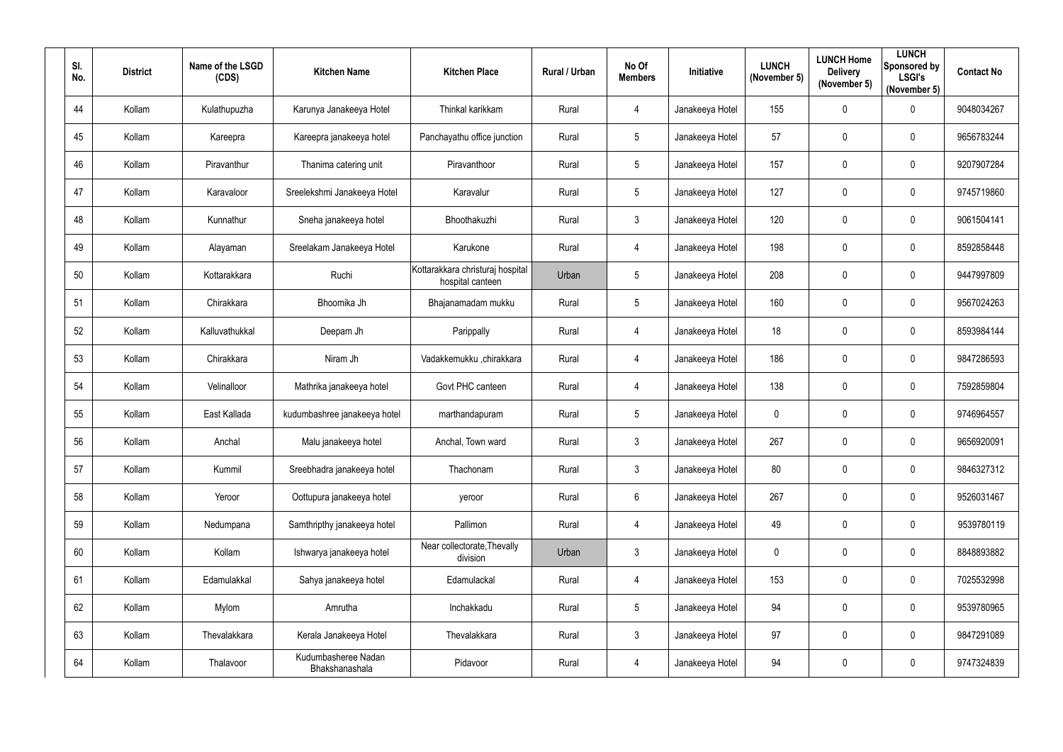| Sl. No. | District | Name of the LSGD (CDS) | Kitchen Name | Kitchen Place | Rural / Urban | No Of Members | Initiative | LUNCH (November 5) | LUNCH Home Delivery (November 5) | LUNCH Sponsored by LSGI's (November 5) | Contact No |
|---|---|---|---|---|---|---|---|---|---|---|---|
| 44 | Kollam | Kulathupuzha | Karunya Janakeeya Hotel | Thinkal karikkam | Rural | 4 | Janakeeya Hotel | 155 | 0 | 0 | 9048034267 |
| 45 | Kollam | Kareepra | Kareepra janakeeya hotel | Panchayathu office junction | Rural | 5 | Janakeeya Hotel | 57 | 0 | 0 | 9656783244 |
| 46 | Kollam | Piravanthur | Thanima catering unit | Piravanthoor | Rural | 5 | Janakeeya Hotel | 157 | 0 | 0 | 9207907284 |
| 47 | Kollam | Karavaloor | Sreelekshmi Janakeeya Hotel | Karavalur | Rural | 5 | Janakeeya Hotel | 127 | 0 | 0 | 9745719860 |
| 48 | Kollam | Kunnathur | Sneha janakeeya hotel | Bhoothakuzhi | Rural | 3 | Janakeeya Hotel | 120 | 0 | 0 | 9061504141 |
| 49 | Kollam | Alayaman | Sreelakam Janakeeya Hotel | Karukone | Rural | 4 | Janakeeya Hotel | 198 | 0 | 0 | 8592858448 |
| 50 | Kollam | Kottarakkara | Ruchi | Kottarakkara christuraj hospital hospital canteen | Urban | 5 | Janakeeya Hotel | 208 | 0 | 0 | 9447997809 |
| 51 | Kollam | Chirakkara | Bhoomika Jh | Bhajanamadam mukku | Rural | 5 | Janakeeya Hotel | 160 | 0 | 0 | 9567024263 |
| 52 | Kollam | Kalluvathukkal | Deepam Jh | Parippally | Rural | 4 | Janakeeya Hotel | 18 | 0 | 0 | 8593984144 |
| 53 | Kollam | Chirakkara | Niram Jh | Vadakkemukku ,chirakkara | Rural | 4 | Janakeeya Hotel | 186 | 0 | 0 | 9847286593 |
| 54 | Kollam | Velinalloor | Mathrika janakeeya hotel | Govt PHC canteen | Rural | 4 | Janakeeya Hotel | 138 | 0 | 0 | 7592859804 |
| 55 | Kollam | East Kallada | kudumbashree janakeeya hotel | marthandapuram | Rural | 5 | Janakeeya Hotel | 0 | 0 | 0 | 9746964557 |
| 56 | Kollam | Anchal | Malu janakeeya hotel | Anchal, Town ward | Rural | 3 | Janakeeya Hotel | 267 | 0 | 0 | 9656920091 |
| 57 | Kollam | Kummil | Sreebhadra janakeeya hotel | Thachonam | Rural | 3 | Janakeeya Hotel | 80 | 0 | 0 | 9846327312 |
| 58 | Kollam | Yeroor | Oottupura janakeeya hotel | yeroor | Rural | 6 | Janakeeya Hotel | 267 | 0 | 0 | 9526031467 |
| 59 | Kollam | Nedumpana | Samthripthy janakeeya hotel | Pallimon | Rural | 4 | Janakeeya Hotel | 49 | 0 | 0 | 9539780119 |
| 60 | Kollam | Kollam | Ishwarya janakeeya hotel | Near collectorate,Thevally division | Urban | 3 | Janakeeya Hotel | 0 | 0 | 0 | 8848893882 |
| 61 | Kollam | Edamulakkal | Sahya janakeeya hotel | Edamulackal | Rural | 4 | Janakeeya Hotel | 153 | 0 | 0 | 7025532998 |
| 62 | Kollam | Mylom | Amrutha | Inchakkadu | Rural | 5 | Janakeeya Hotel | 94 | 0 | 0 | 9539780965 |
| 63 | Kollam | Thevalakkara | Kerala Janakeeya Hotel | Thevalakkara | Rural | 3 | Janakeeya Hotel | 97 | 0 | 0 | 9847291089 |
| 64 | Kollam | Thalavoor | Kudumbasheree Nadan Bhakshanashala | Pidavoor | Rural | 4 | Janakeeya Hotel | 94 | 0 | 0 | 9747324839 |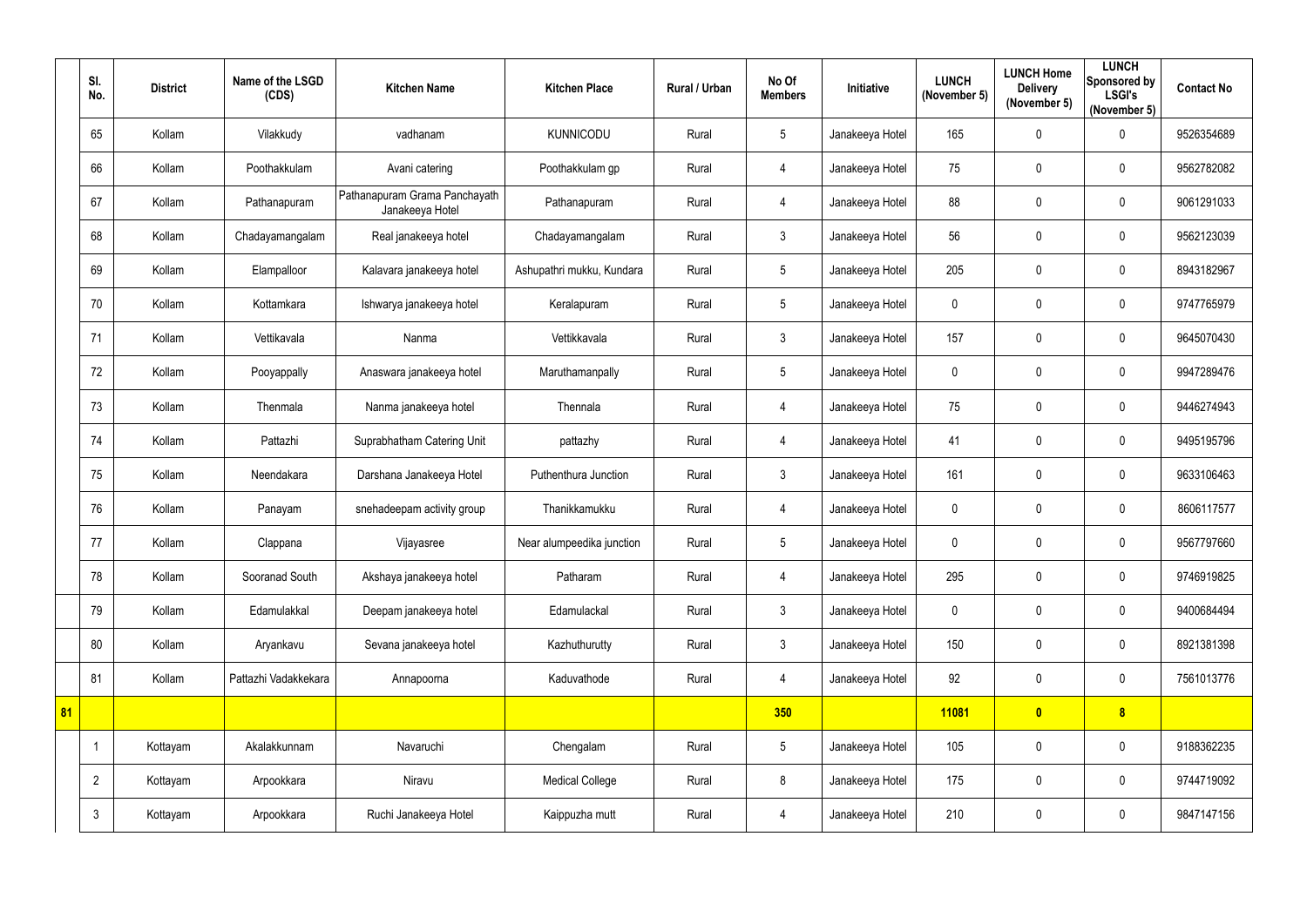| | Sl. No. | District | Name of the LSGD (CDS) | Kitchen Name | Kitchen Place | Rural / Urban | No Of Members | Initiative | LUNCH (November 5) | LUNCH Home Delivery (November 5) | LUNCH Sponsored by LSGI's (November 5) | Contact No |
|---|---|---|---|---|---|---|---|---|---|---|---|---|
| | 65 | Kollam | Vilakkudy | vadhanam | KUNNICODU | Rural | 5 | Janakeeya Hotel | 165 | 0 | 0 | 9526354689 |
| | 66 | Kollam | Poothakkulam | Avani catering | Poothakkulam gp | Rural | 4 | Janakeeya Hotel | 75 | 0 | 0 | 9562782082 |
| | 67 | Kollam | Pathanapuram | Pathanapuram Grama Panchayath Janakeeya Hotel | Pathanapuram | Rural | 4 | Janakeeya Hotel | 88 | 0 | 0 | 9061291033 |
| | 68 | Kollam | Chadayamangalam | Real janakeeya hotel | Chadayamangalam | Rural | 3 | Janakeeya Hotel | 56 | 0 | 0 | 9562123039 |
| | 69 | Kollam | Elampalloor | Kalavara janakeeya hotel | Ashupathri mukku, Kundara | Rural | 5 | Janakeeya Hotel | 205 | 0 | 0 | 8943182967 |
| | 70 | Kollam | Kottamkara | Ishwarya janakeeya hotel | Keralapuram | Rural | 5 | Janakeeya Hotel | 0 | 0 | 0 | 9747765979 |
| | 71 | Kollam | Vettikavala | Nanma | Vettikkavala | Rural | 3 | Janakeeya Hotel | 157 | 0 | 0 | 9645070430 |
| | 72 | Kollam | Pooyappally | Anaswara janakeeya hotel | Maruthamanpally | Rural | 5 | Janakeeya Hotel | 0 | 0 | 0 | 9947289476 |
| | 73 | Kollam | Thenmala | Nanma janakeeya hotel | Thennala | Rural | 4 | Janakeeya Hotel | 75 | 0 | 0 | 9446274943 |
| | 74 | Kollam | Pattazhi | Suprabhatham Catering Unit | pattazhy | Rural | 4 | Janakeeya Hotel | 41 | 0 | 0 | 9495195796 |
| | 75 | Kollam | Neendakara | Darshana Janakeeya Hotel | Puthenthura Junction | Rural | 3 | Janakeeya Hotel | 161 | 0 | 0 | 9633106463 |
| | 76 | Kollam | Panayam | snehadeepam activity group | Thanikkamukku | Rural | 4 | Janakeeya Hotel | 0 | 0 | 0 | 8606117577 |
| | 77 | Kollam | Clappana | Vijayasree | Near alumpeedika junction | Rural | 5 | Janakeeya Hotel | 0 | 0 | 0 | 9567797660 |
| | 78 | Kollam | Sooranad South | Akshaya janakeeya hotel | Patharam | Rural | 4 | Janakeeya Hotel | 295 | 0 | 0 | 9746919825 |
| | 79 | Kollam | Edamulakkal | Deepam janakeeya hotel | Edamulackal | Rural | 3 | Janakeeya Hotel | 0 | 0 | 0 | 9400684494 |
| | 80 | Kollam | Aryankavu | Sevana janakeeya hotel | Kazhuthurutty | Rural | 3 | Janakeeya Hotel | 150 | 0 | 0 | 8921381398 |
| | 81 | Kollam | Pattazhi Vadakkekara | Annapoorna | Kaduvathode | Rural | 4 | Janakeeya Hotel | 92 | 0 | 0 | 7561013776 |
| 81 | | | | | | | 350 | | 11081 | 0 | 8 | |
| | 1 | Kottayam | Akalakkunnam | Navaruchi | Chengalam | Rural | 5 | Janakeeya Hotel | 105 | 0 | 0 | 9188362235 |
| | 2 | Kottayam | Arpookkara | Niravu | Medical College | Rural | 8 | Janakeeya Hotel | 175 | 0 | 0 | 9744719092 |
| | 3 | Kottayam | Arpookkara | Ruchi Janakeeya Hotel | Kaippuzha mutt | Rural | 4 | Janakeeya Hotel | 210 | 0 | 0 | 9847147156 |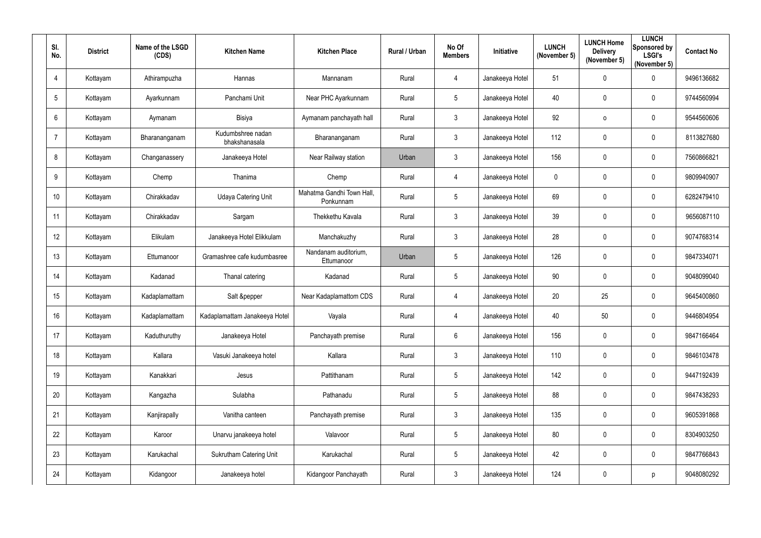| Sl. No. | District | Name of the LSGD (CDS) | Kitchen Name | Kitchen Place | Rural / Urban | No Of Members | Initiative | LUNCH (November 5) | LUNCH Home Delivery (November 5) | LUNCH Sponsored by LSGI's (November 5) | Contact No |
|---|---|---|---|---|---|---|---|---|---|---|---|
| 4 | Kottayam | Athirampuzha | Hannas | Mannanam | Rural | 4 | Janakeeya Hotel | 51 | 0 | 0 | 9496136682 |
| 5 | Kottayam | Ayarkunnam | Panchami Unit | Near PHC Ayarkunnam | Rural | 5 | Janakeeya Hotel | 40 | 0 | 0 | 9744560994 |
| 6 | Kottayam | Aymanam | Bisiya | Aymanam panchayath hall | Rural | 3 | Janakeeya Hotel | 92 | o | 0 | 9544560606 |
| 7 | Kottayam | Bharananganam | Kudumbshree nadan bhakshanasala | Bharananganam | Rural | 3 | Janakeeya Hotel | 112 | 0 | 0 | 8113827680 |
| 8 | Kottayam | Changanassery | Janakeeya Hotel | Near Railway station | Urban | 3 | Janakeeya Hotel | 156 | 0 | 0 | 7560866821 |
| 9 | Kottayam | Chemp | Thanima | Chemp | Rural | 4 | Janakeeya Hotel | 0 | 0 | 0 | 9809940907 |
| 10 | Kottayam | Chirakkadav | Udaya Catering Unit | Mahatma Gandhi Town Hall, Ponkunnam | Rural | 5 | Janakeeya Hotel | 69 | 0 | 0 | 6282479410 |
| 11 | Kottayam | Chirakkadav | Sargam | Thekkethu Kavala | Rural | 3 | Janakeeya Hotel | 39 | 0 | 0 | 9656087110 |
| 12 | Kottayam | Elikulam | Janakeeya Hotel Elikkulam | Manchakuzhy | Rural | 3 | Janakeeya Hotel | 28 | 0 | 0 | 9074768314 |
| 13 | Kottayam | Ettumanoor | Gramashree cafe kudumbasree | Nandanam auditorium, Ettumanoor | Urban | 5 | Janakeeya Hotel | 126 | 0 | 0 | 9847334071 |
| 14 | Kottayam | Kadanad | Thanal catering | Kadanad | Rural | 5 | Janakeeya Hotel | 90 | 0 | 0 | 9048099040 |
| 15 | Kottayam | Kadaplamattam | Salt &pepper | Near Kadaplamattom CDS | Rural | 4 | Janakeeya Hotel | 20 | 25 | 0 | 9645400860 |
| 16 | Kottayam | Kadaplamattam | Kadaplamattam Janakeeya Hotel | Vayala | Rural | 4 | Janakeeya Hotel | 40 | 50 | 0 | 9446804954 |
| 17 | Kottayam | Kaduthuruthy | Janakeeya Hotel | Panchayath premise | Rural | 6 | Janakeeya Hotel | 156 | 0 | 0 | 9847166464 |
| 18 | Kottayam | Kallara | Vasuki Janakeeya hotel | Kallara | Rural | 3 | Janakeeya Hotel | 110 | 0 | 0 | 9846103478 |
| 19 | Kottayam | Kanakkari | Jesus | Pattithanam | Rural | 5 | Janakeeya Hotel | 142 | 0 | 0 | 9447192439 |
| 20 | Kottayam | Kangazha | Sulabha | Pathanadu | Rural | 5 | Janakeeya Hotel | 88 | 0 | 0 | 9847438293 |
| 21 | Kottayam | Kanjirapally | Vanitha canteen | Panchayath premise | Rural | 3 | Janakeeya Hotel | 135 | 0 | 0 | 9605391868 |
| 22 | Kottayam | Karoor | Unarvu janakeeya hotel | Valavoor | Rural | 5 | Janakeeya Hotel | 80 | 0 | 0 | 8304903250 |
| 23 | Kottayam | Karukachal | Sukrutham Catering Unit | Karukachal | Rural | 5 | Janakeeya Hotel | 42 | 0 | 0 | 9847766843 |
| 24 | Kottayam | Kidangoor | Janakeeya hotel | Kidangoor Panchayath | Rural | 3 | Janakeeya Hotel | 124 | 0 | p | 9048080292 |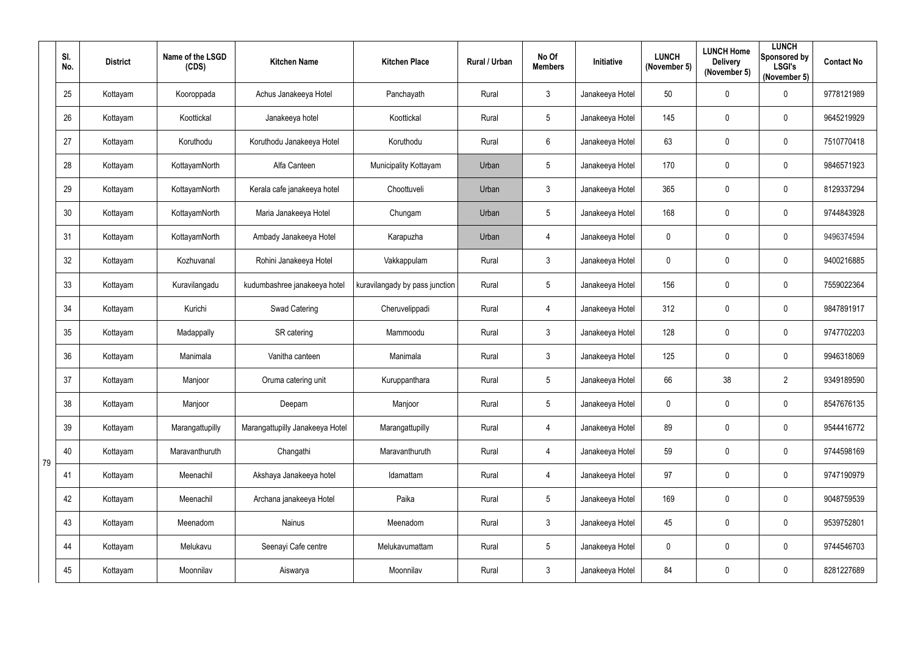| Sl. No. | District | Name of the LSGD (CDS) | Kitchen Name | Kitchen Place | Rural / Urban | No Of Members | Initiative | LUNCH (November 5) | LUNCH Home Delivery (November 5) | LUNCH Sponsored by LSGI's (November 5) | Contact No |
|---|---|---|---|---|---|---|---|---|---|---|---|
| 25 | Kottayam | Kooroppada | Achus Janakeeya Hotel | Panchayath | Rural | 3 | Janakeeya Hotel | 50 | 0 | 0 | 9778121989 |
| 26 | Kottayam | Koottickal | Janakeeya hotel | Koottickal | Rural | 5 | Janakeeya Hotel | 145 | 0 | 0 | 9645219929 |
| 27 | Kottayam | Koruthodu | Koruthodu Janakeeya Hotel | Koruthodu | Rural | 6 | Janakeeya Hotel | 63 | 0 | 0 | 7510770418 |
| 28 | Kottayam | KottayamNorth | Alfa Canteen | Municipality Kottayam | Urban | 5 | Janakeeya Hotel | 170 | 0 | 0 | 9846571923 |
| 29 | Kottayam | KottayamNorth | Kerala cafe janakeeya hotel | Choottuveli | Urban | 3 | Janakeeya Hotel | 365 | 0 | 0 | 8129337294 |
| 30 | Kottayam | KottayamNorth | Maria Janakeeya Hotel | Chungam | Urban | 5 | Janakeeya Hotel | 168 | 0 | 0 | 9744843928 |
| 31 | Kottayam | KottayamNorth | Ambady Janakeeya Hotel | Karapuzha | Urban | 4 | Janakeeya Hotel | 0 | 0 | 0 | 9496374594 |
| 32 | Kottayam | Kozhuvanal | Rohini Janakeeya Hotel | Vakkappulam | Rural | 3 | Janakeeya Hotel | 0 | 0 | 0 | 9400216885 |
| 33 | Kottayam | Kuravilangadu | kudumbashree janakeeya hotel | kuravilangady by pass junction | Rural | 5 | Janakeeya Hotel | 156 | 0 | 0 | 7559022364 |
| 34 | Kottayam | Kurichi | Swad Catering | Cheruvelippadi | Rural | 4 | Janakeeya Hotel | 312 | 0 | 0 | 9847891917 |
| 35 | Kottayam | Madappally | SR catering | Mammoodu | Rural | 3 | Janakeeya Hotel | 128 | 0 | 0 | 9747702203 |
| 36 | Kottayam | Manimala | Vanitha canteen | Manimala | Rural | 3 | Janakeeya Hotel | 125 | 0 | 0 | 9946318069 |
| 37 | Kottayam | Manjoor | Oruma catering unit | Kuruppanthara | Rural | 5 | Janakeeya Hotel | 66 | 38 | 2 | 9349189590 |
| 38 | Kottayam | Manjoor | Deepam | Manjoor | Rural | 5 | Janakeeya Hotel | 0 | 0 | 0 | 8547676135 |
| 39 | Kottayam | Marangattupilly | Marangattupilly Janakeeya Hotel | Marangattupilly | Rural | 4 | Janakeeya Hotel | 89 | 0 | 0 | 9544416772 |
| 40 | Kottayam | Maravanthuruth | Changathi | Maravanthuruth | Rural | 4 | Janakeeya Hotel | 59 | 0 | 0 | 9744598169 |
| 41 | Kottayam | Meenachil | Akshaya Janakeeya hotel | Idamattam | Rural | 4 | Janakeeya Hotel | 97 | 0 | 0 | 9747190979 |
| 42 | Kottayam | Meenachil | Archana janakeeya Hotel | Paika | Rural | 5 | Janakeeya Hotel | 169 | 0 | 0 | 9048759539 |
| 43 | Kottayam | Meenadom | Nainus | Meenadom | Rural | 3 | Janakeeya Hotel | 45 | 0 | 0 | 9539752801 |
| 44 | Kottayam | Melukavu | Seenayi Cafe centre | Melukavumattam | Rural | 5 | Janakeeya Hotel | 0 | 0 | 0 | 9744546703 |
| 45 | Kottayam | Moonnilav | Aiswarya | Moonnilav | Rural | 3 | Janakeeya Hotel | 84 | 0 | 0 | 8281227689 |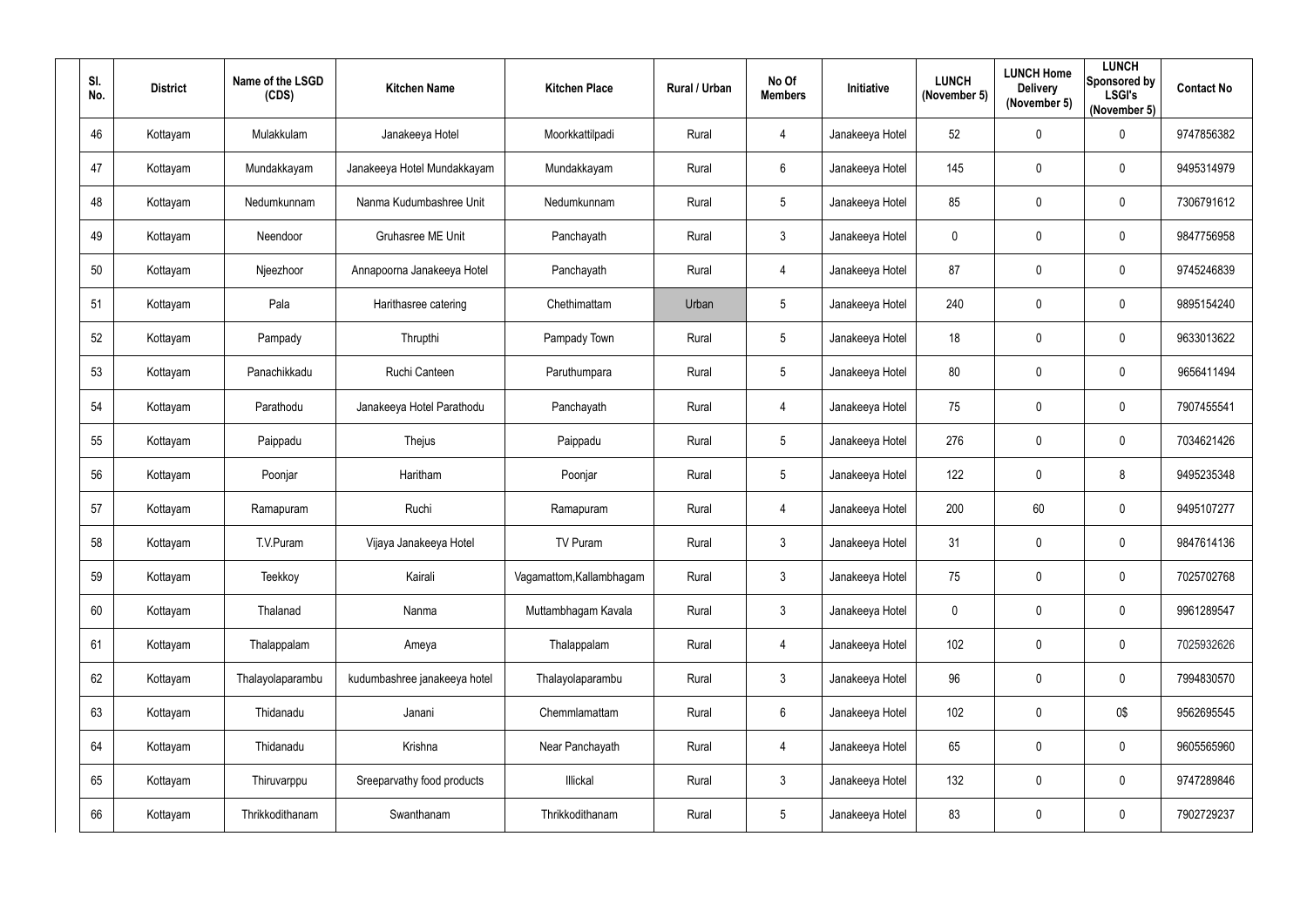| Sl. No. | District | Name of the LSGD (CDS) | Kitchen Name | Kitchen Place | Rural / Urban | No Of Members | Initiative | LUNCH (November 5) | LUNCH Home Delivery (November 5) | LUNCH Sponsored by LSGI's (November 5) | Contact No |
|---|---|---|---|---|---|---|---|---|---|---|---|
| 46 | Kottayam | Mulakkulam | Janakeeya Hotel | Moorkkattilpadi | Rural | 4 | Janakeeya Hotel | 52 | 0 | 0 | 9747856382 |
| 47 | Kottayam | Mundakkayam | Janakeeya Hotel Mundakkayam | Mundakkayam | Rural | 6 | Janakeeya Hotel | 145 | 0 | 0 | 9495314979 |
| 48 | Kottayam | Nedumkunnam | Nanma Kudumbashree Unit | Nedumkunnam | Rural | 5 | Janakeeya Hotel | 85 | 0 | 0 | 7306791612 |
| 49 | Kottayam | Neendoor | Gruhasree ME Unit | Panchayath | Rural | 3 | Janakeeya Hotel | 0 | 0 | 0 | 9847756958 |
| 50 | Kottayam | Njeezhoor | Annapoorna Janakeeya Hotel | Panchayath | Rural | 4 | Janakeeya Hotel | 87 | 0 | 0 | 9745246839 |
| 51 | Kottayam | Pala | Harithasree catering | Chethimattam | Urban | 5 | Janakeeya Hotel | 240 | 0 | 0 | 9895154240 |
| 52 | Kottayam | Pampady | Thrupthi | Pampady Town | Rural | 5 | Janakeeya Hotel | 18 | 0 | 0 | 9633013622 |
| 53 | Kottayam | Panachikkadu | Ruchi Canteen | Paruthumpara | Rural | 5 | Janakeeya Hotel | 80 | 0 | 0 | 9656411494 |
| 54 | Kottayam | Parathodu | Janakeeya Hotel Parathodu | Panchayath | Rural | 4 | Janakeeya Hotel | 75 | 0 | 0 | 7907455541 |
| 55 | Kottayam | Paippadu | Thejus | Paippadu | Rural | 5 | Janakeeya Hotel | 276 | 0 | 0 | 7034621426 |
| 56 | Kottayam | Poonjar | Haritham | Poonjar | Rural | 5 | Janakeeya Hotel | 122 | 0 | 8 | 9495235348 |
| 57 | Kottayam | Ramapuram | Ruchi | Ramapuram | Rural | 4 | Janakeeya Hotel | 200 | 60 | 0 | 9495107277 |
| 58 | Kottayam | T.V.Puram | Vijaya Janakeeya Hotel | TV Puram | Rural | 3 | Janakeeya Hotel | 31 | 0 | 0 | 9847614136 |
| 59 | Kottayam | Teekkoy | Kairali | Vagamattom,Kallambhagam | Rural | 3 | Janakeeya Hotel | 75 | 0 | 0 | 7025702768 |
| 60 | Kottayam | Thalanad | Nanma | Muttambhagam Kavala | Rural | 3 | Janakeeya Hotel | 0 | 0 | 0 | 9961289547 |
| 61 | Kottayam | Thalappalam | Ameya | Thalappalam | Rural | 4 | Janakeeya Hotel | 102 | 0 | 0 | 7025932626 |
| 62 | Kottayam | Thalayolaparambu | kudumbashree janakeeya hotel | Thalayolaparambu | Rural | 3 | Janakeeya Hotel | 96 | 0 | 0 | 7994830570 |
| 63 | Kottayam | Thidanadu | Janani | Chemmlamattam | Rural | 6 | Janakeeya Hotel | 102 | 0 | 0$ | 9562695545 |
| 64 | Kottayam | Thidanadu | Krishna | Near Panchayath | Rural | 4 | Janakeeya Hotel | 65 | 0 | 0 | 9605565960 |
| 65 | Kottayam | Thiruvarppu | Sreeparvathy food products | Illickal | Rural | 3 | Janakeeya Hotel | 132 | 0 | 0 | 9747289846 |
| 66 | Kottayam | Thrikkodithanam | Swanthanam | Thrikkodithanam | Rural | 5 | Janakeeya Hotel | 83 | 0 | 0 | 7902729237 |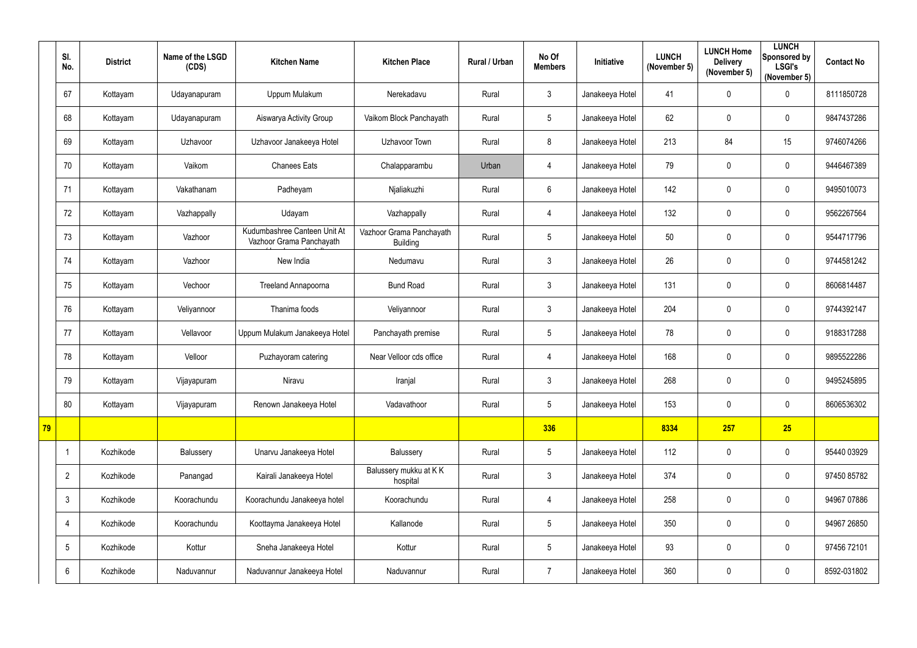|  | Sl. No. | District | Name of the LSGD (CDS) | Kitchen Name | Kitchen Place | Rural / Urban | No Of Members | Initiative | LUNCH (November 5) | LUNCH Home Delivery (November 5) | LUNCH Sponsored by LSGI's (November 5) | Contact No |
|---|---|---|---|---|---|---|---|---|---|---|---|---|
|  | 67 | Kottayam | Udayanapuram | Uppum Mulakum | Nerekadavu | Rural | 3 | Janakeeya Hotel | 41 | 0 | 0 | 8111850728 |
|  | 68 | Kottayam | Udayanapuram | Aiswarya Activity Group | Vaikom Block Panchayath | Rural | 5 | Janakeeya Hotel | 62 | 0 | 0 | 9847437286 |
|  | 69 | Kottayam | Uzhavoor | Uzhavoor Janakeeya Hotel | Uzhavoor Town | Rural | 8 | Janakeeya Hotel | 213 | 84 | 15 | 9746074266 |
|  | 70 | Kottayam | Vaikom | Chanees Eats | Chalapparambu | Urban | 4 | Janakeeya Hotel | 79 | 0 | 0 | 9446467389 |
|  | 71 | Kottayam | Vakathanam | Padheyam | Njaliakuzhi | Rural | 6 | Janakeeya Hotel | 142 | 0 | 0 | 9495010073 |
|  | 72 | Kottayam | Vazhappally | Udayam | Vazhappally | Rural | 4 | Janakeeya Hotel | 132 | 0 | 0 | 9562267564 |
|  | 73 | Kottayam | Vazhoor | Kudumbashree Canteen Unit At Vazhoor Grama Panchayath | Vazhoor Grama Panchayath Building | Rural | 5 | Janakeeya Hotel | 50 | 0 | 0 | 9544717796 |
|  | 74 | Kottayam | Vazhoor | New India | Nedumavu | Rural | 3 | Janakeeya Hotel | 26 | 0 | 0 | 9744581242 |
|  | 75 | Kottayam | Vechoor | Treeland Annapoorna | Bund Road | Rural | 3 | Janakeeya Hotel | 131 | 0 | 0 | 8606814487 |
|  | 76 | Kottayam | Veliyannoor | Thanima foods | Veliyannoor | Rural | 3 | Janakeeya Hotel | 204 | 0 | 0 | 9744392147 |
|  | 77 | Kottayam | Vellavoor | Uppum Mulakum Janakeeya Hotel | Panchayath premise | Rural | 5 | Janakeeya Hotel | 78 | 0 | 0 | 9188317288 |
|  | 78 | Kottayam | Velloor | Puzhayoram catering | Near Velloor cds office | Rural | 4 | Janakeeya Hotel | 168 | 0 | 0 | 9895522286 |
|  | 79 | Kottayam | Vijayapuram | Niravu | Iranjal | Rural | 3 | Janakeeya Hotel | 268 | 0 | 0 | 9495245895 |
|  | 80 | Kottayam | Vijayapuram | Renown Janakeeya Hotel | Vadavathoor | Rural | 5 | Janakeeya Hotel | 153 | 0 | 0 | 8606536302 |
| **79** |  |  |  |  |  |  | **336** |  | **8334** | **257** | **25** |  |
|  | 1 | Kozhikode | Balussery | Unarvu Janakeeya Hotel | Balussery | Rural | 5 | Janakeeya Hotel | 112 | 0 | 0 | 95440 03929 |
|  | 2 | Kozhikode | Panangad | Kairali Janakeeya Hotel | Balussery mukku at K K hospital | Rural | 3 | Janakeeya Hotel | 374 | 0 | 0 | 97450 85782 |
|  | 3 | Kozhikode | Koorachundu | Koorachundu Janakeeya hotel | Koorachundu | Rural | 4 | Janakeeya Hotel | 258 | 0 | 0 | 94967 07886 |
|  | 4 | Kozhikode | Koorachundu | Koottayma Janakeeya Hotel | Kallanode | Rural | 5 | Janakeeya Hotel | 350 | 0 | 0 | 94967 26850 |
|  | 5 | Kozhikode | Kottur | Sneha Janakeeya Hotel | Kottur | Rural | 5 | Janakeeya Hotel | 93 | 0 | 0 | 97456 72101 |
|  | 6 | Kozhikode | Naduvannur | Naduvannur Janakeeya Hotel | Naduvannur | Rural | 7 | Janakeeya Hotel | 360 | 0 | 0 | 8592-031802 |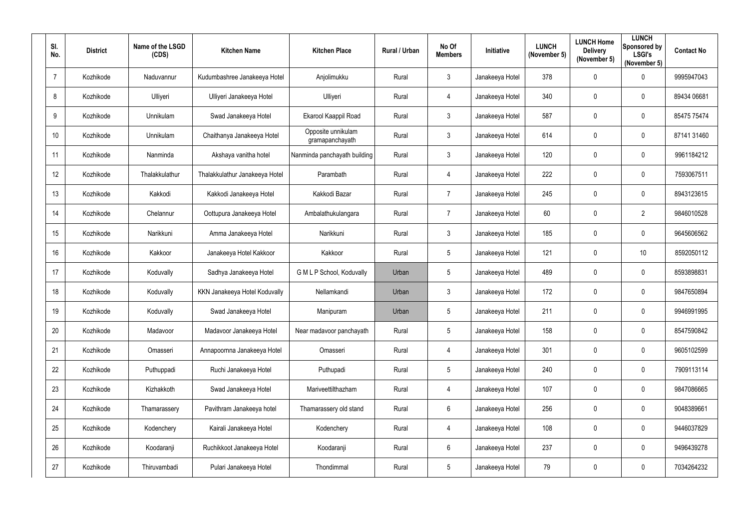| Sl. No. | District | Name of the LSGD (CDS) | Kitchen Name | Kitchen Place | Rural / Urban | No Of Members | Initiative | LUNCH (November 5) | LUNCH Home Delivery (November 5) | LUNCH Sponsored by LSGI's (November 5) | Contact No |
|---|---|---|---|---|---|---|---|---|---|---|---|
| 7 | Kozhikode | Naduvannur | Kudumbashree Janakeeya Hotel | Anjolimukku | Rural | 3 | Janakeeya Hotel | 378 | 0 | 0 | 9995947043 |
| 8 | Kozhikode | Ulliyeri | Ulliyeri Janakeeya Hotel | Ulliyeri | Rural | 4 | Janakeeya Hotel | 340 | 0 | 0 | 89434 06681 |
| 9 | Kozhikode | Unnikulam | Swad Janakeeya Hotel | Ekarool Kaappil Road | Rural | 3 | Janakeeya Hotel | 587 | 0 | 0 | 85475 75474 |
| 10 | Kozhikode | Unnikulam | Chaithanya Janakeeya Hotel | Opposite unnikulam gramapanchayath | Rural | 3 | Janakeeya Hotel | 614 | 0 | 0 | 87141 31460 |
| 11 | Kozhikode | Nanminda | Akshaya vanitha hotel | Nanminda panchayath building | Rural | 3 | Janakeeya Hotel | 120 | 0 | 0 | 9961184212 |
| 12 | Kozhikode | Thalakkulathur | Thalakkulathur Janakeeya Hotel | Parambath | Rural | 4 | Janakeeya Hotel | 222 | 0 | 0 | 7593067511 |
| 13 | Kozhikode | Kakkodi | Kakkodi Janakeeya Hotel | Kakkodi Bazar | Rural | 7 | Janakeeya Hotel | 245 | 0 | 0 | 8943123615 |
| 14 | Kozhikode | Chelannur | Oottupura Janakeeya Hotel | Ambalathukulangara | Rural | 7 | Janakeeya Hotel | 60 | 0 | 2 | 9846010528 |
| 15 | Kozhikode | Narikkuni | Amma Janakeeya Hotel | Narikkuni | Rural | 3 | Janakeeya Hotel | 185 | 0 | 0 | 9645606562 |
| 16 | Kozhikode | Kakkoor | Janakeeya Hotel Kakkoor | Kakkoor | Rural | 5 | Janakeeya Hotel | 121 | 0 | 10 | 8592050112 |
| 17 | Kozhikode | Koduvally | Sadhya Janakeeya Hotel | G M L P School, Koduvally | Urban | 5 | Janakeeya Hotel | 489 | 0 | 0 | 8593898831 |
| 18 | Kozhikode | Koduvally | KKN Janakeeya Hotel Koduvally | Nellamkandi | Urban | 3 | Janakeeya Hotel | 172 | 0 | 0 | 9847650894 |
| 19 | Kozhikode | Koduvally | Swad Janakeeya Hotel | Manipuram | Urban | 5 | Janakeeya Hotel | 211 | 0 | 0 | 9946991995 |
| 20 | Kozhikode | Madavoor | Madavoor Janakeeya Hotel | Near madavoor panchayath | Rural | 5 | Janakeeya Hotel | 158 | 0 | 0 | 8547590842 |
| 21 | Kozhikode | Omasseri | Annapoornna Janakeeya Hotel | Omasseri | Rural | 4 | Janakeeya Hotel | 301 | 0 | 0 | 9605102599 |
| 22 | Kozhikode | Puthuppadi | Ruchi Janakeeya Hotel | Puthupadi | Rural | 5 | Janakeeya Hotel | 240 | 0 | 0 | 7909113114 |
| 23 | Kozhikode | Kizhakkoth | Swad Janakeeya Hotel | Mariveettilthazham | Rural | 4 | Janakeeya Hotel | 107 | 0 | 0 | 9847086665 |
| 24 | Kozhikode | Thamarassery | Pavithram Janakeeya hotel | Thamarassery old stand | Rural | 6 | Janakeeya Hotel | 256 | 0 | 0 | 9048389661 |
| 25 | Kozhikode | Kodenchery | Kairali Janakeeya Hotel | Kodenchery | Rural | 4 | Janakeeya Hotel | 108 | 0 | 0 | 9446037829 |
| 26 | Kozhikode | Koodaranji | Ruchikkoot Janakeeya Hotel | Koodaranji | Rural | 6 | Janakeeya Hotel | 237 | 0 | 0 | 9496439278 |
| 27 | Kozhikode | Thiruvambadi | Pulari Janakeeya Hotel | Thondimmal | Rural | 5 | Janakeeya Hotel | 79 | 0 | 0 | 7034264232 |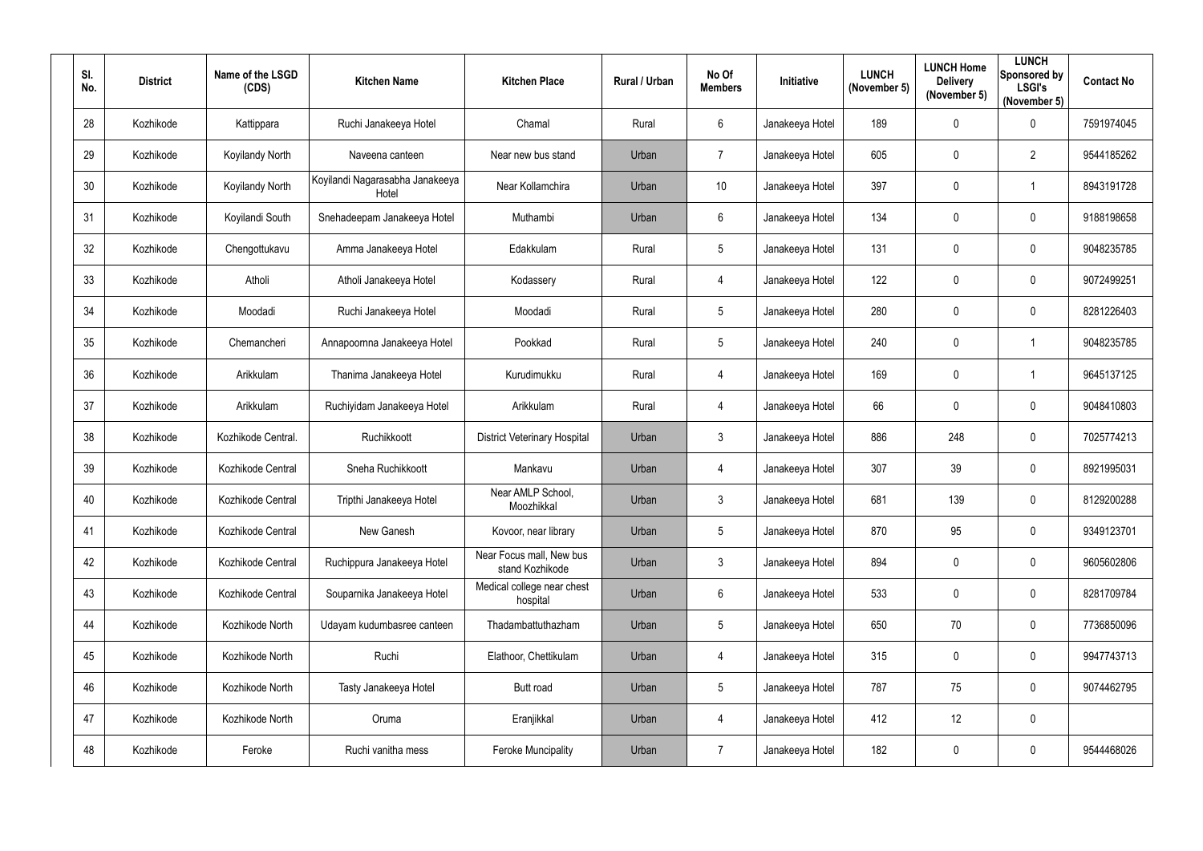| Sl. No. | District | Name of the LSGD (CDS) | Kitchen Name | Kitchen Place | Rural / Urban | No Of Members | Initiative | LUNCH (November 5) | LUNCH Home Delivery (November 5) | LUNCH Sponsored by LSGI's (November 5) | Contact No |
|---|---|---|---|---|---|---|---|---|---|---|---|
| 28 | Kozhikode | Kattippara | Ruchi Janakeeya Hotel | Chamal | Rural | 6 | Janakeeya Hotel | 189 | 0 | 0 | 7591974045 |
| 29 | Kozhikode | Koyilandy North | Naveena canteen | Near new bus stand | Urban | 7 | Janakeeya Hotel | 605 | 0 | 2 | 9544185262 |
| 30 | Kozhikode | Koyilandy North | Koyilandi Nagarasabha Janakeeya Hotel | Near Kollamchira | Urban | 10 | Janakeeya Hotel | 397 | 0 | 1 | 8943191728 |
| 31 | Kozhikode | Koyilandi South | Snehadeepam Janakeeya Hotel | Muthambi | Urban | 6 | Janakeeya Hotel | 134 | 0 | 0 | 9188198658 |
| 32 | Kozhikode | Chengottukavu | Amma Janakeeya Hotel | Edakkulam | Rural | 5 | Janakeeya Hotel | 131 | 0 | 0 | 9048235785 |
| 33 | Kozhikode | Atholi | Atholi Janakeeya Hotel | Kodassery | Rural | 4 | Janakeeya Hotel | 122 | 0 | 0 | 9072499251 |
| 34 | Kozhikode | Moodadi | Ruchi Janakeeya Hotel | Moodadi | Rural | 5 | Janakeeya Hotel | 280 | 0 | 0 | 8281226403 |
| 35 | Kozhikode | Chemancheri | Annapoornna Janakeeya Hotel | Pookkad | Rural | 5 | Janakeeya Hotel | 240 | 0 | 1 | 9048235785 |
| 36 | Kozhikode | Arikkulam | Thanima Janakeeya Hotel | Kurudimukku | Rural | 4 | Janakeeya Hotel | 169 | 0 | 1 | 9645137125 |
| 37 | Kozhikode | Arikkulam | Ruchiyidam Janakeeya Hotel | Arikkulam | Rural | 4 | Janakeeya Hotel | 66 | 0 | 0 | 9048410803 |
| 38 | Kozhikode | Kozhikode Central. | Ruchikkoott | District Veterinary Hospital | Urban | 3 | Janakeeya Hotel | 886 | 248 | 0 | 7025774213 |
| 39 | Kozhikode | Kozhikode Central | Sneha Ruchikkoott | Mankavu | Urban | 4 | Janakeeya Hotel | 307 | 39 | 0 | 8921995031 |
| 40 | Kozhikode | Kozhikode Central | Tripthi Janakeeya Hotel | Near AMLP School, Moozhikkal | Urban | 3 | Janakeeya Hotel | 681 | 139 | 0 | 8129200288 |
| 41 | Kozhikode | Kozhikode Central | New Ganesh | Kovoor, near library | Urban | 5 | Janakeeya Hotel | 870 | 95 | 0 | 9349123701 |
| 42 | Kozhikode | Kozhikode Central | Ruchippura Janakeeya Hotel | Near Focus mall, New bus stand Kozhikode | Urban | 3 | Janakeeya Hotel | 894 | 0 | 0 | 9605602806 |
| 43 | Kozhikode | Kozhikode Central | Souparnika Janakeeya Hotel | Medical college near chest hospital | Urban | 6 | Janakeeya Hotel | 533 | 0 | 0 | 8281709784 |
| 44 | Kozhikode | Kozhikode North | Udayam kudumbasree canteen | Thadambattuthazham | Urban | 5 | Janakeeya Hotel | 650 | 70 | 0 | 7736850096 |
| 45 | Kozhikode | Kozhikode North | Ruchi | Elathoor, Chettikulam | Urban | 4 | Janakeeya Hotel | 315 | 0 | 0 | 9947743713 |
| 46 | Kozhikode | Kozhikode North | Tasty Janakeeya Hotel | Butt road | Urban | 5 | Janakeeya Hotel | 787 | 75 | 0 | 9074462795 |
| 47 | Kozhikode | Kozhikode North | Oruma | Eranjikkal | Urban | 4 | Janakeeya Hotel | 412 | 12 | 0 | |
| 48 | Kozhikode | Feroke | Ruchi vanitha mess | Feroke Muncipality | Urban | 7 | Janakeeya Hotel | 182 | 0 | 0 | 9544468026 |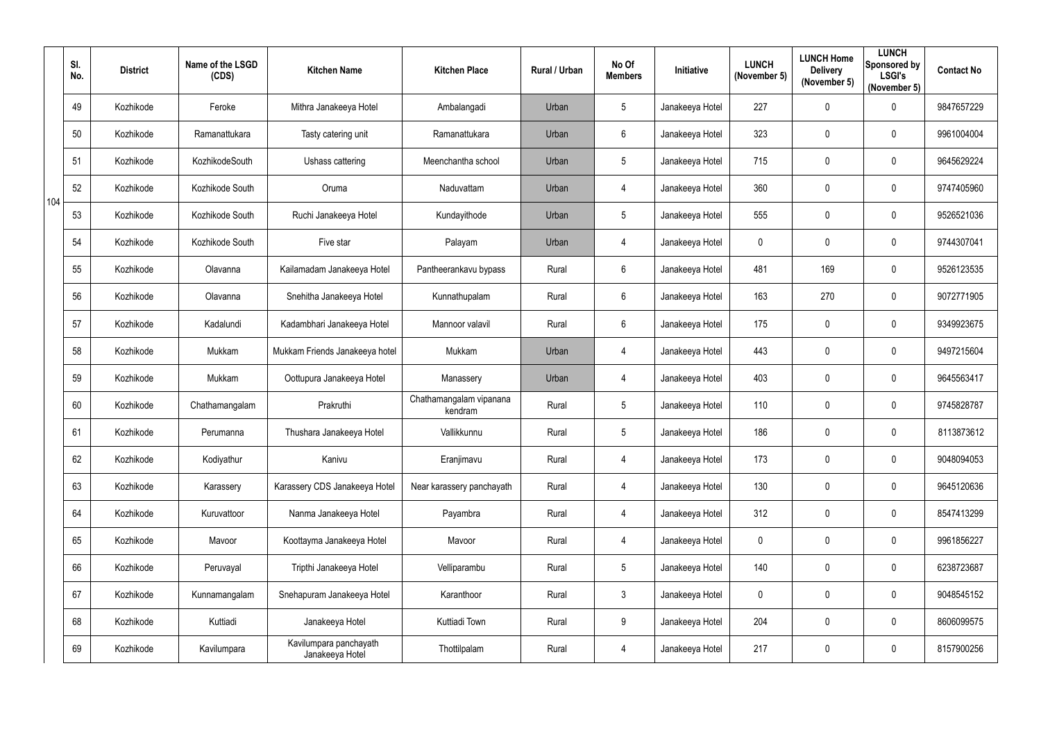| | Sl. No. | District | Name of the LSGD (CDS) | Kitchen Name | Kitchen Place | Rural / Urban | No Of Members | Initiative | LUNCH (November 5) | LUNCH Home Delivery (November 5) | LUNCH Sponsored by LSGI's (November 5) | Contact No |
|---|---|---|---|---|---|---|---|---|---|---|---|---|
| 104 | 49 | Kozhikode | Feroke | Mithra Janakeeya Hotel | Ambalangadi | Urban | 5 | Janakeeya Hotel | 227 | 0 | 0 | 9847657229 |
| | 50 | Kozhikode | Ramanattukara | Tasty catering unit | Ramanattukara | Urban | 6 | Janakeeya Hotel | 323 | 0 | 0 | 9961004004 |
| | 51 | Kozhikode | KozhikodeSouth | Ushass cattering | Meenchantha school | Urban | 5 | Janakeeya Hotel | 715 | 0 | 0 | 9645629224 |
| | 52 | Kozhikode | Kozhikode South | Oruma | Naduvattam | Urban | 4 | Janakeeya Hotel | 360 | 0 | 0 | 9747405960 |
| | 53 | Kozhikode | Kozhikode South | Ruchi Janakeeya Hotel | Kundayithode | Urban | 5 | Janakeeya Hotel | 555 | 0 | 0 | 9526521036 |
| | 54 | Kozhikode | Kozhikode South | Five star | Palayam | Urban | 4 | Janakeeya Hotel | 0 | 0 | 0 | 9744307041 |
| | 55 | Kozhikode | Olavanna | Kailamadam Janakeeya Hotel | Pantheerankavu bypass | Rural | 6 | Janakeeya Hotel | 481 | 169 | 0 | 9526123535 |
| | 56 | Kozhikode | Olavanna | Snehitha Janakeeya Hotel | Kunnathupalam | Rural | 6 | Janakeeya Hotel | 163 | 270 | 0 | 9072771905 |
| | 57 | Kozhikode | Kadalundi | Kadambhari Janakeeya Hotel | Mannoor valavil | Rural | 6 | Janakeeya Hotel | 175 | 0 | 0 | 9349923675 |
| | 58 | Kozhikode | Mukkam | Mukkam Friends Janakeeya hotel | Mukkam | Urban | 4 | Janakeeya Hotel | 443 | 0 | 0 | 9497215604 |
| | 59 | Kozhikode | Mukkam | Oottupura Janakeeya Hotel | Manassery | Urban | 4 | Janakeeya Hotel | 403 | 0 | 0 | 9645563417 |
| | 60 | Kozhikode | Chathamangalam | Prakruthi | Chathamangalam vipanana kendram | Rural | 5 | Janakeeya Hotel | 110 | 0 | 0 | 9745828787 |
| | 61 | Kozhikode | Perumanna | Thushara Janakeeya Hotel | Vallikkunnu | Rural | 5 | Janakeeya Hotel | 186 | 0 | 0 | 8113873612 |
| | 62 | Kozhikode | Kodiyathur | Kanivu | Eranjimavu | Rural | 4 | Janakeeya Hotel | 173 | 0 | 0 | 9048094053 |
| | 63 | Kozhikode | Karassery | Karassery CDS Janakeeya Hotel | Near karassery panchayath | Rural | 4 | Janakeeya Hotel | 130 | 0 | 0 | 9645120636 |
| | 64 | Kozhikode | Kuruvattoor | Nanma Janakeeya Hotel | Payambra | Rural | 4 | Janakeeya Hotel | 312 | 0 | 0 | 8547413299 |
| | 65 | Kozhikode | Mavoor | Koottayma Janakeeya Hotel | Mavoor | Rural | 4 | Janakeeya Hotel | 0 | 0 | 0 | 9961856227 |
| | 66 | Kozhikode | Peruvayal | Tripthi Janakeeya Hotel | Velliparambu | Rural | 5 | Janakeeya Hotel | 140 | 0 | 0 | 6238723687 |
| | 67 | Kozhikode | Kunnamangalam | Snehapuram Janakeeya Hotel | Karanthoor | Rural | 3 | Janakeeya Hotel | 0 | 0 | 0 | 9048545152 |
| | 68 | Kozhikode | Kuttiadi | Janakeeya Hotel | Kuttiadi Town | Rural | 9 | Janakeeya Hotel | 204 | 0 | 0 | 8606099575 |
| | 69 | Kozhikode | Kavilumpara | Kavilumpara panchayath Janakeeya Hotel | Thottilpalam | Rural | 4 | Janakeeya Hotel | 217 | 0 | 0 | 8157900256 |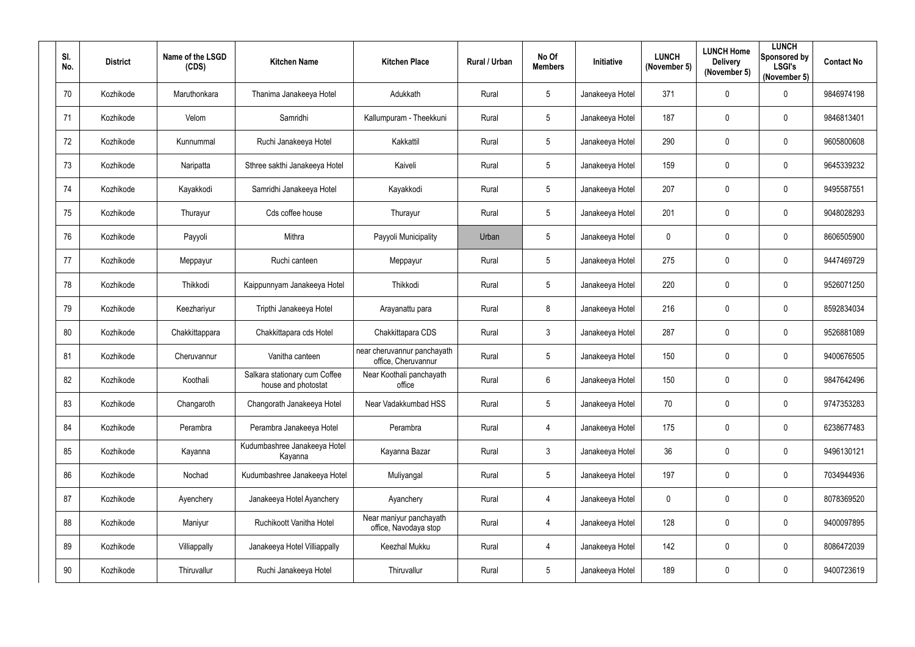| Sl. No. | District | Name of the LSGD (CDS) | Kitchen Name | Kitchen Place | Rural / Urban | No Of Members | Initiative | LUNCH (November 5) | LUNCH Home Delivery (November 5) | LUNCH Sponsored by LSGI's (November 5) | Contact No |
|---|---|---|---|---|---|---|---|---|---|---|---|
| 70 | Kozhikode | Maruthonkara | Thanima Janakeeya Hotel | Adukkath | Rural | 5 | Janakeeya Hotel | 371 | 0 | 0 | 9846974198 |
| 71 | Kozhikode | Velom | Samridhi | Kallumpuram - Theekkuni | Rural | 5 | Janakeeya Hotel | 187 | 0 | 0 | 9846813401 |
| 72 | Kozhikode | Kunnummal | Ruchi Janakeeya Hotel | Kakkattil | Rural | 5 | Janakeeya Hotel | 290 | 0 | 0 | 9605800608 |
| 73 | Kozhikode | Naripatta | Sthree sakthi Janakeeya Hotel | Kaiveli | Rural | 5 | Janakeeya Hotel | 159 | 0 | 0 | 9645339232 |
| 74 | Kozhikode | Kayakkodi | Samridhi Janakeeya Hotel | Kayakkodi | Rural | 5 | Janakeeya Hotel | 207 | 0 | 0 | 9495587551 |
| 75 | Kozhikode | Thurayur | Cds coffee house | Thurayur | Rural | 5 | Janakeeya Hotel | 201 | 0 | 0 | 9048028293 |
| 76 | Kozhikode | Payyoli | Mithra | Payyoli Municipality | Urban | 5 | Janakeeya Hotel | 0 | 0 | 0 | 8606505900 |
| 77 | Kozhikode | Meppayur | Ruchi canteen | Meppayur | Rural | 5 | Janakeeya Hotel | 275 | 0 | 0 | 9447469729 |
| 78 | Kozhikode | Thikkodi | Kaippunnyam Janakeeya Hotel | Thikkodi | Rural | 5 | Janakeeya Hotel | 220 | 0 | 0 | 9526071250 |
| 79 | Kozhikode | Keezhariyur | Tripthi Janakeeya Hotel | Arayanattu para | Rural | 8 | Janakeeya Hotel | 216 | 0 | 0 | 8592834034 |
| 80 | Kozhikode | Chakkittappara | Chakkittapara cds Hotel | Chakkittapara CDS | Rural | 3 | Janakeeya Hotel | 287 | 0 | 0 | 9526881089 |
| 81 | Kozhikode | Cheruvannur | Vanitha canteen | near cheruvannur panchayath office, Cheruvannur | Rural | 5 | Janakeeya Hotel | 150 | 0 | 0 | 9400676505 |
| 82 | Kozhikode | Koothali | Salkara stationary cum Coffee house and photostat | Near Koothali panchayath office | Rural | 6 | Janakeeya Hotel | 150 | 0 | 0 | 9847642496 |
| 83 | Kozhikode | Changaroth | Changorath Janakeeya Hotel | Near Vadakkumbad HSS | Rural | 5 | Janakeeya Hotel | 70 | 0 | 0 | 9747353283 |
| 84 | Kozhikode | Perambra | Perambra Janakeeya Hotel | Perambra | Rural | 4 | Janakeeya Hotel | 175 | 0 | 0 | 6238677483 |
| 85 | Kozhikode | Kayanna | Kudumbashree Janakeeya Hotel Kayanna | Kayanna Bazar | Rural | 3 | Janakeeya Hotel | 36 | 0 | 0 | 9496130121 |
| 86 | Kozhikode | Nochad | Kudumbashree Janakeeya Hotel | Muliyangal | Rural | 5 | Janakeeya Hotel | 197 | 0 | 0 | 7034944936 |
| 87 | Kozhikode | Ayenchery | Janakeeya Hotel Ayanchery | Ayanchery | Rural | 4 | Janakeeya Hotel | 0 | 0 | 0 | 8078369520 |
| 88 | Kozhikode | Maniyur | Ruchikoott Vanitha Hotel | Near maniyur panchayath office, Navodaya stop | Rural | 4 | Janakeeya Hotel | 128 | 0 | 0 | 9400097895 |
| 89 | Kozhikode | Villiappally | Janakeeya Hotel Villiappally | Keezhal Mukku | Rural | 4 | Janakeeya Hotel | 142 | 0 | 0 | 8086472039 |
| 90 | Kozhikode | Thiruvallur | Ruchi Janakeeya Hotel | Thiruvallur | Rural | 5 | Janakeeya Hotel | 189 | 0 | 0 | 9400723619 |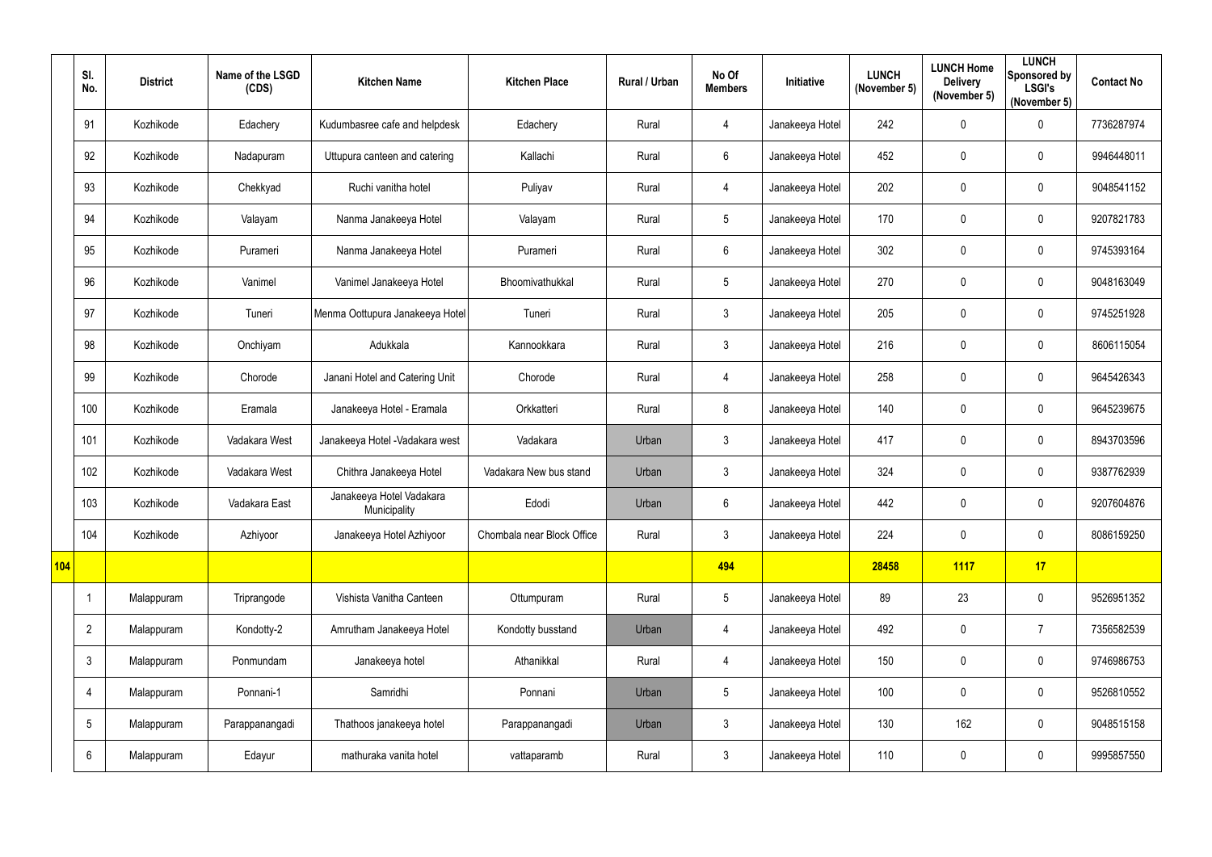| | Sl. No. | District | Name of the LSGD (CDS) | Kitchen Name | Kitchen Place | Rural / Urban | No Of Members | Initiative | LUNCH (November 5) | LUNCH Home Delivery (November 5) | LUNCH Sponsored by LSGI's (November 5) | Contact No |
|---|---|---|---|---|---|---|---|---|---|---|---|---|
| | 91 | Kozhikode | Edachery | Kudumbasree cafe and helpdesk | Edachery | Rural | 4 | Janakeeya Hotel | 242 | 0 | 0 | 7736287974 |
| | 92 | Kozhikode | Nadapuram | Uttupura canteen and catering | Kallachi | Rural | 6 | Janakeeya Hotel | 452 | 0 | 0 | 9946448011 |
| | 93 | Kozhikode | Chekkyad | Ruchi vanitha hotel | Puliyav | Rural | 4 | Janakeeya Hotel | 202 | 0 | 0 | 9048541152 |
| | 94 | Kozhikode | Valayam | Nanma Janakeeya Hotel | Valayam | Rural | 5 | Janakeeya Hotel | 170 | 0 | 0 | 9207821783 |
| | 95 | Kozhikode | Purameri | Nanma Janakeeya Hotel | Purameri | Rural | 6 | Janakeeya Hotel | 302 | 0 | 0 | 9745393164 |
| | 96 | Kozhikode | Vanimel | Vanimel Janakeeya Hotel | Bhoomivathukkal | Rural | 5 | Janakeeya Hotel | 270 | 0 | 0 | 9048163049 |
| | 97 | Kozhikode | Tuneri | Menma Oottupura Janakeeya Hotel | Tuneri | Rural | 3 | Janakeeya Hotel | 205 | 0 | 0 | 9745251928 |
| | 98 | Kozhikode | Onchiyam | Adukkala | Kannookkara | Rural | 3 | Janakeeya Hotel | 216 | 0 | 0 | 8606115054 |
| | 99 | Kozhikode | Chorode | Janani Hotel and Catering Unit | Chorode | Rural | 4 | Janakeeya Hotel | 258 | 0 | 0 | 9645426343 |
| | 100 | Kozhikode | Eramala | Janakeeya Hotel - Eramala | Orkkatteri | Rural | 8 | Janakeeya Hotel | 140 | 0 | 0 | 9645239675 |
| | 101 | Kozhikode | Vadakara West | Janakeeya Hotel -Vadakara west | Vadakara | Urban | 3 | Janakeeya Hotel | 417 | 0 | 0 | 8943703596 |
| | 102 | Kozhikode | Vadakara West | Chithra Janakeeya Hotel | Vadakara New bus stand | Urban | 3 | Janakeeya Hotel | 324 | 0 | 0 | 9387762939 |
| | 103 | Kozhikode | Vadakara East | Janakeeya Hotel Vadakara Municipality | Edodi | Urban | 6 | Janakeeya Hotel | 442 | 0 | 0 | 9207604876 |
| | 104 | Kozhikode | Azhiyoor | Janakeeya Hotel Azhiyoor | Chombala near Block Office | Rural | 3 | Janakeeya Hotel | 224 | 0 | 0 | 8086159250 |
| **104** | | | | | | | **494** | | **28458** | **1117** | **17** | |
| | 1 | Malappuram | Triprangode | Vishista Vanitha Canteen | Ottumpuram | Rural | 5 | Janakeeya Hotel | 89 | 23 | 0 | 9526951352 |
| | 2 | Malappuram | Kondotty-2 | Amrutham Janakeeya Hotel | Kondotty busstand | Urban | 4 | Janakeeya Hotel | 492 | 0 | 7 | 7356582539 |
| | 3 | Malappuram | Ponmundam | Janakeeya hotel | Athanikkal | Rural | 4 | Janakeeya Hotel | 150 | 0 | 0 | 9746986753 |
| | 4 | Malappuram | Ponnani-1 | Samridhi | Ponnani | Urban | 5 | Janakeeya Hotel | 100 | 0 | 0 | 9526810552 |
| | 5 | Malappuram | Parappanangadi | Thathoos janakeeya hotel | Parappanangadi | Urban | 3 | Janakeeya Hotel | 130 | 162 | 0 | 9048515158 |
| | 6 | Malappuram | Edayur | mathuraka vanita hotel | vattaparamb | Rural | 3 | Janakeeya Hotel | 110 | 0 | 0 | 9995857550 |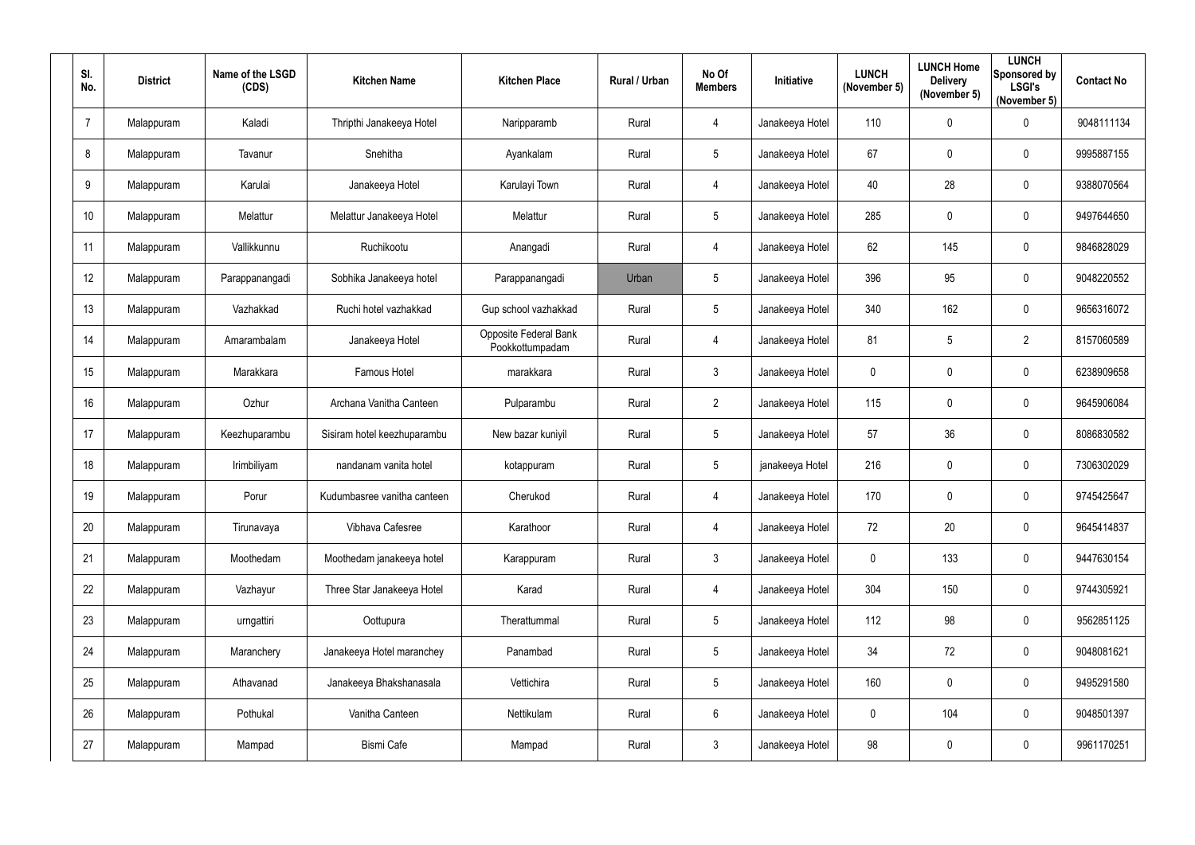| Sl. No. | District | Name of the LSGD (CDS) | Kitchen Name | Kitchen Place | Rural / Urban | No Of Members | Initiative | LUNCH (November 5) | LUNCH Home Delivery (November 5) | LUNCH Sponsored by LSGI's (November 5) | Contact No |
|---|---|---|---|---|---|---|---|---|---|---|---|
| 7 | Malappuram | Kaladi | Thripthi Janakeeya Hotel | Narippparamb | Rural | 4 | Janakeeya Hotel | 110 | 0 | 0 | 9048111134 |
| 8 | Malappuram | Tavanur | Snehitha | Ayankalam | Rural | 5 | Janakeeya Hotel | 67 | 0 | 0 | 9995887155 |
| 9 | Malappuram | Karulai | Janakeeya Hotel | Karulayi Town | Rural | 4 | Janakeeya Hotel | 40 | 28 | 0 | 9388070564 |
| 10 | Malappuram | Melattur | Melattur Janakeeya Hotel | Melattur | Rural | 5 | Janakeeya Hotel | 285 | 0 | 0 | 9497644650 |
| 11 | Malappuram | Vallikkunnu | Ruchikootu | Anangadi | Rural | 4 | Janakeeya Hotel | 62 | 145 | 0 | 9846828029 |
| 12 | Malappuram | Parappanangadi | Sobhika Janakeeya hotel | Parappanangadi | Urban | 5 | Janakeeya Hotel | 396 | 95 | 0 | 9048220552 |
| 13 | Malappuram | Vazhakkad | Ruchi hotel vazhakkad | Gup school vazhakkad | Rural | 5 | Janakeeya Hotel | 340 | 162 | 0 | 9656316072 |
| 14 | Malappuram | Amarambalam | Janakeeya Hotel | Opposite Federal Bank Pookkottumpadam | Rural | 4 | Janakeeya Hotel | 81 | 5 | 2 | 8157060589 |
| 15 | Malappuram | Marakkara | Famous Hotel | marakkara | Rural | 3 | Janakeeya Hotel | 0 | 0 | 0 | 6238909658 |
| 16 | Malappuram | Ozhur | Archana Vanitha Canteen | Pulparambu | Rural | 2 | Janakeeya Hotel | 115 | 0 | 0 | 9645906084 |
| 17 | Malappuram | Keezhuparambu | Sisiram hotel keezhuparambu | New bazar kuniyil | Rural | 5 | Janakeeya Hotel | 57 | 36 | 0 | 8086830582 |
| 18 | Malappuram | Irimbiliyam | nandanam vanita hotel | kotappuram | Rural | 5 | janakeeya Hotel | 216 | 0 | 0 | 7306302029 |
| 19 | Malappuram | Porur | Kudumbasree vanitha canteen | Cherukod | Rural | 4 | Janakeeya Hotel | 170 | 0 | 0 | 9745425647 |
| 20 | Malappuram | Tirunavaya | Vibhava Cafesree | Karathoor | Rural | 4 | Janakeeya Hotel | 72 | 20 | 0 | 9645414837 |
| 21 | Malappuram | Moothedam | Moothedam janakeeya hotel | Karappuram | Rural | 3 | Janakeeya Hotel | 0 | 133 | 0 | 9447630154 |
| 22 | Malappuram | Vazhayur | Three Star Janakeeya Hotel | Karad | Rural | 4 | Janakeeya Hotel | 304 | 150 | 0 | 9744305921 |
| 23 | Malappuram | urngattiri | Oottupura | Therattummal | Rural | 5 | Janakeeya Hotel | 112 | 98 | 0 | 9562851125 |
| 24 | Malappuram | Maranchery | Janakeeya Hotel maranchey | Panambad | Rural | 5 | Janakeeya Hotel | 34 | 72 | 0 | 9048081621 |
| 25 | Malappuram | Athavanad | Janakeeya Bhakshanasala | Vettichira | Rural | 5 | Janakeeya Hotel | 160 | 0 | 0 | 9495291580 |
| 26 | Malappuram | Pothukal | Vanitha Canteen | Nettikulam | Rural | 6 | Janakeeya Hotel | 0 | 104 | 0 | 9048501397 |
| 27 | Malappuram | Mampad | Bismi Cafe | Mampad | Rural | 3 | Janakeeya Hotel | 98 | 0 | 0 | 9961170251 |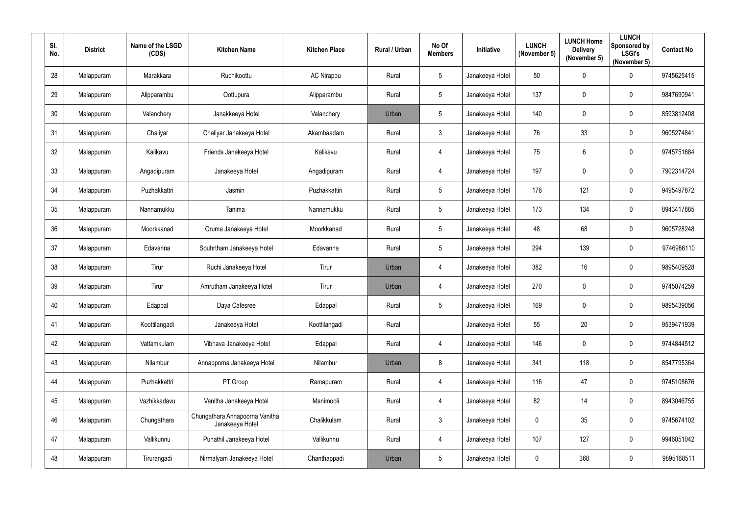| Sl. No. | District | Name of the LSGD (CDS) | Kitchen Name | Kitchen Place | Rural / Urban | No Of Members | Initiative | LUNCH (November 5) | LUNCH Home Delivery (November 5) | LUNCH Sponsored by LSGI's (November 5) | Contact No |
|---|---|---|---|---|---|---|---|---|---|---|---|
| 28 | Malappuram | Marakkara | Ruchikoottu | AC Nirappu | Rural | 5 | Janakeeya Hotel | 50 | 0 | 0 | 9745625415 |
| 29 | Malappuram | Alipparambu | Oottupura | Alipparambu | Rural | 5 | Janakeeya Hotel | 137 | 0 | 0 | 9847690941 |
| 30 | Malappuram | Valanchery | Janakkeeya Hotel | Valanchery | Urban | 5 | Janakeeya Hotel | 140 | 0 | 0 | 8593812408 |
| 31 | Malappuram | Chaliyar | Chaliyar Janakeeya Hotel | Akambaadam | Rural | 3 | Janakeeya Hotel | 76 | 33 | 0 | 9605274841 |
| 32 | Malappuram | Kalikavu | Friends Janakeeya Hotel | Kalikavu | Rural | 4 | Janakeeya Hotel | 75 | 6 | 0 | 9745751684 |
| 33 | Malappuram | Angadipuram | Janakeeya Hotel | Angadipuram | Rural | 4 | Janakeeya Hotel | 197 | 0 | 0 | 7902314724 |
| 34 | Malappuram | Puzhakkattri | Jasmin | Puzhakkattiri | Rural | 5 | Janakeeya Hotel | 176 | 121 | 0 | 9495497872 |
| 35 | Malappuram | Nannamukku | Tanima | Nannamukku | Rural | 5 | Janakeeya Hotel | 173 | 134 | 0 | 8943417885 |
| 36 | Malappuram | Moorkkanad | Oruma Janakeeya Hotel | Moorkkanad | Rural | 5 | Janakeeya Hotel | 48 | 68 | 0 | 9605728248 |
| 37 | Malappuram | Edavanna | Souhrtham Janakeeya Hotel | Edavanna | Rural | 5 | Janakeeya Hotel | 294 | 139 | 0 | 9746986110 |
| 38 | Malappuram | Tirur | Ruchi Janakeeya Hotel | Tirur | Urban | 4 | Janakeeya Hotel | 382 | 16 | 0 | 9895409528 |
| 39 | Malappuram | Tirur | Amrutham Janakeeya Hotel | Tirur | Urban | 4 | Janakeeya Hotel | 270 | 0 | 0 | 9745074259 |
| 40 | Malappuram | Edappal | Daya Cafesree | Edappal | Rural | 5 | Janakeeya Hotel | 169 | 0 | 0 | 9895439056 |
| 41 | Malappuram | Koottilangadi | Janakeeya Hotel | Koottilangadi | Rural | | Janakeeya Hotel | 55 | 20 | 0 | 9539471939 |
| 42 | Malappuram | Vattamkulam | Vibhava Janakeeya Hotel | Edappal | Rural | 4 | Janakeeya Hotel | 146 | 0 | 0 | 9744844512 |
| 43 | Malappuram | Nilambur | Annapporna Janakeeya Hotel | Nilambur | Urban | 8 | Janakeeya Hotel | 341 | 118 | 0 | 8547795364 |
| 44 | Malappuram | Puzhakkattri | PT Group | Ramapuram | Rural | 4 | Janakeeya Hotel | 116 | 47 | 0 | 9745108676 |
| 45 | Malappuram | Vazhikkadavu | Vanitha Janakeeya Hotel | Manimooli | Rural | 4 | Janakeeya Hotel | 82 | 14 | 0 | 8943046755 |
| 46 | Malappuram | Chungathara | Chungathara Annapoorna Vanitha Janakeeya Hotel | Chalikkulam | Rural | 3 | Janakeeya Hotel | 0 | 35 | 0 | 9745674102 |
| 47 | Malappuram | Vallikunnu | Punathil Janakeeya Hotel | Vallikunnu | Rural | 4 | Janakeeya Hotel | 107 | 127 | 0 | 9946051042 |
| 48 | Malappuram | Tirurangadi | Nirmalyam Janakeeya Hotel | Chanthappadi | Urban | 5 | Janakeeya Hotel | 0 | 368 | 0 | 9895168511 |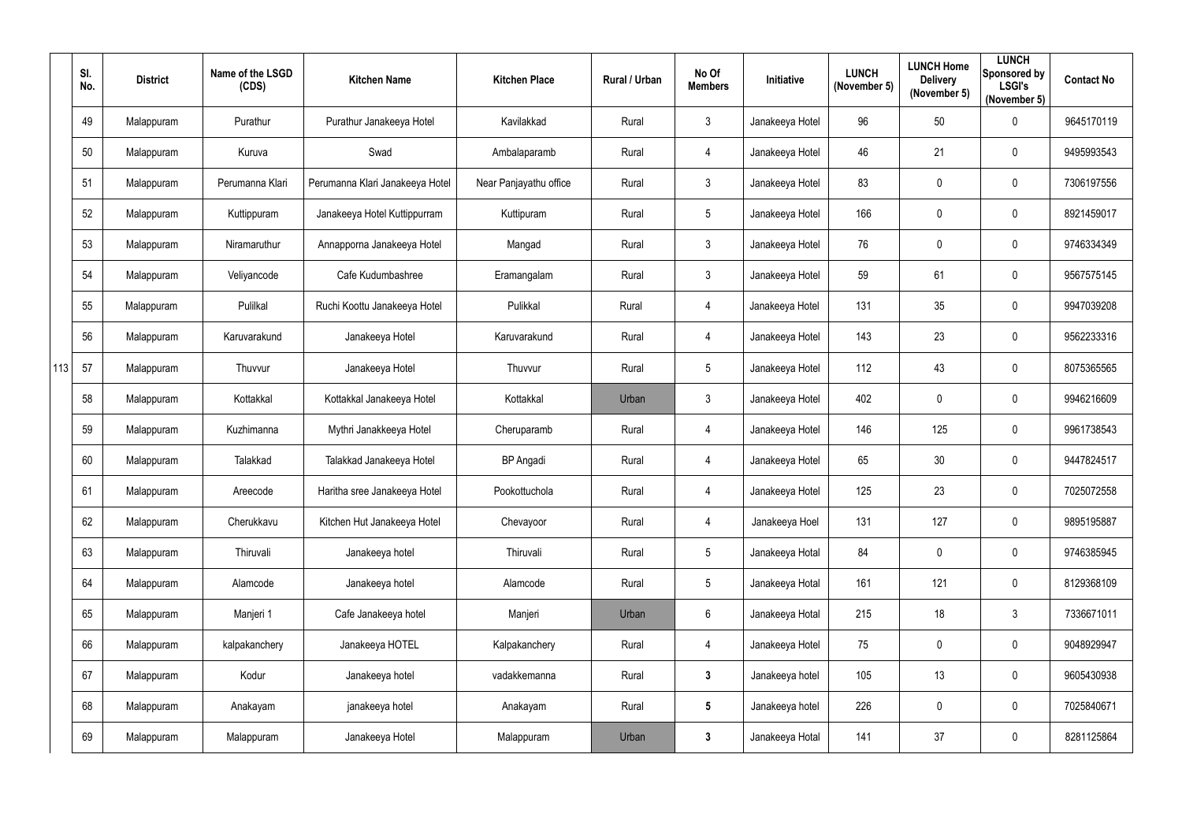| | Sl. No. | District | Name of the LSGD (CDS) | Kitchen Name | Kitchen Place | Rural / Urban | No Of Members | Initiative | LUNCH (November 5) | LUNCH Home Delivery (November 5) | LUNCH Sponsored by LSGI's (November 5) | Contact No |
|---|---|---|---|---|---|---|---|---|---|---|---|---|
| | 49 | Malappuram | Purathur | Purathur Janakeeya Hotel | Kavilakkad | Rural | 3 | Janakeeya Hotel | 96 | 50 | 0 | 9645170119 |
| | 50 | Malappuram | Kuruva | Swad | Ambalaparamb | Rural | 4 | Janakeeya Hotel | 46 | 21 | 0 | 9495993543 |
| | 51 | Malappuram | Perumanna Klari | Perumanna Klari Janakeeya Hotel | Near Panjayathu office | Rural | 3 | Janakeeya Hotel | 83 | 0 | 0 | 7306197556 |
| | 52 | Malappuram | Kuttippuram | Janakeeya Hotel Kuttippurram | Kuttipuram | Rural | 5 | Janakeeya Hotel | 166 | 0 | 0 | 8921459017 |
| | 53 | Malappuram | Niramaruthur | Annapporna Janakeeya Hotel | Mangad | Rural | 3 | Janakeeya Hotel | 76 | 0 | 0 | 9746334349 |
| | 54 | Malappuram | Veliyancode | Cafe Kudumbashree | Eramangalam | Rural | 3 | Janakeeya Hotel | 59 | 61 | 0 | 9567575145 |
| | 55 | Malappuram | Pulilkal | Ruchi Koottu Janakeeya Hotel | Pulikkal | Rural | 4 | Janakeeya Hotel | 131 | 35 | 0 | 9947039208 |
| | 56 | Malappuram | Karuvarakund | Janakeeya Hotel | Karuvarakund | Rural | 4 | Janakeeya Hotel | 143 | 23 | 0 | 9562233316 |
| 113 | 57 | Malappuram | Thuvvur | Janakeeya Hotel | Thuvvur | Rural | 5 | Janakeeya Hotel | 112 | 43 | 0 | 8075365565 |
| | 58 | Malappuram | Kottakkal | Kottakkal Janakeeya Hotel | Kottakkal | Urban | 3 | Janakeeya Hotel | 402 | 0 | 0 | 9946216609 |
| | 59 | Malappuram | Kuzhimanna | Mythri Janakkeeya Hotel | Cheruparamb | Rural | 4 | Janakeeya Hotel | 146 | 125 | 0 | 9961738543 |
| | 60 | Malappuram | Talakkad | Talakkad Janakeeya Hotel | BP Angadi | Rural | 4 | Janakeeya Hotel | 65 | 30 | 0 | 9447824517 |
| | 61 | Malappuram | Areecode | Haritha sree Janakeeya Hotel | Pookottuchola | Rural | 4 | Janakeeya Hotel | 125 | 23 | 0 | 7025072558 |
| | 62 | Malappuram | Cherukkavu | Kitchen Hut Janakeeya Hotel | Chevayoor | Rural | 4 | Janakeeya Hoel | 131 | 127 | 0 | 9895195887 |
| | 63 | Malappuram | Thiruvali | Janakeeya hotel | Thiruvali | Rural | 5 | Janakeeya Hotal | 84 | 0 | 0 | 9746385945 |
| | 64 | Malappuram | Alamcode | Janakeeya hotel | Alamcode | Rural | 5 | Janakeeya Hotal | 161 | 121 | 0 | 8129368109 |
| | 65 | Malappuram | Manjeri 1 | Cafe Janakeeya hotel | Manjeri | Urban | 6 | Janakeeya Hotal | 215 | 18 | 3 | 7336671011 |
| | 66 | Malappuram | kalpakanchery | Janakeeya HOTEL | Kalpakanchery | Rural | 4 | Janakeeya Hotel | 75 | 0 | 0 | 9048929947 |
| | 67 | Malappuram | Kodur | Janakeeya hotel | vadakkemanna | Rural | **3** | Janakeeya hotel | 105 | 13 | 0 | 9605430938 |
| | 68 | Malappuram | Anakayam | janakeeya hotel | Anakayam | Rural | **5** | Janakeeya hotel | 226 | 0 | 0 | 7025840671 |
| | 69 | Malappuram | Malappuram | Janakeeya Hotel | Malappuram | Urban | **3** | Janakeeya Hotal | 141 | 37 | 0 | 8281125864 |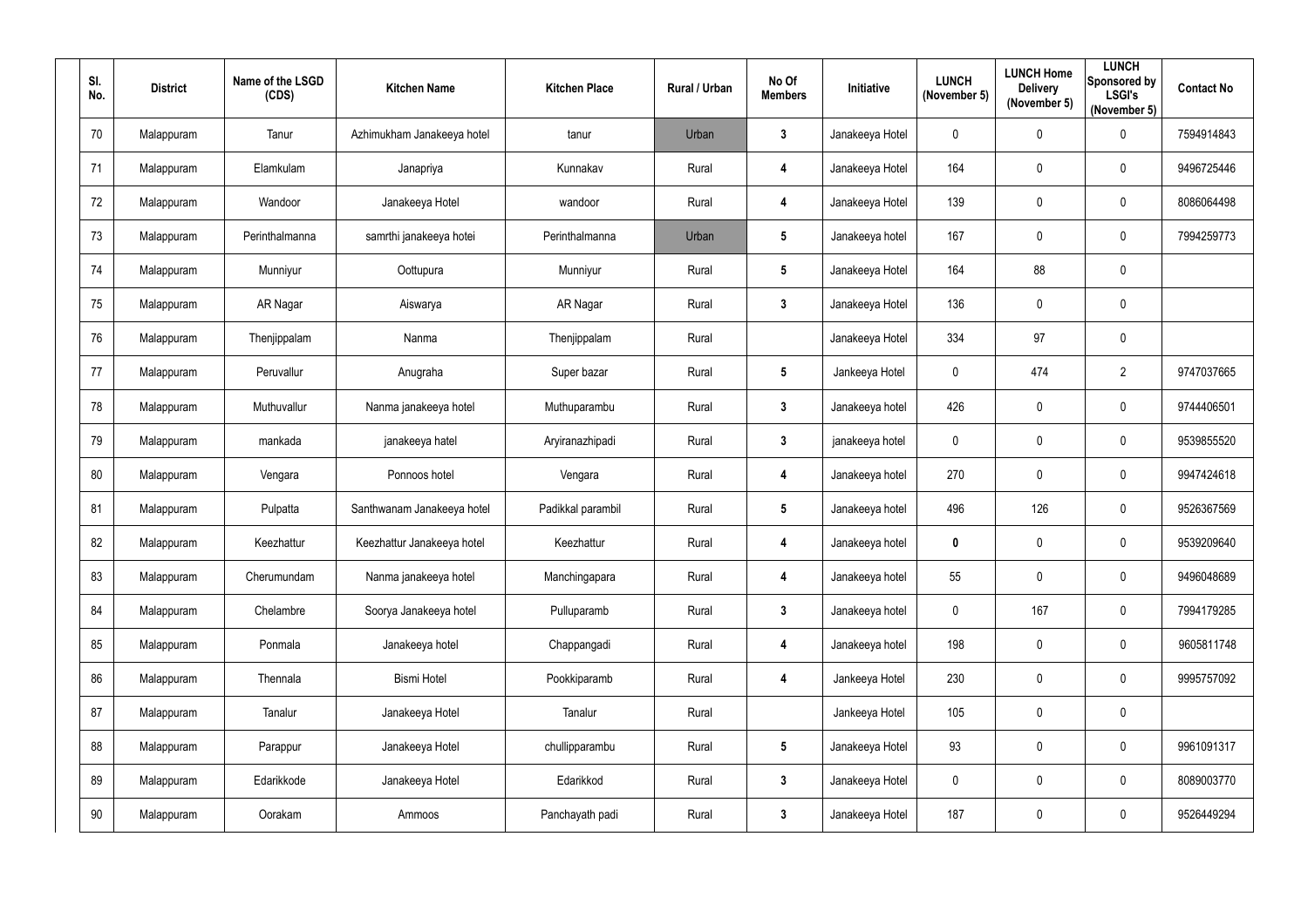| Sl. No. | District | Name of the LSGD (CDS) | Kitchen Name | Kitchen Place | Rural / Urban | No Of Members | Initiative | LUNCH (November 5) | LUNCH Home Delivery (November 5) | LUNCH Sponsored by LSGI's (November 5) | Contact No |
|---|---|---|---|---|---|---|---|---|---|---|---|
| 70 | Malappuram | Tanur | Azhimukham Janakeeya hotel | tanur | Urban | 3 | Janakeeya Hotel | 0 | 0 | 0 | 7594914843 |
| 71 | Malappuram | Elamkulam | Janapriya | Kunnakav | Rural | 4 | Janakeeya Hotel | 164 | 0 | 0 | 9496725446 |
| 72 | Malappuram | Wandoor | Janakeeya Hotel | wandoor | Rural | 4 | Janakeeya Hotel | 139 | 0 | 0 | 8086064498 |
| 73 | Malappuram | Perinthalmanna | samrthi janakeeya hotei | Perinthalmanna | Urban | 5 | Janakeeya hotel | 167 | 0 | 0 | 7994259773 |
| 74 | Malappuram | Munniyur | Oottupura | Munniyur | Rural | 5 | Janakeeya Hotel | 164 | 88 | 0 | |
| 75 | Malappuram | AR Nagar | Aiswarya | AR Nagar | Rural | 3 | Janakeeya Hotel | 136 | 0 | 0 | |
| 76 | Malappuram | Thenjippalam | Nanma | Thenjippalam | Rural | | Janakeeya Hotel | 334 | 97 | 0 | |
| 77 | Malappuram | Peruvallur | Anugraha | Super bazar | Rural | 5 | Jankeeya Hotel | 0 | 474 | 2 | 9747037665 |
| 78 | Malappuram | Muthuvallur | Nanma janakeeya hotel | Muthuparambu | Rural | 3 | Janakeeya hotel | 426 | 0 | 0 | 9744406501 |
| 79 | Malappuram | mankada | janakeeya hatel | Aryiranazhipadi | Rural | 3 | janakeeya hotel | 0 | 0 | 0 | 9539855520 |
| 80 | Malappuram | Vengara | Ponnoos hotel | Vengara | Rural | 4 | Janakeeya hotel | 270 | 0 | 0 | 9947424618 |
| 81 | Malappuram | Pulpatta | Santhwanam Janakeeya hotel | Padikkal parambil | Rural | 5 | Janakeeya hotel | 496 | 126 | 0 | 9526367569 |
| 82 | Malappuram | Keezhattur | Keezhattur Janakeeya hotel | Keezhattur | Rural | 4 | Janakeeya hotel | 0 | 0 | 0 | 9539209640 |
| 83 | Malappuram | Cherumundam | Nanma janakeeya hotel | Manchingapara | Rural | 4 | Janakeeya hotel | 55 | 0 | 0 | 9496048689 |
| 84 | Malappuram | Chelambre | Soorya Janakeeya hotel | Pulluparamb | Rural | 3 | Janakeeya hotel | 0 | 167 | 0 | 7994179285 |
| 85 | Malappuram | Ponmala | Janakeeya hotel | Chappangadi | Rural | 4 | Janakeeya hotel | 198 | 0 | 0 | 9605811748 |
| 86 | Malappuram | Thennala | Bismi Hotel | Pookkiparamb | Rural | 4 | Jankeeya Hotel | 230 | 0 | 0 | 9995757092 |
| 87 | Malappuram | Tanalur | Janakeeya Hotel | Tanalur | Rural | | Jankeeya Hotel | 105 | 0 | 0 | |
| 88 | Malappuram | Parappur | Janakeeya Hotel | chullipparambu | Rural | 5 | Janakeeya Hotel | 93 | 0 | 0 | 9961091317 |
| 89 | Malappuram | Edarikkode | Janakeeya Hotel | Edarikkod | Rural | 3 | Janakeeya Hotel | 0 | 0 | 0 | 8089003770 |
| 90 | Malappuram | Oorakam | Ammoos | Panchayath padi | Rural | 3 | Janakeeya Hotel | 187 | 0 | 0 | 9526449294 |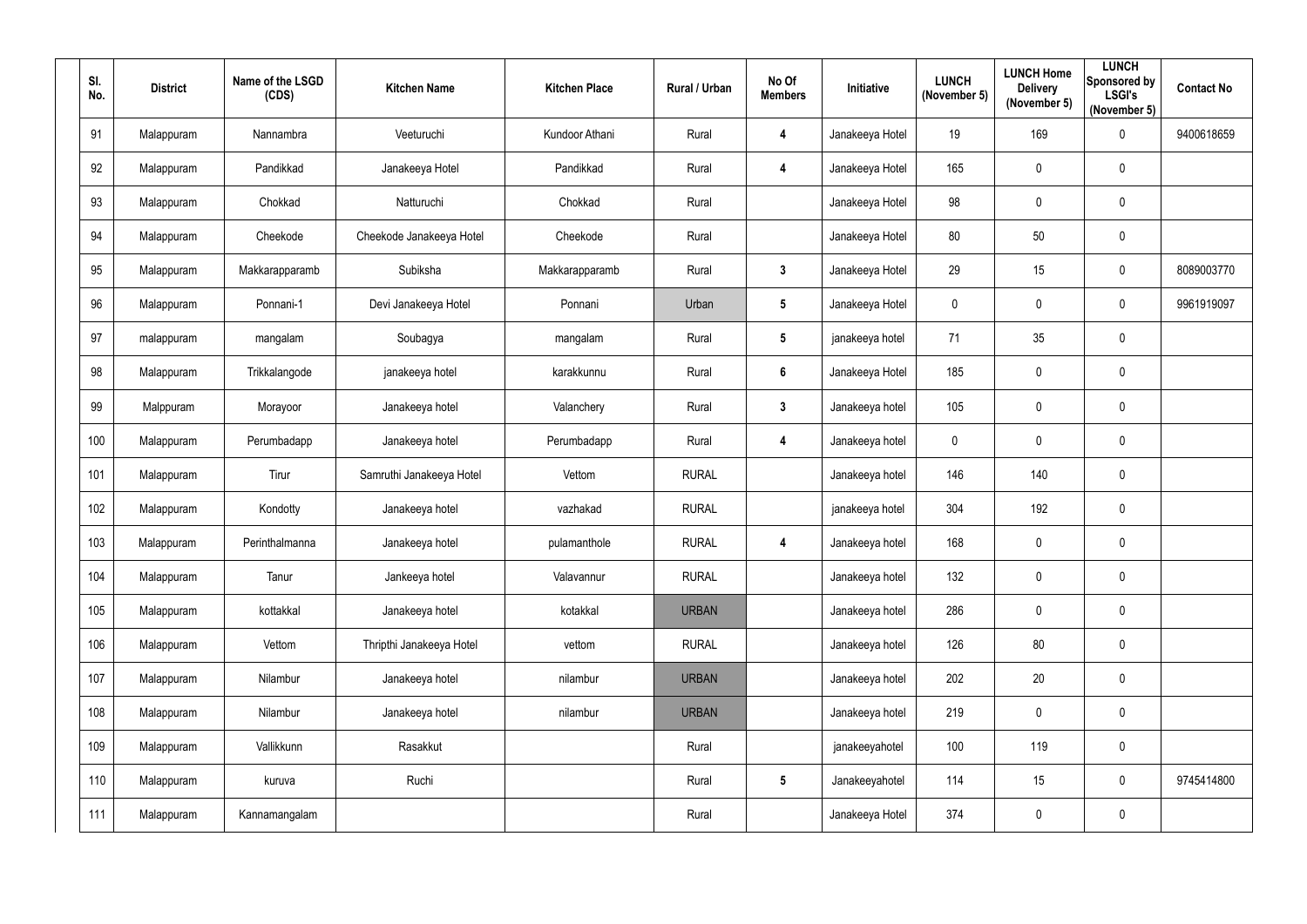| Sl. No. | District | Name of the LSGD (CDS) | Kitchen Name | Kitchen Place | Rural / Urban | No Of Members | Initiative | LUNCH (November 5) | LUNCH Home Delivery (November 5) | LUNCH Sponsored by LSGI's (November 5) | Contact No |
|---|---|---|---|---|---|---|---|---|---|---|---|
| 91 | Malappuram | Nannambra | Veeturuchi | Kundoor Athani | Rural | 4 | Janakeeya Hotel | 19 | 169 | 0 | 9400618659 |
| 92 | Malappuram | Pandikkad | Janakeeya Hotel | Pandikkad | Rural | 4 | Janakeeya Hotel | 165 | 0 | 0 | |
| 93 | Malappuram | Chokkad | Natturuchi | Chokkad | Rural | | Janakeeya Hotel | 98 | 0 | 0 | |
| 94 | Malappuram | Cheekode | Cheekode Janakeeya Hotel | Cheekode | Rural | | Janakeeya Hotel | 80 | 50 | 0 | |
| 95 | Malappuram | Makkarapparamb | Subiksha | Makkarapparamb | Rural | 3 | Janakeeya Hotel | 29 | 15 | 0 | 8089003770 |
| 96 | Malappuram | Ponnani-1 | Devi Janakeeya Hotel | Ponnani | Urban | 5 | Janakeeya Hotel | 0 | 0 | 0 | 9961919097 |
| 97 | malappuram | mangalam | Soubagya | mangalam | Rural | 5 | janakeeya hotel | 71 | 35 | 0 | |
| 98 | Malappuram | Trikkalangode | janakeeya hotel | karakkunnu | Rural | 6 | Janakeeya Hotel | 185 | 0 | 0 | |
| 99 | Malppuram | Morayoor | Janakeeya hotel | Valanchery | Rural | 3 | Janakeeya hotel | 105 | 0 | 0 | |
| 100 | Malappuram | Perumbadapp | Janakeeya hotel | Perumbadapp | Rural | 4 | Janakeeya hotel | 0 | 0 | 0 | |
| 101 | Malappuram | Tirur | Samruthi Janakeeya Hotel | Vettom | RURAL | | Janakeeya hotel | 146 | 140 | 0 | |
| 102 | Malappuram | Kondotty | Janakeeya hotel | vazhakad | RURAL | | janakeeya hotel | 304 | 192 | 0 | |
| 103 | Malappuram | Perinthalmanna | Janakeeya hotel | pulamanthole | RURAL | 4 | Janakeeya hotel | 168 | 0 | 0 | |
| 104 | Malappuram | Tanur | Jankeeya hotel | Valavannur | RURAL | | Janakeeya hotel | 132 | 0 | 0 | |
| 105 | Malappuram | kottakkal | Janakeeya hotel | kotakkal | URBAN | | Janakeeya hotel | 286 | 0 | 0 | |
| 106 | Malappuram | Vettom | Thripthi Janakeeya Hotel | vettom | RURAL | | Janakeeya hotel | 126 | 80 | 0 | |
| 107 | Malappuram | Nilambur | Janakeeya hotel | nilambur | URBAN | | Janakeeya hotel | 202 | 20 | 0 | |
| 108 | Malappuram | Nilambur | Janakeeya hotel | nilambur | URBAN | | Janakeeya hotel | 219 | 0 | 0 | |
| 109 | Malappuram | Vallikkunn | Rasakkut | | Rural | | janakeeyahotel | 100 | 119 | 0 | |
| 110 | Malappuram | kuruva | Ruchi | | Rural | 5 | Janakeeyahotel | 114 | 15 | 0 | 9745414800 |
| 111 | Malappuram | Kannamangalam | | | Rural | | Janakeeya Hotel | 374 | 0 | 0 | |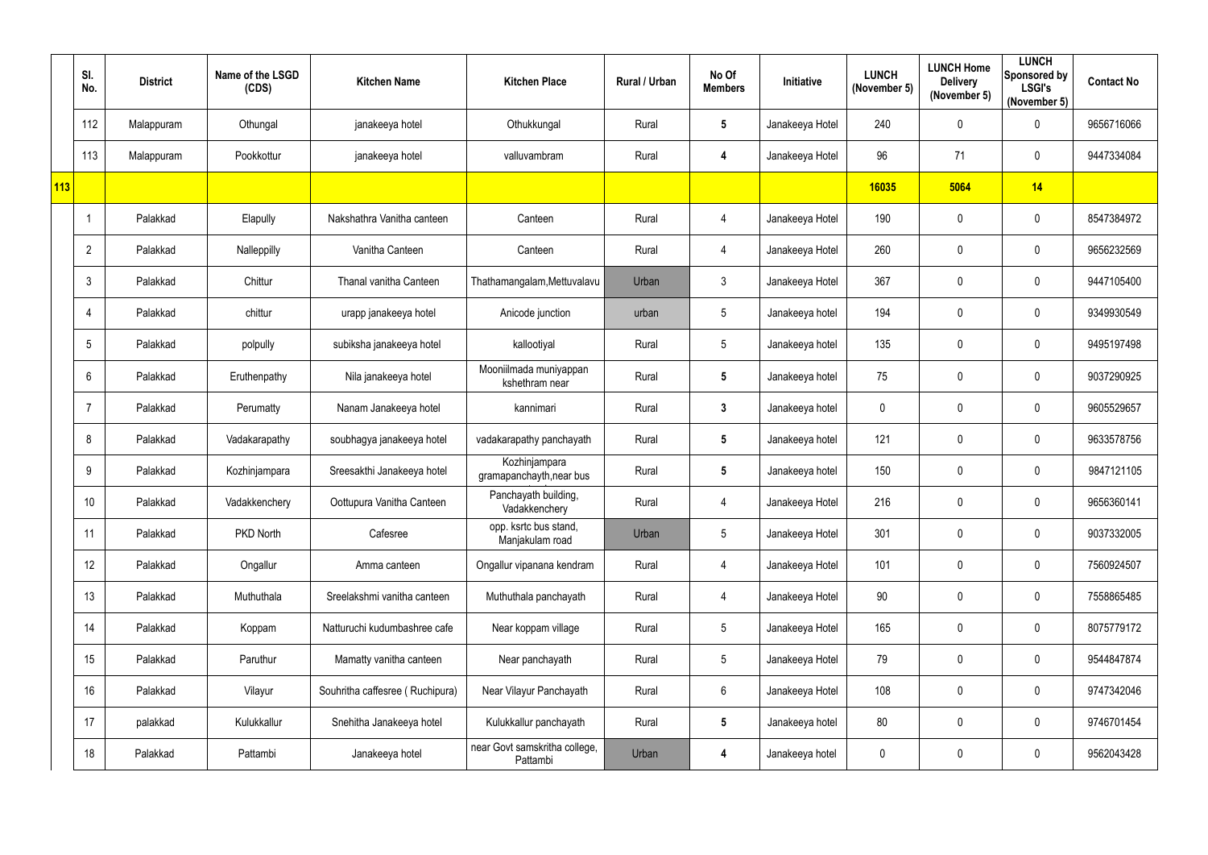| | Sl. No. | District | Name of the LSGD (CDS) | Kitchen Name | Kitchen Place | Rural / Urban | No Of Members | Initiative | LUNCH (November 5) | LUNCH Home Delivery (November 5) | LUNCH Sponsored by LSGI's (November 5) | Contact No |
|---|---|---|---|---|---|---|---|---|---|---|---|---|
| | 112 | Malappuram | Othungal | janakeeya hotel | Othukkungal | Rural | 5 | Janakeeya Hotel | 240 | 0 | 0 | 9656716066 |
| | 113 | Malappuram | Pookkottur | janakeeya hotel | valluvambram | Rural | 4 | Janakeeya Hotel | 96 | 71 | 0 | 9447334084 |
| 113 | | | | | | | | | 16035 | 5064 | 14 | |
| | 1 | Palakkad | Elapully | Nakshathra Vanitha canteen | Canteen | Rural | 4 | Janakeeya Hotel | 190 | 0 | 0 | 8547384972 |
| | 2 | Palakkad | Nalleppilly | Vanitha Canteen | Canteen | Rural | 4 | Janakeeya Hotel | 260 | 0 | 0 | 9656232569 |
| | 3 | Palakkad | Chittur | Thanal vanitha Canteen | Thathamangalam,Mettuvalavu | Urban | 3 | Janakeeya Hotel | 367 | 0 | 0 | 9447105400 |
| | 4 | Palakkad | chittur | urapp janakeeya hotel | Anicode junction | urban | 5 | Janakeeya hotel | 194 | 0 | 0 | 9349930549 |
| | 5 | Palakkad | polpully | subiksha janakeeya hotel | kallootiyal | Rural | 5 | Janakeeya hotel | 135 | 0 | 0 | 9495197498 |
| | 6 | Palakkad | Eruthenpathy | Nila janakeeya hotel | Mooniilmada muniyappan kshethram near | Rural | 5 | Janakeeya hotel | 75 | 0 | 0 | 9037290925 |
| | 7 | Palakkad | Perumatty | Nanam Janakeeya hotel | kannimari | Rural | 3 | Janakeeya hotel | 0 | 0 | 0 | 9605529657 |
| | 8 | Palakkad | Vadakarapathy | soubhagya janakeeya hotel | vadakarapathy panchayath | Rural | 5 | Janakeeya hotel | 121 | 0 | 0 | 9633578756 |
| | 9 | Palakkad | Kozhinjampara | Sreesakthi Janakeeya hotel | Kozhinjampara gramapanchayth,near bus | Rural | 5 | Janakeeya hotel | 150 | 0 | 0 | 9847121105 |
| | 10 | Palakkad | Vadakkenchery | Oottupura Vanitha Canteen | Panchayath building, Vadakkenchery | Rural | 4 | Janakeeya Hotel | 216 | 0 | 0 | 9656360141 |
| | 11 | Palakkad | PKD North | Cafesree | opp. ksrtc bus stand, Manjakulam road | Urban | 5 | Janakeeya Hotel | 301 | 0 | 0 | 9037332005 |
| | 12 | Palakkad | Ongallur | Amma canteen | Ongallur vipanana kendram | Rural | 4 | Janakeeya Hotel | 101 | 0 | 0 | 7560924507 |
| | 13 | Palakkad | Muthuthala | Sreelakshmi vanitha canteen | Muthuthala panchayath | Rural | 4 | Janakeeya Hotel | 90 | 0 | 0 | 7558865485 |
| | 14 | Palakkad | Koppam | Natturuchi kudumbashree cafe | Near koppam village | Rural | 5 | Janakeeya Hotel | 165 | 0 | 0 | 8075779172 |
| | 15 | Palakkad | Paruthur | Mamatty vanitha canteen | Near panchayath | Rural | 5 | Janakeeya Hotel | 79 | 0 | 0 | 9544847874 |
| | 16 | Palakkad | Vilayur | Souhritha caffesree ( Ruchipura) | Near Vilayur Panchayath | Rural | 6 | Janakeeya Hotel | 108 | 0 | 0 | 9747342046 |
| | 17 | palakkad | Kulukkallur | Snehitha Janakeeya hotel | Kulukkallur panchayath | Rural | 5 | Janakeeya hotel | 80 | 0 | 0 | 9746701454 |
| | 18 | Palakkad | Pattambi | Janakeeya hotel | near Govt samskritha college, Pattambi | Urban | 4 | Janakeeya hotel | 0 | 0 | 0 | 9562043428 |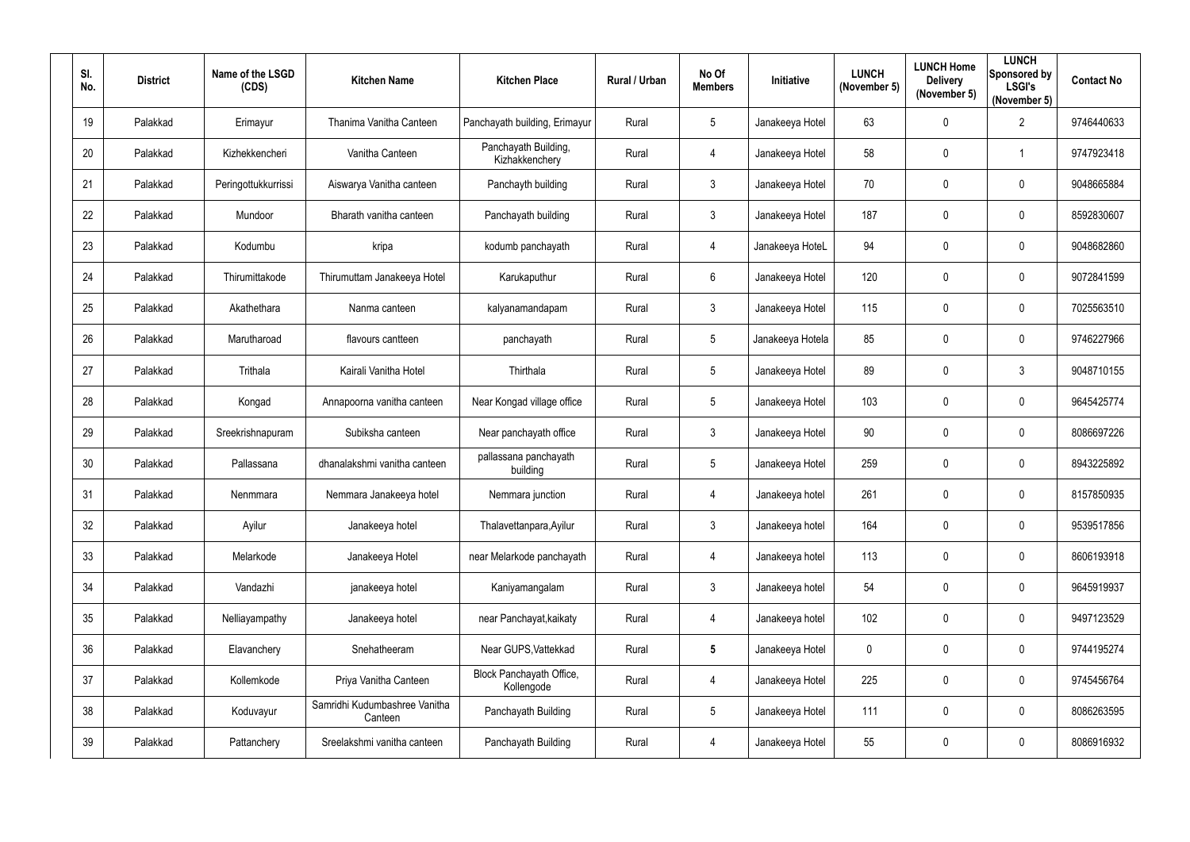| Sl. No. | District | Name of the LSGD (CDS) | Kitchen Name | Kitchen Place | Rural / Urban | No Of Members | Initiative | LUNCH (November 5) | LUNCH Home Delivery (November 5) | LUNCH Sponsored by LSGI's (November 5) | Contact No |
|---|---|---|---|---|---|---|---|---|---|---|---|
| 19 | Palakkad | Erimayur | Thanima Vanitha Canteen | Panchayath building, Erimayur | Rural | 5 | Janakeeya Hotel | 63 | 0 | 2 | 9746440633 |
| 20 | Palakkad | Kizhekkencheri | Vanitha Canteen | Panchayath Building, Kizhakkenchery | Rural | 4 | Janakeeya Hotel | 58 | 0 | 1 | 9747923418 |
| 21 | Palakkad | Peringottukkurissi | Aiswarya Vanitha canteen | Panchayth building | Rural | 3 | Janakeeya Hotel | 70 | 0 | 0 | 9048665884 |
| 22 | Palakkad | Mundoor | Bharath vanitha canteen | Panchayath building | Rural | 3 | Janakeeya Hotel | 187 | 0 | 0 | 8592830607 |
| 23 | Palakkad | Kodumbu | kripa | kodumb panchayath | Rural | 4 | Janakeeya HoteL | 94 | 0 | 0 | 9048682860 |
| 24 | Palakkad | Thirumittakode | Thirumuttam Janakeeya Hotel | Karukaputhur | Rural | 6 | Janakeeya Hotel | 120 | 0 | 0 | 9072841599 |
| 25 | Palakkad | Akathethara | Nanma canteen | kalyanamandapam | Rural | 3 | Janakeeya Hotel | 115 | 0 | 0 | 7025563510 |
| 26 | Palakkad | Marutharoad | flavours cantteen | panchayath | Rural | 5 | Janakeeya Hotela | 85 | 0 | 0 | 9746227966 |
| 27 | Palakkad | Trithala | Kairali Vanitha Hotel | Thirthala | Rural | 5 | Janakeeya Hotel | 89 | 0 | 3 | 9048710155 |
| 28 | Palakkad | Kongad | Annapoorna vanitha canteen | Near Kongad village office | Rural | 5 | Janakeeya Hotel | 103 | 0 | 0 | 9645425774 |
| 29 | Palakkad | Sreekrishnapuram | Subiksha canteen | Near panchayath office | Rural | 3 | Janakeeya Hotel | 90 | 0 | 0 | 8086697226 |
| 30 | Palakkad | Pallassana | dhanalakshmi vanitha canteen | pallassana panchayath building | Rural | 5 | Janakeeya Hotel | 259 | 0 | 0 | 8943225892 |
| 31 | Palakkad | Nenmmara | Nemmara Janakeeya hotel | Nemmara junction | Rural | 4 | Janakeeya hotel | 261 | 0 | 0 | 8157850935 |
| 32 | Palakkad | Ayilur | Janakeeya hotel | Thalavettanpara,Ayilur | Rural | 3 | Janakeeya hotel | 164 | 0 | 0 | 9539517856 |
| 33 | Palakkad | Melarkode | Janakeeya Hotel | near Melarkode panchayath | Rural | 4 | Janakeeya hotel | 113 | 0 | 0 | 8606193918 |
| 34 | Palakkad | Vandazhi | janakeeya hotel | Kaniyamangalam | Rural | 3 | Janakeeya hotel | 54 | 0 | 0 | 9645919937 |
| 35 | Palakkad | Nelliayampathy | Janakeeya hotel | near Panchayat,kaikaty | Rural | 4 | Janakeeya hotel | 102 | 0 | 0 | 9497123529 |
| 36 | Palakkad | Elavanchery | Snehatheeram | Near GUPS,Vattekkad | Rural | **5** | Janakeeya Hotel | 0 | 0 | 0 | 9744195274 |
| 37 | Palakkad | Kollemkode | Priya Vanitha Canteen | Block Panchayath Office, Kollengode | Rural | 4 | Janakeeya Hotel | 225 | 0 | 0 | 9745456764 |
| 38 | Palakkad | Koduvayur | Samridhi Kudumbashree Vanitha Canteen | Panchayath Building | Rural | 5 | Janakeeya Hotel | 111 | 0 | 0 | 8086263595 |
| 39 | Palakkad | Pattanchery | Sreelakshmi vanitha canteen | Panchayath Building | Rural | 4 | Janakeeya Hotel | 55 | 0 | 0 | 8086916932 |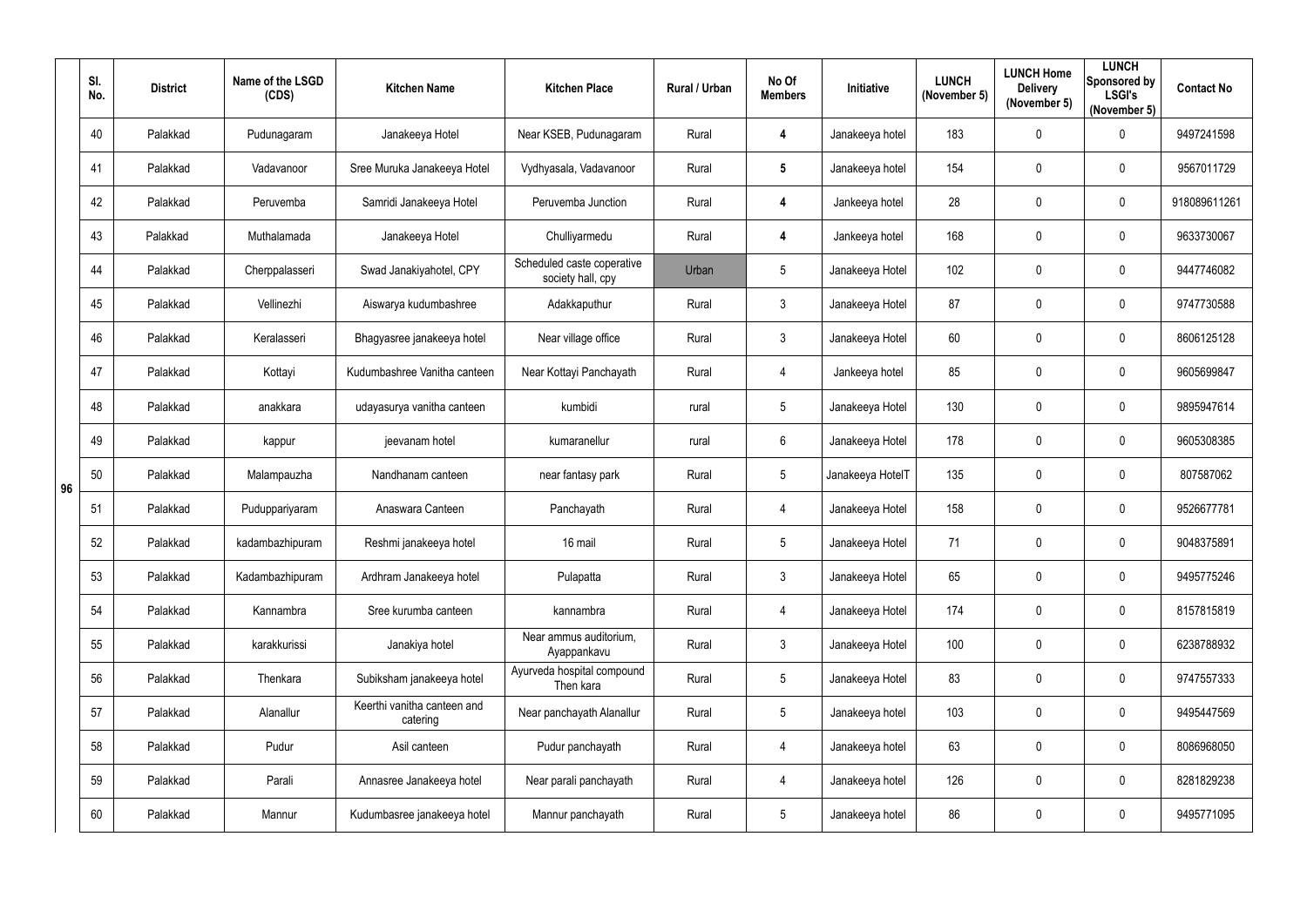| | Sl. No. | District | Name of the LSGD (CDS) | Kitchen Name | Kitchen Place | Rural / Urban | No Of Members | Initiative | LUNCH (November 5) | LUNCH Home Delivery (November 5) | LUNCH Sponsored by LSGI's (November 5) | Contact No |
|---|---|---|---|---|---|---|---|---|---|---|---|---|
| 96 | 40 | Palakkad | Pudunagaram | Janakeeya Hotel | Near KSEB, Pudunagaram | Rural | 4 | Janakeeya hotel | 183 | 0 | 0 | 9497241598 |
| | 41 | Palakkad | Vadavanoor | Sree Muruka Janakeeya Hotel | Vydhyasala, Vadavanoor | Rural | 5 | Janakeeya hotel | 154 | 0 | 0 | 9567011729 |
| | 42 | Palakkad | Peruvemba | Samridi Janakeeya Hotel | Peruvemba Junction | Rural | 4 | Jankeeya hotel | 28 | 0 | 0 | 918089611261 |
| | 43 | Palakkad | Muthalamada | Janakeeya Hotel | Chulliyarmedu | Rural | 4 | Jankeeya hotel | 168 | 0 | 0 | 9633730067 |
| | 44 | Palakkad | Cherppalasseri | Swad Janakiyahotel, CPY | Scheduled caste coperative society hall, cpy | Urban | 5 | Janakeeya Hotel | 102 | 0 | 0 | 9447746082 |
| | 45 | Palakkad | Vellinezhi | Aiswarya kudumbashree | Adakkaputhur | Rural | 3 | Janakeeya Hotel | 87 | 0 | 0 | 9747730588 |
| | 46 | Palakkad | Keralasseri | Bhagyasree janakeeya hotel | Near village office | Rural | 3 | Janakeeya Hotel | 60 | 0 | 0 | 8606125128 |
| | 47 | Palakkad | Kottayi | Kudumbashree Vanitha canteen | Near Kottayi Panchayath | Rural | 4 | Jankeeya hotel | 85 | 0 | 0 | 9605699847 |
| | 48 | Palakkad | anakkara | udayasurya vanitha canteen | kumbidi | rural | 5 | Janakeeya Hotel | 130 | 0 | 0 | 9895947614 |
| | 49 | Palakkad | kappur | jeevanam hotel | kumaranellur | rural | 6 | Janakeeya Hotel | 178 | 0 | 0 | 9605308385 |
| | 50 | Palakkad | Malampauzha | Nandhanam canteen | near fantasy park | Rural | 5 | Janakeeya HotelT | 135 | 0 | 0 | 807587062 |
| | 51 | Palakkad | Puduppariyaram | Anaswara Canteen | Panchayath | Rural | 4 | Janakeeya Hotel | 158 | 0 | 0 | 9526677781 |
| | 52 | Palakkad | kadambazhipuram | Reshmi janakeeya hotel | 16 mail | Rural | 5 | Janakeeya Hotel | 71 | 0 | 0 | 9048375891 |
| | 53 | Palakkad | Kadambazhipuram | Ardhram Janakeeya hotel | Pulapatta | Rural | 3 | Janakeeya Hotel | 65 | 0 | 0 | 9495775246 |
| | 54 | Palakkad | Kannambra | Sree kurumba canteen | kannambra | Rural | 4 | Janakeeya Hotel | 174 | 0 | 0 | 8157815819 |
| | 55 | Palakkad | karakkurissi | Janakiya hotel | Near ammus auditorium, Ayappankavu | Rural | 3 | Janakeeya Hotel | 100 | 0 | 0 | 6238788932 |
| | 56 | Palakkad | Thenkara | Subiksham janakeeya hotel | Ayurveda hospital compound Then kara | Rural | 5 | Janakeeya Hotel | 83 | 0 | 0 | 9747557333 |
| | 57 | Palakkad | Alanallur | Keerthi vanitha canteen and catering | Near panchayath Alanallur | Rural | 5 | Janakeeya hotel | 103 | 0 | 0 | 9495447569 |
| | 58 | Palakkad | Pudur | Asil canteen | Pudur panchayath | Rural | 4 | Janakeeya hotel | 63 | 0 | 0 | 8086968050 |
| | 59 | Palakkad | Parali | Annasree Janakeeya hotel | Near parali panchayath | Rural | 4 | Janakeeya hotel | 126 | 0 | 0 | 8281829238 |
| | 60 | Palakkad | Mannur | Kudumbasree janakeeya hotel | Mannur panchayath | Rural | 5 | Janakeeya hotel | 86 | 0 | 0 | 9495771095 |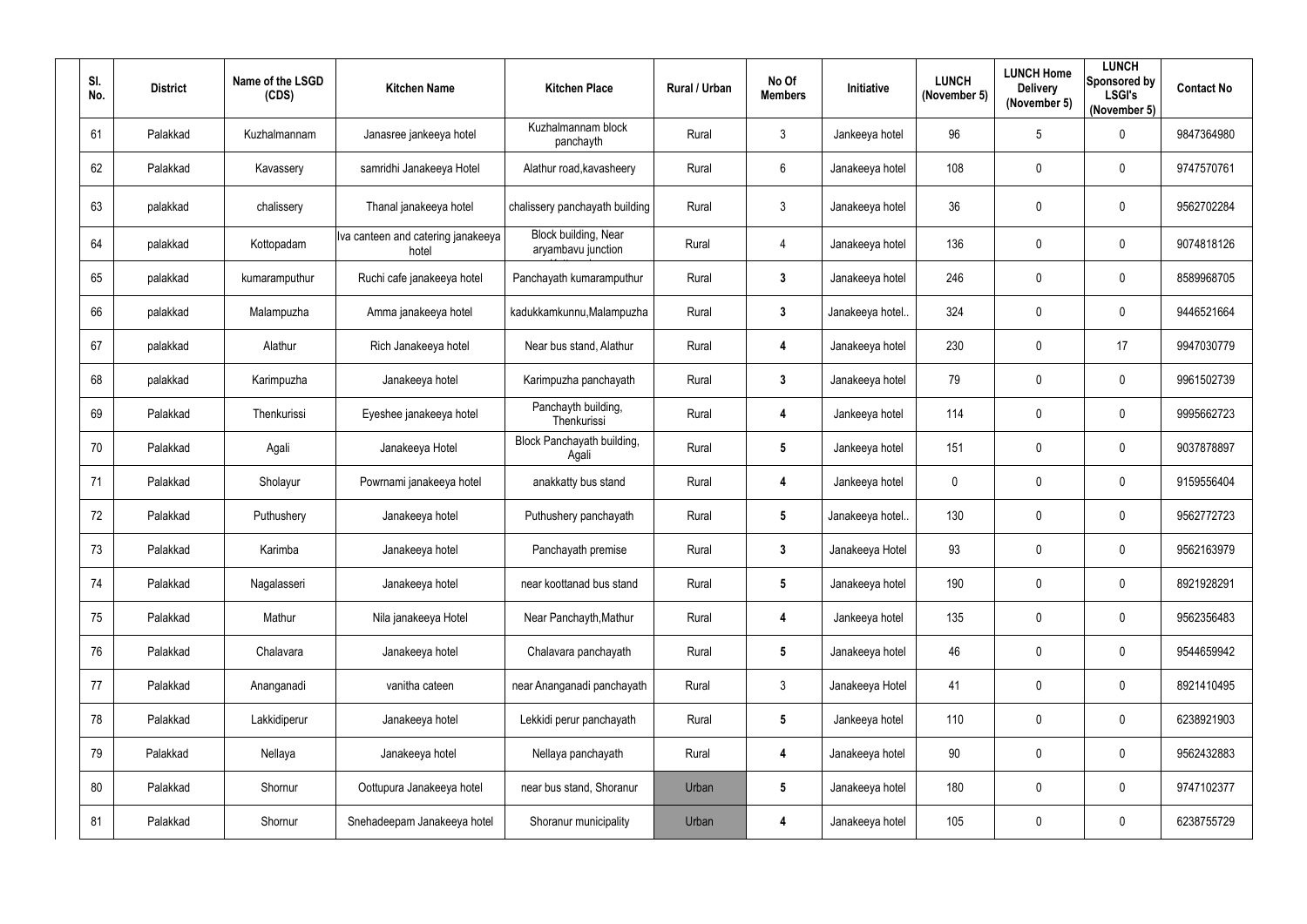| Sl. No. | District | Name of the LSGD (CDS) | Kitchen Name | Kitchen Place | Rural / Urban | No Of Members | Initiative | LUNCH (November 5) | LUNCH Home Delivery (November 5) | LUNCH Sponsored by LSGI's (November 5) | Contact No |
|---|---|---|---|---|---|---|---|---|---|---|---|
| 61 | Palakkad | Kuzhalmannam | Janasree jankeeya hotel | Kuzhalmannam block panchayth | Rural | 3 | Jankeeya hotel | 96 | 5 | 0 | 9847364980 |
| 62 | Palakkad | Kavassery | samridhi Janakeeya Hotel | Alathur road,kavasheery | Rural | 6 | Janakeeya hotel | 108 | 0 | 0 | 9747570761 |
| 63 | palakkad | chalissery | Thanal janakeeya hotel | chalissery panchayath building | Rural | 3 | Janakeeya hotel | 36 | 0 | 0 | 9562702284 |
| 64 | palakkad | Kottopadam | Iva canteen and catering janakeeya hotel | Block building, Near aryambavu junction | Rural | 4 | Janakeeya hotel | 136 | 0 | 0 | 9074818126 |
| 65 | palakkad | kumaramputhur | Ruchi cafe janakeeya hotel | Panchayath kumaramputhur | Rural | 3 | Janakeeya hotel | 246 | 0 | 0 | 8589968705 |
| 66 | palakkad | Malampuzha | Amma janakeeya hotel | kadukkamkunnu,Malampuzha | Rural | 3 | Janakeeya hotel.. | 324 | 0 | 0 | 9446521664 |
| 67 | palakkad | Alathur | Rich Janakeeya hotel | Near bus stand, Alathur | Rural | 4 | Janakeeya hotel | 230 | 0 | 17 | 9947030779 |
| 68 | palakkad | Karimpuzha | Janakeeya hotel | Karimpuzha panchayath | Rural | 3 | Janakeeya hotel | 79 | 0 | 0 | 9961502739 |
| 69 | Palakkad | Thenkurissi | Eyeshee janakeeya hotel | Panchayth building, Thenkurissi | Rural | 4 | Jankeeya hotel | 114 | 0 | 0 | 9995662723 |
| 70 | Palakkad | Agali | Janakeeya Hotel | Block Panchayath building, Agali | Rural | 5 | Jankeeya hotel | 151 | 0 | 0 | 9037878897 |
| 71 | Palakkad | Sholayur | Powrnami janakeeya hotel | anakkatty bus stand | Rural | 4 | Jankeeya hotel | 0 | 0 | 0 | 9159556404 |
| 72 | Palakkad | Puthushery | Janakeeya hotel | Puthushery panchayath | Rural | 5 | Janakeeya hotel.. | 130 | 0 | 0 | 9562772723 |
| 73 | Palakkad | Karimba | Janakeeya hotel | Panchayath premise | Rural | 3 | Janakeeya Hotel | 93 | 0 | 0 | 9562163979 |
| 74 | Palakkad | Nagalasseri | Janakeeya hotel | near koottanad bus stand | Rural | 5 | Janakeeya hotel | 190 | 0 | 0 | 8921928291 |
| 75 | Palakkad | Mathur | Nila janakeeya Hotel | Near Panchayth,Mathur | Rural | 4 | Jankeeya hotel | 135 | 0 | 0 | 9562356483 |
| 76 | Palakkad | Chalavara | Janakeeya hotel | Chalavara panchayath | Rural | 5 | Janakeeya hotel | 46 | 0 | 0 | 9544659942 |
| 77 | Palakkad | Ananganadi | vanitha cateen | near Ananganadi panchayath | Rural | 3 | Janakeeya Hotel | 41 | 0 | 0 | 8921410495 |
| 78 | Palakkad | Lakkidiperur | Janakeeya hotel | Lekkidi perur panchayath | Rural | 5 | Jankeeya hotel | 110 | 0 | 0 | 6238921903 |
| 79 | Palakkad | Nellaya | Janakeeya hotel | Nellaya panchayath | Rural | 4 | Janakeeya hotel | 90 | 0 | 0 | 9562432883 |
| 80 | Palakkad | Shornur | Oottupura Janakeeya hotel | near bus stand, Shoranur | Urban | 5 | Janakeeya hotel | 180 | 0 | 0 | 9747102377 |
| 81 | Palakkad | Shornur | Snehadeepam Janakeeya hotel | Shoranur municipality | Urban | 4 | Janakeeya hotel | 105 | 0 | 0 | 6238755729 |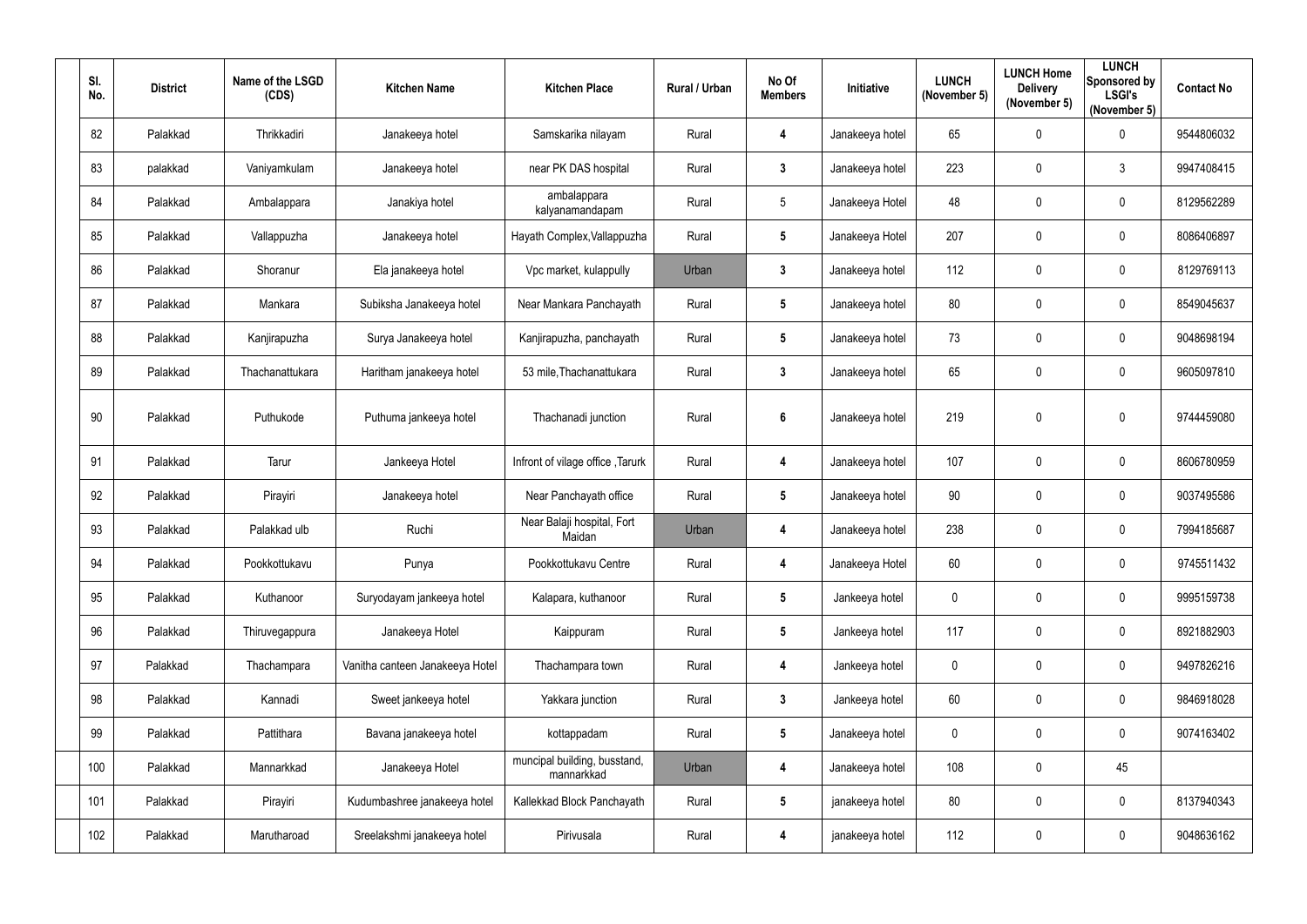| Sl. No. | District | Name of the LSGD (CDS) | Kitchen Name | Kitchen Place | Rural / Urban | No Of Members | Initiative | LUNCH (November 5) | LUNCH Home Delivery (November 5) | LUNCH Sponsored by LSGI's (November 5) | Contact No |
|---|---|---|---|---|---|---|---|---|---|---|---|
| 82 | Palakkad | Thrikkadiri | Janakeeya hotel | Samskarika nilayam | Rural | 4 | Janakeeya hotel | 65 | 0 | 0 | 9544806032 |
| 83 | palakkad | Vaniyamkulam | Janakeeya hotel | near PK DAS hospital | Rural | 3 | Janakeeya hotel | 223 | 0 | 3 | 9947408415 |
| 84 | Palakkad | Ambalappara | Janakiya hotel | ambalappara kalyanamandapam | Rural | 5 | Janakeeya Hotel | 48 | 0 | 0 | 8129562289 |
| 85 | Palakkad | Vallappuzha | Janakeeya hotel | Hayath Complex,Vallappuzha | Rural | 5 | Janakeeya Hotel | 207 | 0 | 0 | 8086406897 |
| 86 | Palakkad | Shoranur | Ela janakeeya hotel | Vpc market, kulappully | Urban | 3 | Janakeeya hotel | 112 | 0 | 0 | 8129769113 |
| 87 | Palakkad | Mankara | Subiksha Janakeeya hotel | Near Mankara Panchayath | Rural | 5 | Janakeeya hotel | 80 | 0 | 0 | 8549045637 |
| 88 | Palakkad | Kanjirapuzha | Surya Janakeeya hotel | Kanjirapuzha, panchayath | Rural | 5 | Janakeeya hotel | 73 | 0 | 0 | 9048698194 |
| 89 | Palakkad | Thachanattukara | Haritham janakeeya hotel | 53 mile,Thachanattukara | Rural | 3 | Janakeeya hotel | 65 | 0 | 0 | 9605097810 |
| 90 | Palakkad | Puthukode | Puthuma jankeeya hotel | Thachanadi junction | Rural | 6 | Janakeeya hotel | 219 | 0 | 0 | 9744459080 |
| 91 | Palakkad | Tarur | Jankeeya Hotel | Infront of vilage office ,Tarurk | Rural | 4 | Janakeeya hotel | 107 | 0 | 0 | 8606780959 |
| 92 | Palakkad | Pirayiri | Janakeeya hotel | Near Panchayath office | Rural | 5 | Janakeeya hotel | 90 | 0 | 0 | 9037495586 |
| 93 | Palakkad | Palakkad ulb | Ruchi | Near Balaji hospital, Fort Maidan | Urban | 4 | Janakeeya hotel | 238 | 0 | 0 | 7994185687 |
| 94 | Palakkad | Pookkottukavu | Punya | Pookkottukavu Centre | Rural | 4 | Janakeeya Hotel | 60 | 0 | 0 | 9745511432 |
| 95 | Palakkad | Kuthanoor | Suryodayam jankeeya hotel | Kalapara, kuthanoor | Rural | 5 | Jankeeya hotel | 0 | 0 | 0 | 9995159738 |
| 96 | Palakkad | Thiruvegappura | Janakeeya Hotel | Kaippuram | Rural | 5 | Jankeeya hotel | 117 | 0 | 0 | 8921882903 |
| 97 | Palakkad | Thachampara | Vanitha canteen Janakeeya Hotel | Thachampara town | Rural | 4 | Jankeeya hotel | 0 | 0 | 0 | 9497826216 |
| 98 | Palakkad | Kannadi | Sweet jankeeya hotel | Yakkara junction | Rural | 3 | Jankeeya hotel | 60 | 0 | 0 | 9846918028 |
| 99 | Palakkad | Pattithara | Bavana janakeeya hotel | kottappadam | Rural | 5 | Janakeeya hotel | 0 | 0 | 0 | 9074163402 |
| 100 | Palakkad | Mannarkkad | Janakeeya Hotel | muncipal building, busstand, mannarkkad | Urban | 4 | Janakeeya hotel | 108 | 0 | 45 | |
| 101 | Palakkad | Pirayiri | Kudumbashree janakeeya hotel | Kallekkad Block Panchayath | Rural | 5 | janakeeya hotel | 80 | 0 | 0 | 8137940343 |
| 102 | Palakkad | Marutharoad | Sreelakshmi janakeeya hotel | Pirivusala | Rural | 4 | janakeeya hotel | 112 | 0 | 0 | 9048636162 |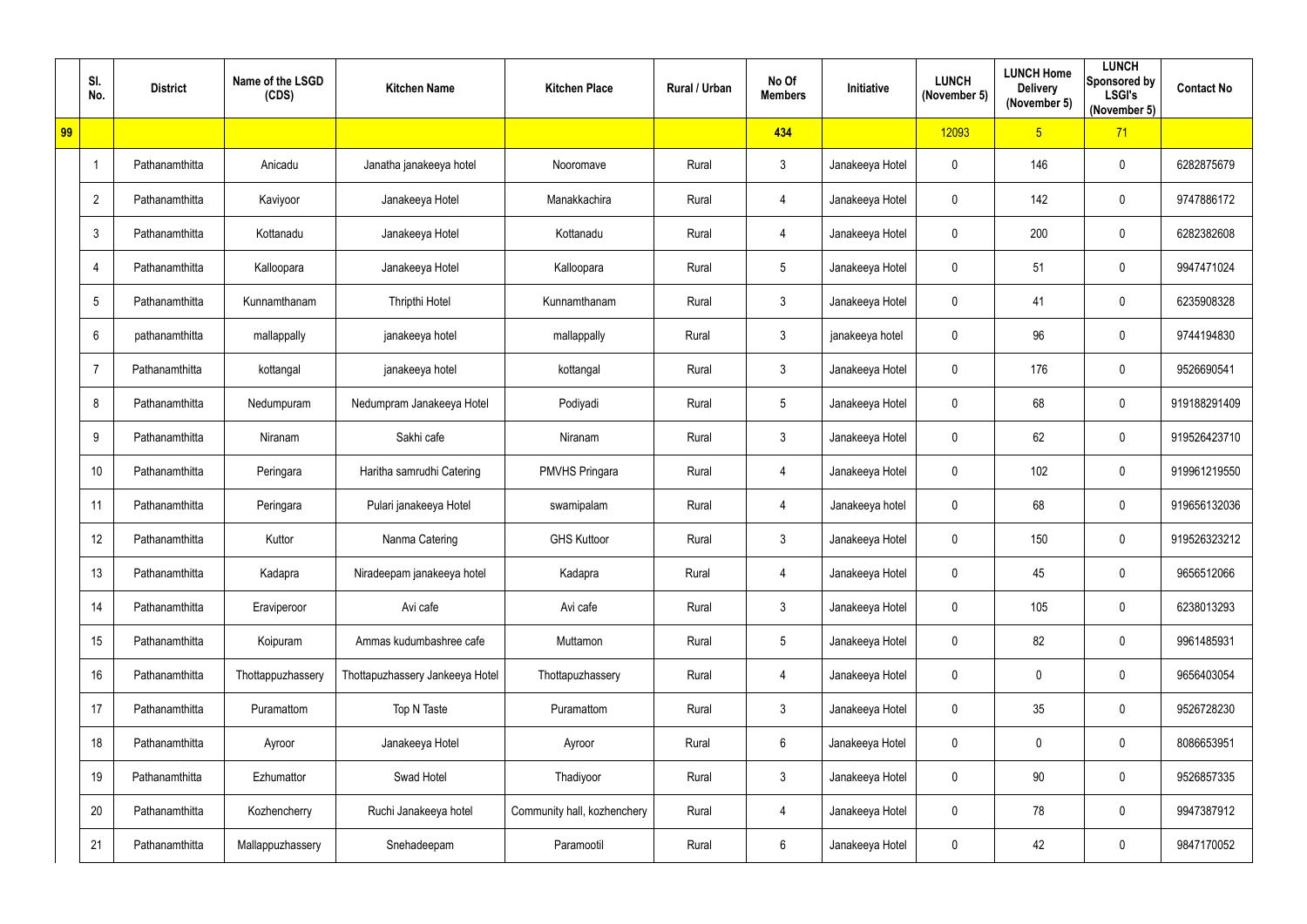|  | Sl. No. | District | Name of the LSGD (CDS) | Kitchen Name | Kitchen Place | Rural / Urban | No Of Members | Initiative | LUNCH (November 5) | LUNCH Home Delivery (November 5) | LUNCH Sponsored by LSGI's (November 5) | Contact No |
|---|---|---|---|---|---|---|---|---|---|---|---|---|
| 99 |  |  |  |  |  |  | 434 |  | 12093 | 5 | 71 |  |
|  | 1 | Pathanamthitta | Anicadu | Janatha janakeeya hotel | Nooromave | Rural | 3 | Janakeeya Hotel | 0 | 146 | 0 | 6282875679 |
|  | 2 | Pathanamthitta | Kaviyoor | Janakeeya Hotel | Manakkachira | Rural | 4 | Janakeeya Hotel | 0 | 142 | 0 | 9747886172 |
|  | 3 | Pathanamthitta | Kottanadu | Janakeeya Hotel | Kottanadu | Rural | 4 | Janakeeya Hotel | 0 | 200 | 0 | 6282382608 |
|  | 4 | Pathanamthitta | Kalloopara | Janakeeya Hotel | Kalloopara | Rural | 5 | Janakeeya Hotel | 0 | 51 | 0 | 9947471024 |
|  | 5 | Pathanamthitta | Kunnamthanam | Thripthi Hotel | Kunnamthanam | Rural | 3 | Janakeeya Hotel | 0 | 41 | 0 | 6235908328 |
|  | 6 | pathanamthitta | mallappally | janakeeya hotel | mallappally | Rural | 3 | janakeeya hotel | 0 | 96 | 0 | 9744194830 |
|  | 7 | Pathanamthitta | kottangal | janakeeya hotel | kottangal | Rural | 3 | Janakeeya Hotel | 0 | 176 | 0 | 9526690541 |
|  | 8 | Pathanamthitta | Nedumpuram | Nedumpram Janakeeya Hotel | Podiyadi | Rural | 5 | Janakeeya Hotel | 0 | 68 | 0 | 919188291409 |
|  | 9 | Pathanamthitta | Niranam | Sakhi cafe | Niranam | Rural | 3 | Janakeeya Hotel | 0 | 62 | 0 | 919526423710 |
|  | 10 | Pathanamthitta | Peringara | Haritha samrudhi Catering | PMVHS Pringara | Rural | 4 | Janakeeya Hotel | 0 | 102 | 0 | 919961219550 |
|  | 11 | Pathanamthitta | Peringara | Pulari janakeeya Hotel | swamipalam | Rural | 4 | Janakeeya hotel | 0 | 68 | 0 | 919656132036 |
|  | 12 | Pathanamthitta | Kuttor | Nanma Catering | GHS Kuttoor | Rural | 3 | Janakeeya Hotel | 0 | 150 | 0 | 919526323212 |
|  | 13 | Pathanamthitta | Kadapra | Niradeepam janakeeya hotel | Kadapra | Rural | 4 | Janakeeya Hotel | 0 | 45 | 0 | 9656512066 |
|  | 14 | Pathanamthitta | Eraviperoor | Avi cafe | Avi cafe | Rural | 3 | Janakeeya Hotel | 0 | 105 | 0 | 6238013293 |
|  | 15 | Pathanamthitta | Koipuram | Ammas kudumbashree cafe | Muttamon | Rural | 5 | Janakeeya Hotel | 0 | 82 | 0 | 9961485931 |
|  | 16 | Pathanamthitta | Thottappuzhassery | Thottapuzhassery Jankeeya Hotel | Thottapuzhassery | Rural | 4 | Janakeeya Hotel | 0 | 0 | 0 | 9656403054 |
|  | 17 | Pathanamthitta | Puramattom | Top N Taste | Puramattom | Rural | 3 | Janakeeya Hotel | 0 | 35 | 0 | 9526728230 |
|  | 18 | Pathanamthitta | Ayroor | Janakeeya Hotel | Ayroor | Rural | 6 | Janakeeya Hotel | 0 | 0 | 0 | 8086653951 |
|  | 19 | Pathanamthitta | Ezhumattor | Swad Hotel | Thadiyoor | Rural | 3 | Janakeeya Hotel | 0 | 90 | 0 | 9526857335 |
|  | 20 | Pathanamthitta | Kozhencherry | Ruchi Janakeeya hotel | Community hall, kozhenchery | Rural | 4 | Janakeeya Hotel | 0 | 78 | 0 | 9947387912 |
|  | 21 | Pathanamthitta | Mallappuzhassery | Snehadeepam | Paramootil | Rural | 6 | Janakeeya Hotel | 0 | 42 | 0 | 9847170052 |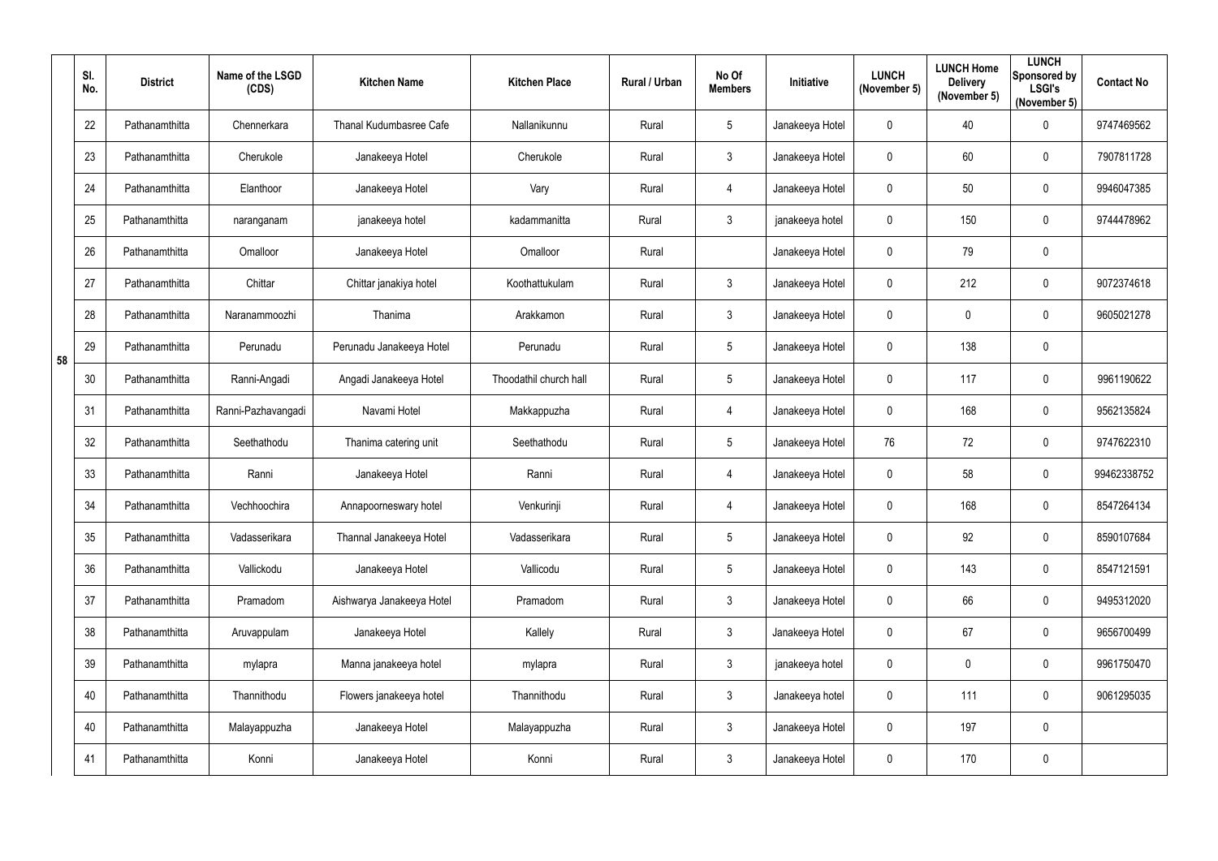| | Sl. No. | District | Name of the LSGD (CDS) | Kitchen Name | Kitchen Place | Rural / Urban | No Of Members | Initiative | LUNCH (November 5) | LUNCH Home Delivery (November 5) | LUNCH Sponsored by LSGI's (November 5) | Contact No |
|---|---|---|---|---|---|---|---|---|---|---|---|---|
| 58 | 22 | Pathanamthitta | Chennerkara | Thanal Kudumbasree Cafe | Nallanikunnu | Rural | 5 | Janakeeya Hotel | 0 | 40 | 0 | 9747469562 |
| | 23 | Pathanamthitta | Cherukole | Janakeeya Hotel | Cherukole | Rural | 3 | Janakeeya Hotel | 0 | 60 | 0 | 7907811728 |
| | 24 | Pathanamthitta | Elanthoor | Janakeeya Hotel | Vary | Rural | 4 | Janakeeya Hotel | 0 | 50 | 0 | 9946047385 |
| | 25 | Pathanamthitta | naranganam | janakeeya hotel | kadammanitta | Rural | 3 | janakeeya hotel | 0 | 150 | 0 | 9744478962 |
| | 26 | Pathanamthitta | Omalloor | Janakeeya Hotel | Omalloor | Rural | | Janakeeya Hotel | 0 | 79 | 0 | |
| | 27 | Pathanamthitta | Chittar | Chittar janakiya hotel | Koothattukulam | Rural | 3 | Janakeeya Hotel | 0 | 212 | 0 | 9072374618 |
| | 28 | Pathanamthitta | Naranammoozhi | Thanima | Arakkamon | Rural | 3 | Janakeeya Hotel | 0 | 0 | 0 | 9605021278 |
| | 29 | Pathanamthitta | Perunadu | Perunadu Janakeeya Hotel | Perunadu | Rural | 5 | Janakeeya Hotel | 0 | 138 | 0 | |
| | 30 | Pathanamthitta | Ranni-Angadi | Angadi Janakeeya Hotel | Thoodathil church hall | Rural | 5 | Janakeeya Hotel | 0 | 117 | 0 | 9961190622 |
| | 31 | Pathanamthitta | Ranni-Pazhavangadi | Navami Hotel | Makkappuzha | Rural | 4 | Janakeeya Hotel | 0 | 168 | 0 | 9562135824 |
| | 32 | Pathanamthitta | Seethathodu | Thanima catering unit | Seethathodu | Rural | 5 | Janakeeya Hotel | 76 | 72 | 0 | 9747622310 |
| | 33 | Pathanamthitta | Ranni | Janakeeya Hotel | Ranni | Rural | 4 | Janakeeya Hotel | 0 | 58 | 0 | 99462338752 |
| | 34 | Pathanamthitta | Vechhoochira | Annapoorneswary hotel | Venkurinji | Rural | 4 | Janakeeya Hotel | 0 | 168 | 0 | 8547264134 |
| | 35 | Pathanamthitta | Vadasserikara | Thannal Janakeeya Hotel | Vadasserikara | Rural | 5 | Janakeeya Hotel | 0 | 92 | 0 | 8590107684 |
| | 36 | Pathanamthitta | Vallickodu | Janakeeya Hotel | Vallicodu | Rural | 5 | Janakeeya Hotel | 0 | 143 | 0 | 8547121591 |
| | 37 | Pathanamthitta | Pramadom | Aishwarya Janakeeya Hotel | Pramadom | Rural | 3 | Janakeeya Hotel | 0 | 66 | 0 | 9495312020 |
| | 38 | Pathanamthitta | Aruvappulam | Janakeeya Hotel | Kallely | Rural | 3 | Janakeeya Hotel | 0 | 67 | 0 | 9656700499 |
| | 39 | Pathanamthitta | mylapra | Manna janakeeya hotel | mylapra | Rural | 3 | janakeeya hotel | 0 | 0 | 0 | 9961750470 |
| | 40 | Pathanamthitta | Thannithodu | Flowers janakeeya hotel | Thannithodu | Rural | 3 | Janakeeya hotel | 0 | 111 | 0 | 9061295035 |
| | 40 | Pathanamthitta | Malayappuzha | Janakeeya Hotel | Malayappuzha | Rural | 3 | Janakeeya Hotel | 0 | 197 | 0 | |
| | 41 | Pathanamthitta | Konni | Janakeeya Hotel | Konni | Rural | 3 | Janakeeya Hotel | 0 | 170 | 0 | |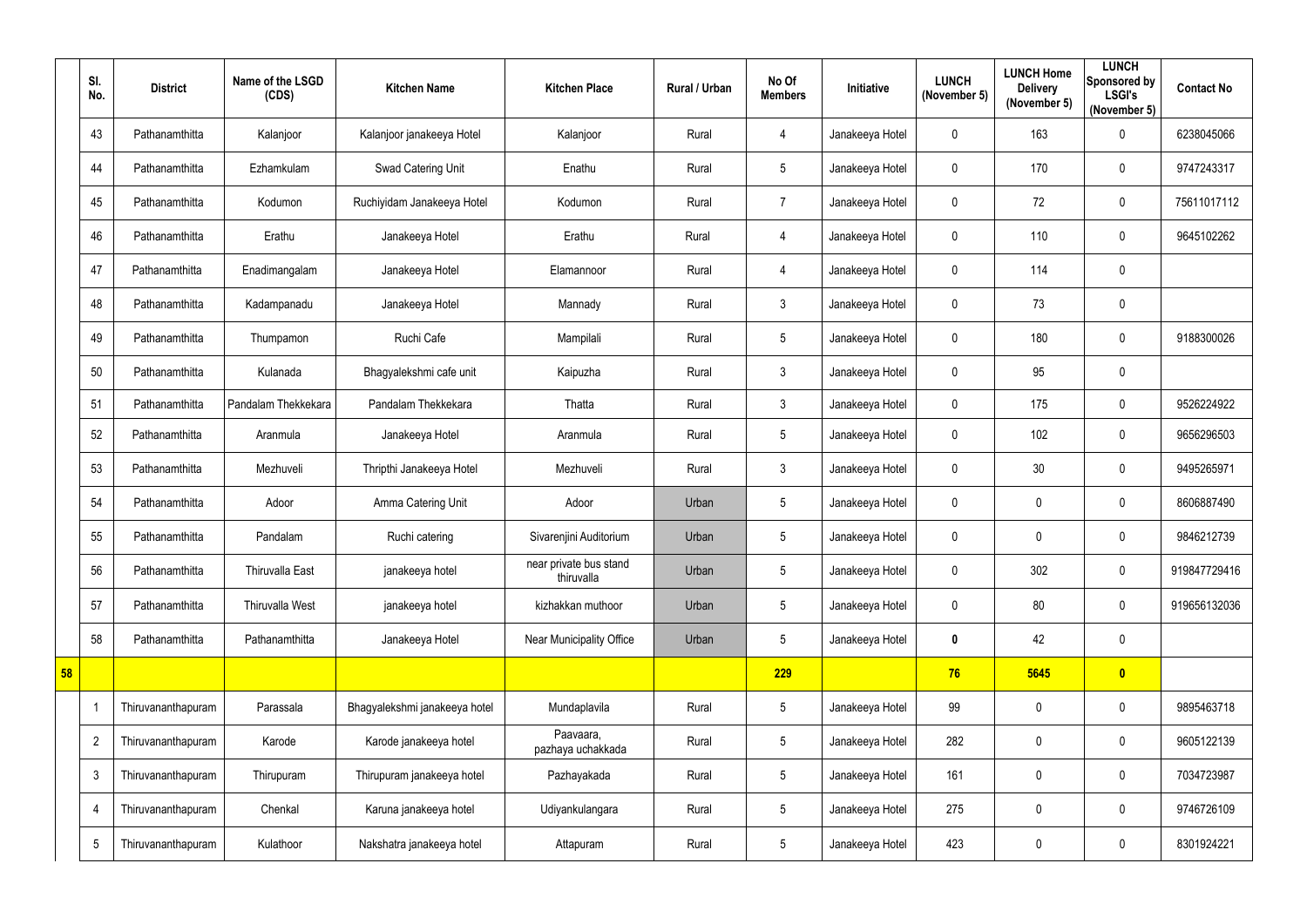| | Sl. No. | District | Name of the LSGD (CDS) | Kitchen Name | Kitchen Place | Rural / Urban | No Of Members | Initiative | LUNCH (November 5) | LUNCH Home Delivery (November 5) | LUNCH Sponsored by LSGI's (November 5) | Contact No |
|---|---|---|---|---|---|---|---|---|---|---|---|---|
| | 43 | Pathanamthitta | Kalanjoor | Kalanjoor janakeeya Hotel | Kalanjoor | Rural | 4 | Janakeeya Hotel | 0 | 163 | 0 | 6238045066 |
| | 44 | Pathanamthitta | Ezhamkulam | Swad Catering Unit | Enathu | Rural | 5 | Janakeeya Hotel | 0 | 170 | 0 | 9747243317 |
| | 45 | Pathanamthitta | Kodumon | Ruchiyidam Janakeeya Hotel | Kodumon | Rural | 7 | Janakeeya Hotel | 0 | 72 | 0 | 75611017112 |
| | 46 | Pathanamthitta | Erathu | Janakeeya Hotel | Erathu | Rural | 4 | Janakeeya Hotel | 0 | 110 | 0 | 9645102262 |
| | 47 | Pathanamthitta | Enadimangalam | Janakeeya Hotel | Elamannoor | Rural | 4 | Janakeeya Hotel | 0 | 114 | 0 | |
| | 48 | Pathanamthitta | Kadampanadu | Janakeeya Hotel | Mannady | Rural | 3 | Janakeeya Hotel | 0 | 73 | 0 | |
| | 49 | Pathanamthitta | Thumpamon | Ruchi Cafe | Mampilali | Rural | 5 | Janakeeya Hotel | 0 | 180 | 0 | 9188300026 |
| | 50 | Pathanamthitta | Kulanada | Bhagyalekshmi cafe unit | Kaipuzha | Rural | 3 | Janakeeya Hotel | 0 | 95 | 0 | |
| | 51 | Pathanamthitta | Pandalam Thekkekara | Pandalam Thekkekara | Thatta | Rural | 3 | Janakeeya Hotel | 0 | 175 | 0 | 9526224922 |
| | 52 | Pathanamthitta | Aranmula | Janakeeya Hotel | Aranmula | Rural | 5 | Janakeeya Hotel | 0 | 102 | 0 | 9656296503 |
| | 53 | Pathanamthitta | Mezhuveli | Thripthi Janakeeya Hotel | Mezhuveli | Rural | 3 | Janakeeya Hotel | 0 | 30 | 0 | 9495265971 |
| | 54 | Pathanamthitta | Adoor | Amma Catering Unit | Adoor | Urban | 5 | Janakeeya Hotel | 0 | 0 | 0 | 8606887490 |
| | 55 | Pathanamthitta | Pandalam | Ruchi catering | Sivarenjini Auditorium | Urban | 5 | Janakeeya Hotel | 0 | 0 | 0 | 9846212739 |
| | 56 | Pathanamthitta | Thiruvalla East | janakeeya hotel | near private bus stand thiruvalla | Urban | 5 | Janakeeya Hotel | 0 | 302 | 0 | 919847729416 |
| | 57 | Pathanamthitta | Thiruvalla West | janakeeya hotel | kizhakkan muthoor | Urban | 5 | Janakeeya Hotel | 0 | 80 | 0 | 919656132036 |
| | 58 | Pathanamthitta | Pathanamthitta | Janakeeya Hotel | Near Municipality Office | Urban | 5 | Janakeeya Hotel | **0** | 42 | 0 | |
| **58** | | | | | | | **229** | | **76** | **5645** | **0** | |
| | 1 | Thiruvananthapuram | Parassala | Bhagyalekshmi janakeeya hotel | Mundaplavila | Rural | 5 | Janakeeya Hotel | 99 | 0 | 0 | 9895463718 |
| | 2 | Thiruvananthapuram | Karode | Karode janakeeya hotel | Paavaara, pazhaya uchakkada | Rural | 5 | Janakeeya Hotel | 282 | 0 | 0 | 9605122139 |
| | 3 | Thiruvananthapuram | Thirupuram | Thirupuram janakeeya hotel | Pazhayakada | Rural | 5 | Janakeeya Hotel | 161 | 0 | 0 | 7034723987 |
| | 4 | Thiruvananthapuram | Chenkal | Karuna janakeeya hotel | Udiyankulangara | Rural | 5 | Janakeeya Hotel | 275 | 0 | 0 | 9746726109 |
| | 5 | Thiruvananthapuram | Kulathoor | Nakshatra janakeeya hotel | Attapuram | Rural | 5 | Janakeeya Hotel | 423 | 0 | 0 | 8301924221 |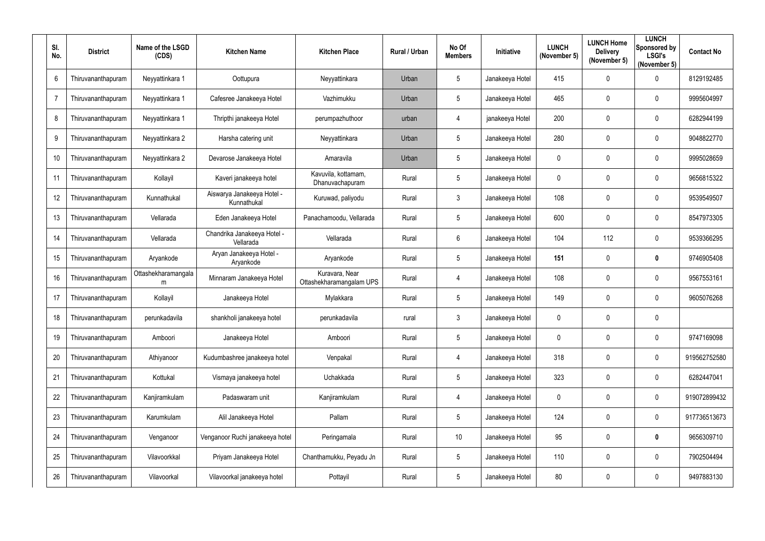| Sl. No. | District | Name of the LSGD (CDS) | Kitchen Name | Kitchen Place | Rural / Urban | No Of Members | Initiative | LUNCH (November 5) | LUNCH Home Delivery (November 5) | LUNCH Sponsored by LSGI's (November 5) | Contact No |
|---|---|---|---|---|---|---|---|---|---|---|---|
| 6 | Thiruvananthapuram | Neyyattinkara 1 | Oottupura | Neyyattinkara | Urban | 5 | Janakeeya Hotel | 415 | 0 | 0 | 8129192485 |
| 7 | Thiruvananthapuram | Neyyattinkara 1 | Cafesree Janakeeya Hotel | Vazhimukku | Urban | 5 | Janakeeya Hotel | 465 | 0 | 0 | 9995604997 |
| 8 | Thiruvananthapuram | Neyyattinkara 1 | Thripthi janakeeya Hotel | perumpazhuthoor | urban | 4 | janakeeya Hotel | 200 | 0 | 0 | 6282944199 |
| 9 | Thiruvananthapuram | Neyyattinkara 2 | Harsha catering unit | Neyyattinkara | Urban | 5 | Janakeeya Hotel | 280 | 0 | 0 | 9048822770 |
| 10 | Thiruvananthapuram | Neyyattinkara 2 | Devarose Janakeeya Hotel | Amaravila | Urban | 5 | Janakeeya Hotel | 0 | 0 | 0 | 9995028659 |
| 11 | Thiruvananthapuram | Kollayil | Kaveri janakeeya hotel | Kavuvila, kottamam, Dhanuvachapuram | Rural | 5 | Janakeeya Hotel | 0 | 0 | 0 | 9656815322 |
| 12 | Thiruvananthapuram | Kunnathukal | Aiswarya Janakeeya Hotel - Kunnathukal | Kuruwad, paliyodu | Rural | 3 | Janakeeya Hotel | 108 | 0 | 0 | 9539549507 |
| 13 | Thiruvananthapuram | Vellarada | Eden Janakeeya Hotel | Panachamoodu, Vellarada | Rural | 5 | Janakeeya Hotel | 600 | 0 | 0 | 8547973305 |
| 14 | Thiruvananthapuram | Vellarada | Chandrika Janakeeya Hotel - Vellarada | Vellarada | Rural | 6 | Janakeeya Hotel | 104 | 112 | 0 | 9539366295 |
| 15 | Thiruvananthapuram | Aryankode | Aryan Janakeeya Hotel - Aryankode | Aryankode | Rural | 5 | Janakeeya Hotel | **151** | 0 | **0** | 9746905408 |
| 16 | Thiruvananthapuram | Ottashekharamangalam | Minnaram Janakeeya Hotel | Kuravara, Near Ottashekharamangalam UPS | Rural | 4 | Janakeeya Hotel | 108 | 0 | 0 | 9567553161 |
| 17 | Thiruvananthapuram | Kollayil | Janakeeya Hotel | Mylakkara | Rural | 5 | Janakeeya Hotel | 149 | 0 | 0 | 9605076268 |
| 18 | Thiruvananthapuram | perunkadavila | shankholi janakeeya hotel | perunkadavila | rural | 3 | Janakeeya Hotel | 0 | 0 | 0 | |
| 19 | Thiruvananthapuram | Amboori | Janakeeya Hotel | Amboori | Rural | 5 | Janakeeya Hotel | 0 | 0 | 0 | 9747169098 |
| 20 | Thiruvananthapuram | Athiyanoor | Kudumbashree janakeeya hotel | Venpakal | Rural | 4 | Janakeeya Hotel | 318 | 0 | 0 | 919562752580 |
| 21 | Thiruvananthapuram | Kottukal | Vismaya janakeeya hotel | Uchakkada | Rural | 5 | Janakeeya Hotel | 323 | 0 | 0 | 6282447041 |
| 22 | Thiruvananthapuram | Kanjiramkulam | Padaswaram unit | Kanjiramkulam | Rural | 4 | Janakeeya Hotel | 0 | 0 | 0 | 919072899432 |
| 23 | Thiruvananthapuram | Karumkulam | Alil Janakeeya Hotel | Pallam | Rural | 5 | Janakeeya Hotel | 124 | 0 | 0 | 917736513673 |
| 24 | Thiruvananthapuram | Venganoor | Venganoor Ruchi janakeeya hotel | Peringamala | Rural | 10 | Janakeeya Hotel | 95 | 0 | **0** | 9656309710 |
| 25 | Thiruvananthapuram | Vilavoorkkal | Priyam Janakeeya Hotel | Chanthamukku, Peyadu Jn | Rural | 5 | Janakeeya Hotel | 110 | 0 | 0 | 7902504494 |
| 26 | Thiruvananthapuram | Vilavoorkal | Vilavoorkal janakeeya hotel | Pottayil | Rural | 5 | Janakeeya Hotel | 80 | 0 | 0 | 9497883130 |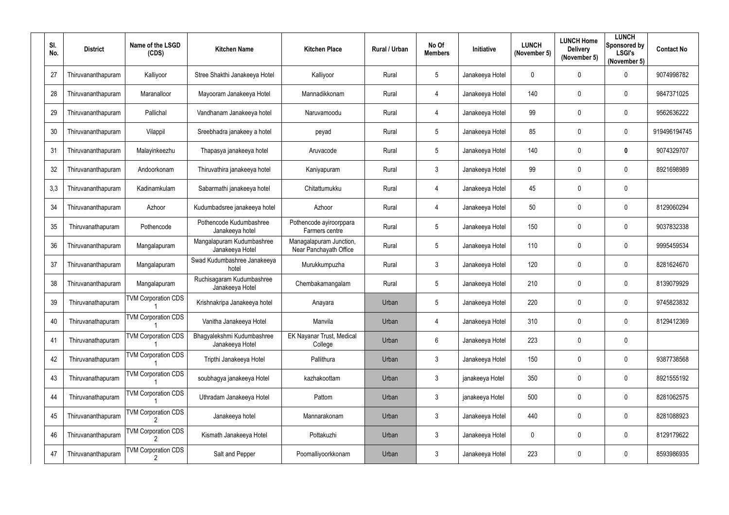| Sl. No. | District | Name of the LSGD (CDS) | Kitchen Name | Kitchen Place | Rural / Urban | No Of Members | Initiative | LUNCH (November 5) | LUNCH Home Delivery (November 5) | LUNCH Sponsored by LSGI's (November 5) | Contact No |
|---|---|---|---|---|---|---|---|---|---|---|---|
| 27 | Thiruvananthapuram | Kalliyoor | Stree Shakthi Janakeeya Hotel | Kalliyoor | Rural | 5 | Janakeeya Hotel | 0 | 0 | 0 | 9074998782 |
| 28 | Thiruvananthapuram | Maranalloor | Mayooram Janakeeya Hotel | Mannadikkonam | Rural | 4 | Janakeeya Hotel | 140 | 0 | 0 | 9847371025 |
| 29 | Thiruvananthapuram | Pallichal | Vandhanam Janakeeya hotel | Naruvamoodu | Rural | 4 | Janakeeya Hotel | 99 | 0 | 0 | 9562636222 |
| 30 | Thiruvananthapuram | Vilappil | Sreebhadra janakeey a hotel | peyad | Rural | 5 | Janakeeya Hotel | 85 | 0 | 0 | 919496194745 |
| 31 | Thiruvananthapuram | Malayinkeezhu | Thapasya janakeeya hotel | Aruvacode | Rural | 5 | Janakeeya Hotel | 140 | 0 | **0** | 9074329707 |
| 32 | Thiruvananthapuram | Andoorkonam | Thiruvathira janakeeya hotel | Kaniyapuram | Rural | 3 | Janakeeya Hotel | 99 | 0 | 0 | 8921698989 |
| 3,3 | Thiruvananthapuram | Kadinamkulam | Sabarmathi janakeeya hotel | Chitattumukku | Rural | 4 | Janakeeya Hotel | 45 | 0 | 0 | |
| 34 | Thiruvananthapuram | Azhoor | Kudumbadsree janakeeya hotel | Azhoor | Rural | 4 | Janakeeya Hotel | 50 | 0 | 0 | 8129060294 |
| 35 | Thiruvanathapuram | Pothencode | Pothencode Kudumbashree Janakeeya hotel | Pothencode ayiroorppara Farmers centre | Rural | 5 | Janakeeya Hotel | 150 | 0 | 0 | 9037832338 |
| 36 | Thiruvananthapuram | Mangalapuram | Mangalapuram Kudumbashree Janakeeya Hotel | Managalapuram Junction, Near Panchayath Office | Rural | 5 | Janakeeya Hotel | 110 | 0 | 0 | 9995459534 |
| 37 | Thiruvananthapuram | Mangalapuram | Swad Kudumbashree Janakeeya hotel | Murukkumpuzha | Rural | 3 | Janakeeya Hotel | 120 | 0 | 0 | 8281624670 |
| 38 | Thiruvananthapuram | Mangalapuram | Ruchisagaram Kudumbashree Janakeeya Hotel | Chembakamangalam | Rural | 5 | Janakeeya Hotel | 210 | 0 | 0 | 8139079929 |
| 39 | Thiruvanathapuram | TVM Corporation CDS 1 | Krishnakripa Janakeeya hotel | Anayara | Urban | 5 | Janakeeya Hotel | 220 | 0 | 0 | 9745823832 |
| 40 | Thiruvanathapuram | TVM Corporation CDS 1 | Vanitha Janakeeya Hotel | Manvila | Urban | 4 | Janakeeya Hotel | 310 | 0 | 0 | 8129412369 |
| 41 | Thiruvanathapuram | TVM Corporation CDS 1 | Bhagyalekshmi Kudumbashree Janakeeya Hotel | EK Nayanar Trust, Medical College | Urban | 6 | Janakeeya Hotel | 223 | 0 | 0 | |
| 42 | Thiruvanathapuram | TVM Corporation CDS 1 | Tripthi Janakeeya Hotel | Pallithura | Urban | 3 | Janakeeya Hotel | 150 | 0 | 0 | 9387738568 |
| 43 | Thiruvanathapuram | TVM Corporation CDS 1 | soubhagya janakeeya Hotel | kazhakoottam | Urban | 3 | janakeeya Hotel | 350 | 0 | 0 | 8921555192 |
| 44 | Thiruvanathapuram | TVM Corporation CDS 1 | Uthradam Janakeeya Hotel | Pattom | Urban | 3 | janakeeya Hotel | 500 | 0 | 0 | 8281062575 |
| 45 | Thiruvananthapuram | TVM Corporation CDS 2 | Janakeeya hotel | Mannarakonam | Urban | 3 | Janakeeya Hotel | 440 | 0 | 0 | 8281088923 |
| 46 | Thiruvananthapuram | TVM Corporation CDS 2 | Kismath Janakeeya Hotel | Pottakuzhi | Urban | 3 | Janakeeya Hotel | 0 | 0 | 0 | 8129179622 |
| 47 | Thiruvananthapuram | TVM Corporation CDS 2 | Salt and Pepper | Poomalliyoorkkonam | Urban | 3 | Janakeeya Hotel | 223 | 0 | 0 | 8593986935 |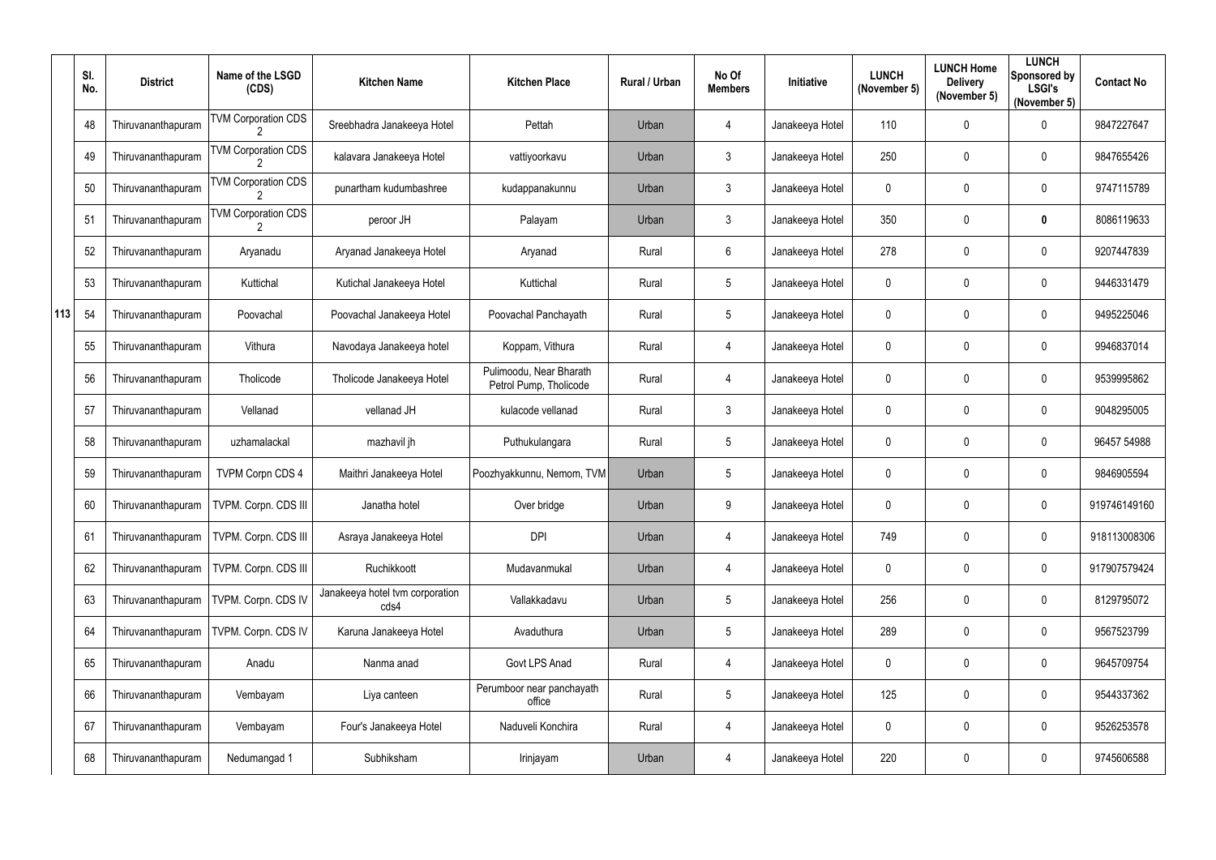| | Sl. No. | District | Name of the LSGD (CDS) | Kitchen Name | Kitchen Place | Rural / Urban | No Of Members | Initiative | LUNCH (November 5) | LUNCH Home Delivery (November 5) | LUNCH Sponsored by LSGI's (November 5) | Contact No |
|---|---|---|---|---|---|---|---|---|---|---|---|---|
| | 48 | Thiruvananthapuram | TVM Corporation CDS 2 | Sreebhadra Janakeeya Hotel | Pettah | Urban | 4 | Janakeeya Hotel | 110 | 0 | 0 | 9847227647 |
| | 49 | Thiruvananthapuram | TVM Corporation CDS 2 | kalavara Janakeeya Hotel | vattiyoorkavu | Urban | 3 | Janakeeya Hotel | 250 | 0 | 0 | 9847655426 |
| | 50 | Thiruvananthapuram | TVM Corporation CDS 2 | punartham kudumbashree | kudappanakunnu | Urban | 3 | Janakeeya Hotel | 0 | 0 | 0 | 9747115789 |
| | 51 | Thiruvananthapuram | TVM Corporation CDS 2 | peroor JH | Palayam | Urban | 3 | Janakeeya Hotel | 350 | 0 | **0** | 8086119633 |
| | 52 | Thiruvananthapuram | Aryanadu | Aryanad Janakeeya Hotel | Aryanad | Rural | 6 | Janakeeya Hotel | 278 | 0 | 0 | 9207447839 |
| | 53 | Thiruvananthapuram | Kuttichal | Kutichal Janakeeya Hotel | Kuttichal | Rural | 5 | Janakeeya Hotel | 0 | 0 | 0 | 9446331479 |
| 113 | 54 | Thiruvananthapuram | Poovachal | Poovachal Janakeeya Hotel | Poovachal Panchayath | Rural | 5 | Janakeeya Hotel | 0 | 0 | 0 | 9495225046 |
| | 55 | Thiruvananthapuram | Vithura | Navodaya Janakeeya hotel | Koppam, Vithura | Rural | 4 | Janakeeya Hotel | 0 | 0 | 0 | 9946837014 |
| | 56 | Thiruvananthapuram | Tholicode | Tholicode Janakeeya Hotel | Pulimoodu, Near Bharath Petrol Pump, Tholicode | Rural | 4 | Janakeeya Hotel | 0 | 0 | 0 | 9539995862 |
| | 57 | Thiruvananthapuram | Vellanad | vellanad JH | kulacode vellanad | Rural | 3 | Janakeeya Hotel | 0 | 0 | 0 | 9048295005 |
| | 58 | Thiruvananthapuram | uzhamalackal | mazhavil jh | Puthukulangara | Rural | 5 | Janakeeya Hotel | 0 | 0 | 0 | 96457 54988 |
| | 59 | Thiruvananthapuram | TVPM Corpn CDS 4 | Maithri Janakeeya Hotel | Poozhyakkunnu, Nemom, TVM | Urban | 5 | Janakeeya Hotel | 0 | 0 | 0 | 9846905594 |
| | 60 | Thiruvananthapuram | TVPM. Corpn. CDS III | Janatha hotel | Over bridge | Urban | 9 | Janakeeya Hotel | 0 | 0 | 0 | 919746149160 |
| | 61 | Thiruvananthapuram | TVPM. Corpn. CDS III | Asraya Janakeeya Hotel | DPI | Urban | 4 | Janakeeya Hotel | 749 | 0 | 0 | 918113008306 |
| | 62 | Thiruvananthapuram | TVPM. Corpn. CDS III | Ruchikkoott | Mudavanmukal | Urban | 4 | Janakeeya Hotel | 0 | 0 | 0 | 917907579424 |
| | 63 | Thiruvananthapuram | TVPM. Corpn. CDS IV | Janakeeya hotel tvm corporation cds4 | Vallakkadavu | Urban | 5 | Janakeeya Hotel | 256 | 0 | 0 | 8129795072 |
| | 64 | Thiruvananthapuram | TVPM. Corpn. CDS IV | Karuna Janakeeya Hotel | Avaduthura | Urban | 5 | Janakeeya Hotel | 289 | 0 | 0 | 9567523799 |
| | 65 | Thiruvananthapuram | Anadu | Nanma anad | Govt LPS Anad | Rural | 4 | Janakeeya Hotel | 0 | 0 | 0 | 9645709754 |
| | 66 | Thiruvananthapuram | Vembayam | Liya canteen | Perumboor near panchayath office | Rural | 5 | Janakeeya Hotel | 125 | 0 | 0 | 9544337362 |
| | 67 | Thiruvananthapuram | Vembayam | Four's Janakeeya Hotel | Naduveli Konchira | Rural | 4 | Janakeeya Hotel | 0 | 0 | 0 | 9526253578 |
| | 68 | Thiruvananthapuram | Nedumangad 1 | Subhiksham | Irinjayam | Urban | 4 | Janakeeya Hotel | 220 | 0 | 0 | 9745606588 |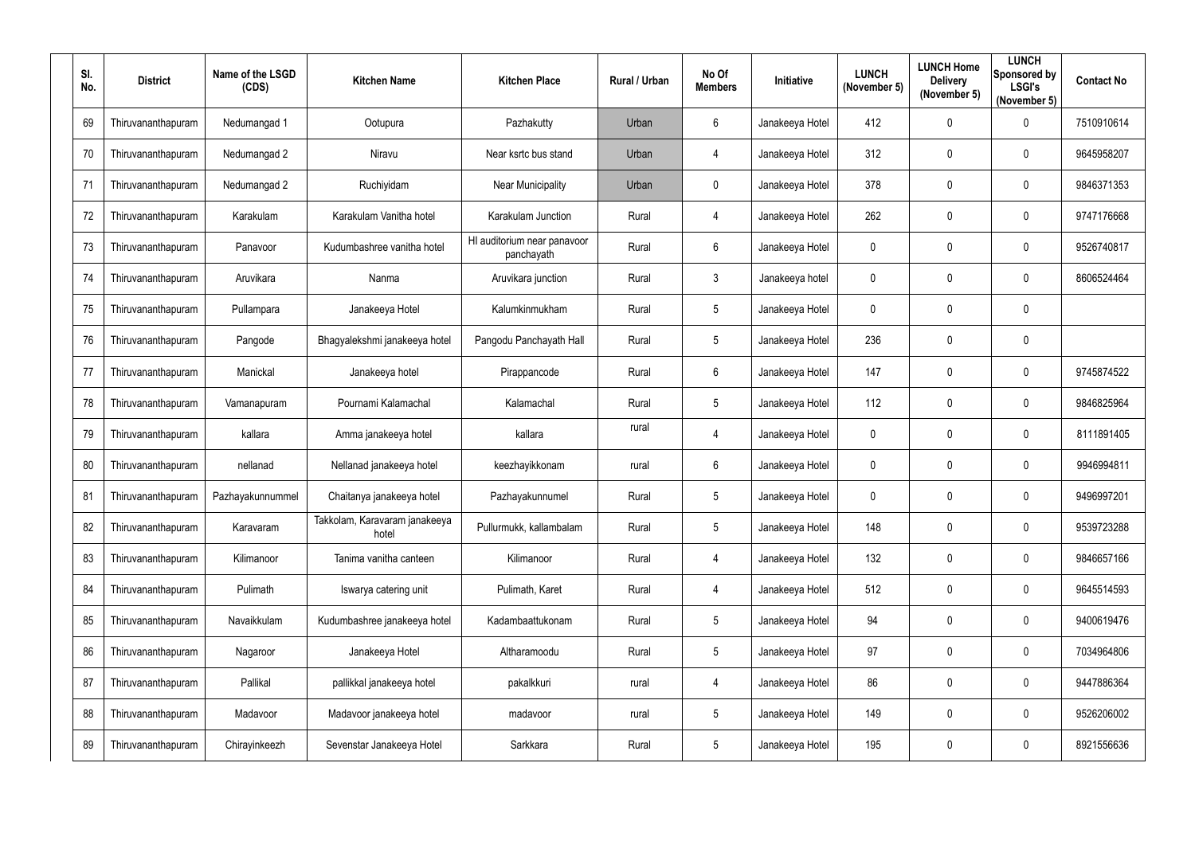| Sl. No. | District | Name of the LSGD (CDS) | Kitchen Name | Kitchen Place | Rural / Urban | No Of Members | Initiative | LUNCH (November 5) | LUNCH Home Delivery (November 5) | LUNCH Sponsored by LSGI's (November 5) | Contact No |
|---|---|---|---|---|---|---|---|---|---|---|---|
| 69 | Thiruvananthapuram | Nedumangad 1 | Ootupura | Pazhakutty | Urban | 6 | Janakeeya Hotel | 412 | 0 | 0 | 7510910614 |
| 70 | Thiruvananthapuram | Nedumangad 2 | Niravu | Near ksrtc bus stand | Urban | 4 | Janakeeya Hotel | 312 | 0 | 0 | 9645958207 |
| 71 | Thiruvananthapuram | Nedumangad 2 | Ruchiyidam | Near Municipality | Urban | 0 | Janakeeya Hotel | 378 | 0 | 0 | 9846371353 |
| 72 | Thiruvananthapuram | Karakulam | Karakulam Vanitha hotel | Karakulam Junction | Rural | 4 | Janakeeya Hotel | 262 | 0 | 0 | 9747176668 |
| 73 | Thiruvananthapuram | Panavoor | Kudumbashree vanitha hotel | HI auditorium near panavoor panchayath | Rural | 6 | Janakeeya Hotel | 0 | 0 | 0 | 9526740817 |
| 74 | Thiruvananthapuram | Aruvikara | Nanma | Aruvikara junction | Rural | 3 | Janakeeya hotel | 0 | 0 | 0 | 8606524464 |
| 75 | Thiruvananthapuram | Pullampara | Janakeeya Hotel | Kalumkinmukham | Rural | 5 | Janakeeya Hotel | 0 | 0 | 0 | |
| 76 | Thiruvananthapuram | Pangode | Bhagyalekshmi janakeeya hotel | Pangodu Panchayath Hall | Rural | 5 | Janakeeya Hotel | 236 | 0 | 0 | |
| 77 | Thiruvananthapuram | Manickal | Janakeeya hotel | Pirappancode | Rural | 6 | Janakeeya Hotel | 147 | 0 | 0 | 9745874522 |
| 78 | Thiruvananthapuram | Vamanapuram | Pournami Kalamachal | Kalamachal | Rural | 5 | Janakeeya Hotel | 112 | 0 | 0 | 9846825964 |
| 79 | Thiruvananthapuram | kallara | Amma janakeeya hotel | kallara | rural | 4 | Janakeeya Hotel | 0 | 0 | 0 | 8111891405 |
| 80 | Thiruvananthapuram | nellanad | Nellanad janakeeya hotel | keezhayikkonam | rural | 6 | Janakeeya Hotel | 0 | 0 | 0 | 9946994811 |
| 81 | Thiruvananthapuram | Pazhayakunnummel | Chaitanya janakeeya hotel | Pazhayakunnumel | Rural | 5 | Janakeeya Hotel | 0 | 0 | 0 | 9496997201 |
| 82 | Thiruvananthapuram | Karavaram | Takkolam, Karavaram janakeeya hotel | Pullurmukk, kallambalam | Rural | 5 | Janakeeya Hotel | 148 | 0 | 0 | 9539723288 |
| 83 | Thiruvananthapuram | Kilimanoor | Tanima vanitha canteen | Kilimanoor | Rural | 4 | Janakeeya Hotel | 132 | 0 | 0 | 9846657166 |
| 84 | Thiruvananthapuram | Pulimath | Iswarya catering unit | Pulimath, Karet | Rural | 4 | Janakeeya Hotel | 512 | 0 | 0 | 9645514593 |
| 85 | Thiruvananthapuram | Navaikkulam | Kudumbashree janakeeya hotel | Kadambaattukonam | Rural | 5 | Janakeeya Hotel | 94 | 0 | 0 | 9400619476 |
| 86 | Thiruvananthapuram | Nagaroor | Janakeeya Hotel | Altharamoodu | Rural | 5 | Janakeeya Hotel | 97 | 0 | 0 | 7034964806 |
| 87 | Thiruvananthapuram | Pallikal | pallikkal janakeeya hotel | pakalkkuri | rural | 4 | Janakeeya Hotel | 86 | 0 | 0 | 9447886364 |
| 88 | Thiruvananthapuram | Madavoor | Madavoor janakeeya hotel | madavoor | rural | 5 | Janakeeya Hotel | 149 | 0 | 0 | 9526206002 |
| 89 | Thiruvananthapuram | Chirayinkeezh | Sevenstar Janakeeya Hotel | Sarkkara | Rural | 5 | Janakeeya Hotel | 195 | 0 | 0 | 8921556636 |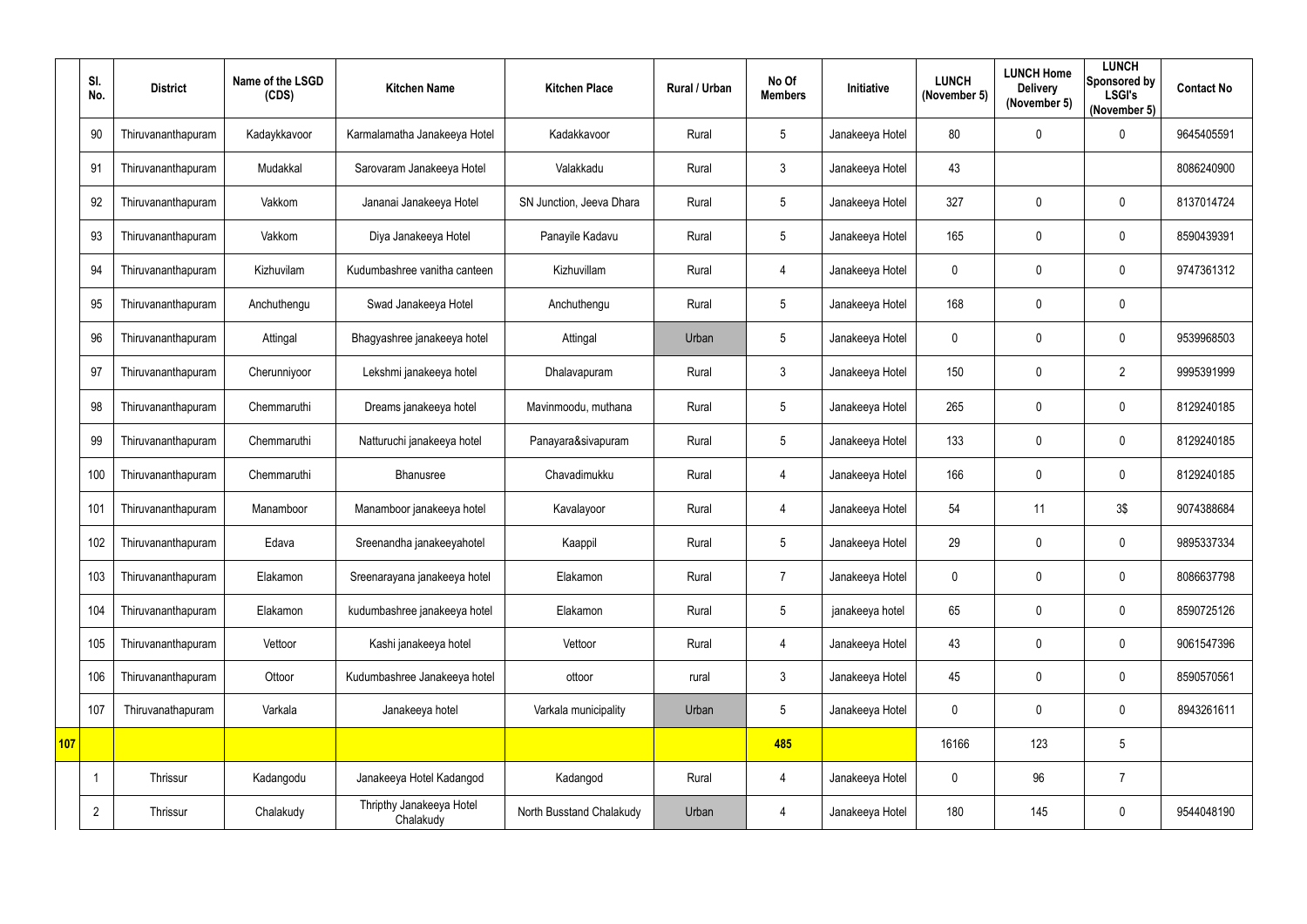| | Sl. No. | District | Name of the LSGD (CDS) | Kitchen Name | Kitchen Place | Rural / Urban | No Of Members | Initiative | LUNCH (November 5) | LUNCH Home Delivery (November 5) | LUNCH Sponsored by LSGI's (November 5) | Contact No |
|---|---|---|---|---|---|---|---|---|---|---|---|---|
| | 90 | Thiruvananthapuram | Kadaykkavoor | Karmalamatha Janakeeya Hotel | Kadakkavoor | Rural | 5 | Janakeeya Hotel | 80 | 0 | 0 | 9645405591 |
| | 91 | Thiruvananthapuram | Mudakkal | Sarovaram Janakeeya Hotel | Valakkadu | Rural | 3 | Janakeeya Hotel | 43 | | | 8086240900 |
| | 92 | Thiruvananthapuram | Vakkom | Jananai Janakeeya Hotel | SN Junction, Jeeva Dhara | Rural | 5 | Janakeeya Hotel | 327 | 0 | 0 | 8137014724 |
| | 93 | Thiruvananthapuram | Vakkom | Diya Janakeeya Hotel | Panayile Kadavu | Rural | 5 | Janakeeya Hotel | 165 | 0 | 0 | 8590439391 |
| | 94 | Thiruvananthapuram | Kizhuvilam | Kudumbashree vanitha canteen | Kizhuvillam | Rural | 4 | Janakeeya Hotel | 0 | 0 | 0 | 9747361312 |
| | 95 | Thiruvananthapuram | Anchuthengu | Swad Janakeeya Hotel | Anchuthengu | Rural | 5 | Janakeeya Hotel | 168 | 0 | 0 | |
| | 96 | Thiruvananthapuram | Attingal | Bhagyashree janakeeya hotel | Attingal | Urban | 5 | Janakeeya Hotel | 0 | 0 | 0 | 9539968503 |
| | 97 | Thiruvananthapuram | Cherunniyoor | Lekshmi janakeeya hotel | Dhalavapuram | Rural | 3 | Janakeeya Hotel | 150 | 0 | 2 | 9995391999 |
| | 98 | Thiruvananthapuram | Chemmaruthi | Dreams janakeeya hotel | Mavinmoodu, muthana | Rural | 5 | Janakeeya Hotel | 265 | 0 | 0 | 8129240185 |
| | 99 | Thiruvananthapuram | Chemmaruthi | Natturuchi janakeeya hotel | Panayara&sivapuram | Rural | 5 | Janakeeya Hotel | 133 | 0 | 0 | 8129240185 |
| | 100 | Thiruvananthapuram | Chemmaruthi | Bhanusree | Chavadimukku | Rural | 4 | Janakeeya Hotel | 166 | 0 | 0 | 8129240185 |
| | 101 | Thiruvananthapuram | Manamboor | Manamboor janakeeya hotel | Kavalayoor | Rural | 4 | Janakeeya Hotel | 54 | 11 | 3$ | 9074388684 |
| | 102 | Thiruvananthapuram | Edava | Sreenandha janakeeyahotel | Kaappil | Rural | 5 | Janakeeya Hotel | 29 | 0 | 0 | 9895337334 |
| | 103 | Thiruvananthapuram | Elakamon | Sreenarayana janakeeya hotel | Elakamon | Rural | 7 | Janakeeya Hotel | 0 | 0 | 0 | 8086637798 |
| | 104 | Thiruvananthapuram | Elakamon | kudumbashree janakeeya hotel | Elakamon | Rural | 5 | janakeeya hotel | 65 | 0 | 0 | 8590725126 |
| | 105 | Thiruvananthapuram | Vettoor | Kashi janakeeya hotel | Vettoor | Rural | 4 | Janakeeya Hotel | 43 | 0 | 0 | 9061547396 |
| | 106 | Thiruvananthapuram | Ottoor | Kudumbashree Janakeeya hotel | ottoor | rural | 3 | Janakeeya Hotel | 45 | 0 | 0 | 8590570561 |
| | 107 | Thiruvanathapuram | Varkala | Janakeeya hotel | Varkala municipality | Urban | 5 | Janakeeya Hotel | 0 | 0 | 0 | 8943261611 |
| 107 | | | | | | | 485 | | 16166 | 123 | 5 | |
| | 1 | Thrissur | Kadangodu | Janakeeya Hotel Kadangod | Kadangod | Rural | 4 | Janakeeya Hotel | 0 | 96 | 7 | |
| | 2 | Thrissur | Chalakudy | Thripthy Janakeeya Hotel Chalakudy | North Busstand Chalakudy | Urban | 4 | Janakeeya Hotel | 180 | 145 | 0 | 9544048190 |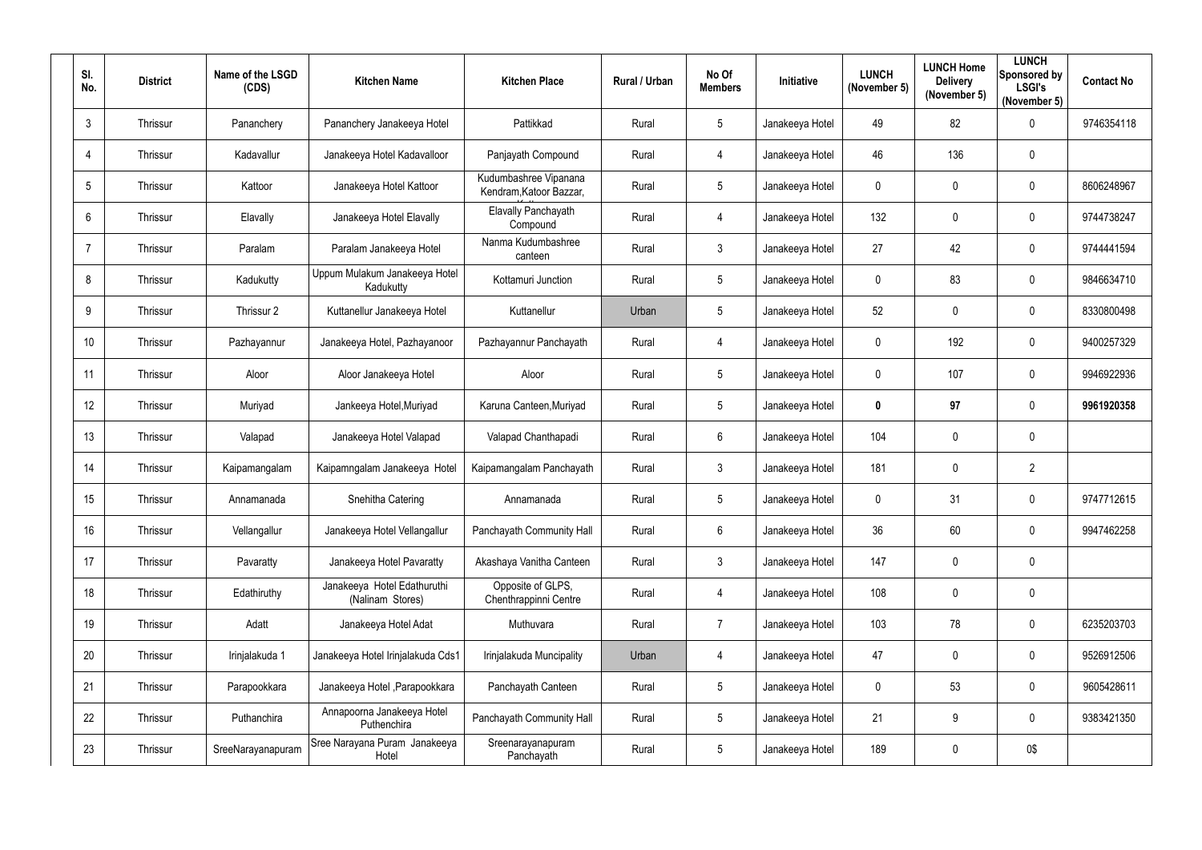| Sl. No. | District | Name of the LSGD (CDS) | Kitchen Name | Kitchen Place | Rural / Urban | No Of Members | Initiative | LUNCH (November 5) | LUNCH Home Delivery (November 5) | LUNCH Sponsored by LSGI's (November 5) | Contact No |
|---|---|---|---|---|---|---|---|---|---|---|---|
| 3 | Thrissur | Pananchery | Pananchery Janakeeya Hotel | Pattikkad | Rural | 5 | Janakeeya Hotel | 49 | 82 | 0 | 9746354118 |
| 4 | Thrissur | Kadavallur | Janakeeya Hotel Kadavalloor | Panjayath Compound | Rural | 4 | Janakeeya Hotel | 46 | 136 | 0 | |
| 5 | Thrissur | Kattoor | Janakeeya Hotel Kattoor | Kudumbashree Vipanana Kendram,Katoor Bazzar, | Rural | 5 | Janakeeya Hotel | 0 | 0 | 0 | 8606248967 |
| 6 | Thrissur | Elavally | Janakeeya Hotel Elavally | Elavally Panchayath Compound | Rural | 4 | Janakeeya Hotel | 132 | 0 | 0 | 9744738247 |
| 7 | Thrissur | Paralam | Paralam Janakeeya Hotel | Nanma Kudumbashree canteen | Rural | 3 | Janakeeya Hotel | 27 | 42 | 0 | 9744441594 |
| 8 | Thrissur | Kadukutty | Uppum Mulakum Janakeeya Hotel Kadukutty | Kottamuri Junction | Rural | 5 | Janakeeya Hotel | 0 | 83 | 0 | 9846634710 |
| 9 | Thrissur | Thrissur 2 | Kuttanellur Janakeeya Hotel | Kuttanellur | Urban | 5 | Janakeeya Hotel | 52 | 0 | 0 | 8330800498 |
| 10 | Thrissur | Pazhayannur | Janakeeya Hotel, Pazhayanoor | Pazhayannur Panchayath | Rural | 4 | Janakeeya Hotel | 0 | 192 | 0 | 9400257329 |
| 11 | Thrissur | Aloor | Aloor Janakeeya Hotel | Aloor | Rural | 5 | Janakeeya Hotel | 0 | 107 | 0 | 9946922936 |
| 12 | Thrissur | Muriyad | Jankeeya Hotel,Muriyad | Karuna Canteen,Muriyad | Rural | 5 | Janakeeya Hotel | **0** | **97** | 0 | **9961920358** |
| 13 | Thrissur | Valapad | Janakeeya Hotel Valapad | Valapad Chanthapadi | Rural | 6 | Janakeeya Hotel | 104 | 0 | 0 | |
| 14 | Thrissur | Kaipamangalam | Kaipamngalam Janakeeya Hotel | Kaipamangalam Panchayath | Rural | 3 | Janakeeya Hotel | 181 | 0 | 2 | |
| 15 | Thrissur | Annamanada | Snehitha Catering | Annamanada | Rural | 5 | Janakeeya Hotel | 0 | 31 | 0 | 9747712615 |
| 16 | Thrissur | Vellangallur | Janakeeya Hotel Vellangallur | Panchayath Community Hall | Rural | 6 | Janakeeya Hotel | 36 | 60 | 0 | 9947462258 |
| 17 | Thrissur | Pavaratty | Janakeeya Hotel Pavaratty | Akashaya Vanitha Canteen | Rural | 3 | Janakeeya Hotel | 147 | 0 | 0 | |
| 18 | Thrissur | Edathiruthy | Janakeeya Hotel Edathuruthi (Nalinam Stores) | Opposite of GLPS, Chenthrappinni Centre | Rural | 4 | Janakeeya Hotel | 108 | 0 | 0 | |
| 19 | Thrissur | Adatt | Janakeeya Hotel Adat | Muthuvara | Rural | 7 | Janakeeya Hotel | 103 | 78 | 0 | 6235203703 |
| 20 | Thrissur | Irinjalakuda 1 | Janakeeya Hotel Irinjalakuda Cds1 | Irinjalakuda Muncipality | Urban | 4 | Janakeeya Hotel | 47 | 0 | 0 | 9526912506 |
| 21 | Thrissur | Parapookkara | Janakeeya Hotel ,Parapookkara | Panchayath Canteen | Rural | 5 | Janakeeya Hotel | 0 | 53 | 0 | 9605428611 |
| 22 | Thrissur | Puthanchira | Annapoorna Janakeeya Hotel Puthenchira | Panchayath Community Hall | Rural | 5 | Janakeeya Hotel | 21 | 9 | 0 | 9383421350 |
| 23 | Thrissur | SreeNarayanapuram | Sree Narayana Puram Janakeeya Hotel | Sreenarayanapuram Panchayath | Rural | 5 | Janakeeya Hotel | 189 | 0 | 0$ | |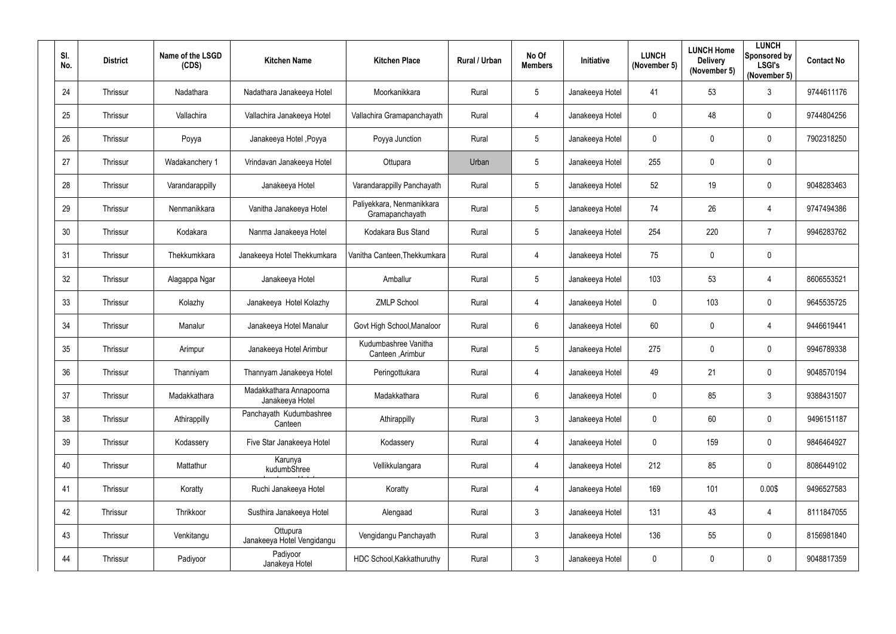| Sl. No. | District | Name of the LSGD (CDS) | Kitchen Name | Kitchen Place | Rural / Urban | No Of Members | Initiative | LUNCH (November 5) | LUNCH Home Delivery (November 5) | LUNCH Sponsored by LSGI's (November 5) | Contact No |
|---|---|---|---|---|---|---|---|---|---|---|---|
| 24 | Thrissur | Nadathara | Nadathara Janakeeya Hotel | Moorkanikkara | Rural | 5 | Janakeeya Hotel | 41 | 53 | 3 | 9744611176 |
| 25 | Thrissur | Vallachira | Vallachira Janakeeya Hotel | Vallachira Gramapanchayath | Rural | 4 | Janakeeya Hotel | 0 | 48 | 0 | 9744804256 |
| 26 | Thrissur | Poyya | Janakeeya Hotel ,Poyya | Poyya Junction | Rural | 5 | Janakeeya Hotel | 0 | 0 | 0 | 7902318250 |
| 27 | Thrissur | Wadakanchery 1 | Vrindavan Janakeeya Hotel | Ottupara | Urban | 5 | Janakeeya Hotel | 255 | 0 | 0 | |
| 28 | Thrissur | Varandarappilly | Janakeeya Hotel | Varandarappilly Panchayath | Rural | 5 | Janakeeya Hotel | 52 | 19 | 0 | 9048283463 |
| 29 | Thrissur | Nenmanikkara | Vanitha Janakeeya Hotel | Paliyekkara, Nenmanikkara Gramapanchayath | Rural | 5 | Janakeeya Hotel | 74 | 26 | 4 | 9747494386 |
| 30 | Thrissur | Kodakara | Nanma Janakeeya Hotel | Kodakara Bus Stand | Rural | 5 | Janakeeya Hotel | 254 | 220 | 7 | 9946283762 |
| 31 | Thrissur | Thekkumkkara | Janakeeya Hotel Thekkumkara | Vanitha Canteen,Thekkumkara | Rural | 4 | Janakeeya Hotel | 75 | 0 | 0 | |
| 32 | Thrissur | Alagappa Ngar | Janakeeya Hotel | Amballur | Rural | 5 | Janakeeya Hotel | 103 | 53 | 4 | 8606553521 |
| 33 | Thrissur | Kolazhy | Janakeeya Hotel Kolazhy | ZMLP School | Rural | 4 | Janakeeya Hotel | 0 | 103 | 0 | 9645535725 |
| 34 | Thrissur | Manalur | Janakeeya Hotel Manalur | Govt High School,Manaloor | Rural | 6 | Janakeeya Hotel | 60 | 0 | 4 | 9446619441 |
| 35 | Thrissur | Arimpur | Janakeeya Hotel Arimbur | Kudumbashree Vanitha Canteen ,Arimbur | Rural | 5 | Janakeeya Hotel | 275 | 0 | 0 | 9946789338 |
| 36 | Thrissur | Thanniyam | Thannyam Janakeeya Hotel | Peringottukara | Rural | 4 | Janakeeya Hotel | 49 | 21 | 0 | 9048570194 |
| 37 | Thrissur | Madakkathara | Madakkathara Annapoorna Janakeeya Hotel | Madakkathara | Rural | 6 | Janakeeya Hotel | 0 | 85 | 3 | 9388431507 |
| 38 | Thrissur | Athirappilly | Panchayath Kudumbashree Canteen | Athirappilly | Rural | 3 | Janakeeya Hotel | 0 | 60 | 0 | 9496151187 |
| 39 | Thrissur | Kodassery | Five Star Janakeeya Hotel | Kodassery | Rural | 4 | Janakeeya Hotel | 0 | 159 | 0 | 9846464927 |
| 40 | Thrissur | Mattathur | Karunya kudumbShree | Vellikkulangara | Rural | 4 | Janakeeya Hotel | 212 | 85 | 0 | 8086449102 |
| 41 | Thrissur | Koratty | Ruchi Janakeeya Hotel | Koratty | Rural | 4 | Janakeeya Hotel | 169 | 101 | 0.00$ | 9496527583 |
| 42 | Thrissur | Thrikkoor | Susthira Janakeeya Hotel | Alengaad | Rural | 3 | Janakeeya Hotel | 131 | 43 | 4 | 8111847055 |
| 43 | Thrissur | Venkitangu | Ottupura Janakeeya Hotel Vengidangu | Vengidangu Panchayath | Rural | 3 | Janakeeya Hotel | 136 | 55 | 0 | 8156981840 |
| 44 | Thrissur | Padiyoor | Padiyoor Janakeya Hotel | HDC School,Kakkathuruthy | Rural | 3 | Janakeeya Hotel | 0 | 0 | 0 | 9048817359 |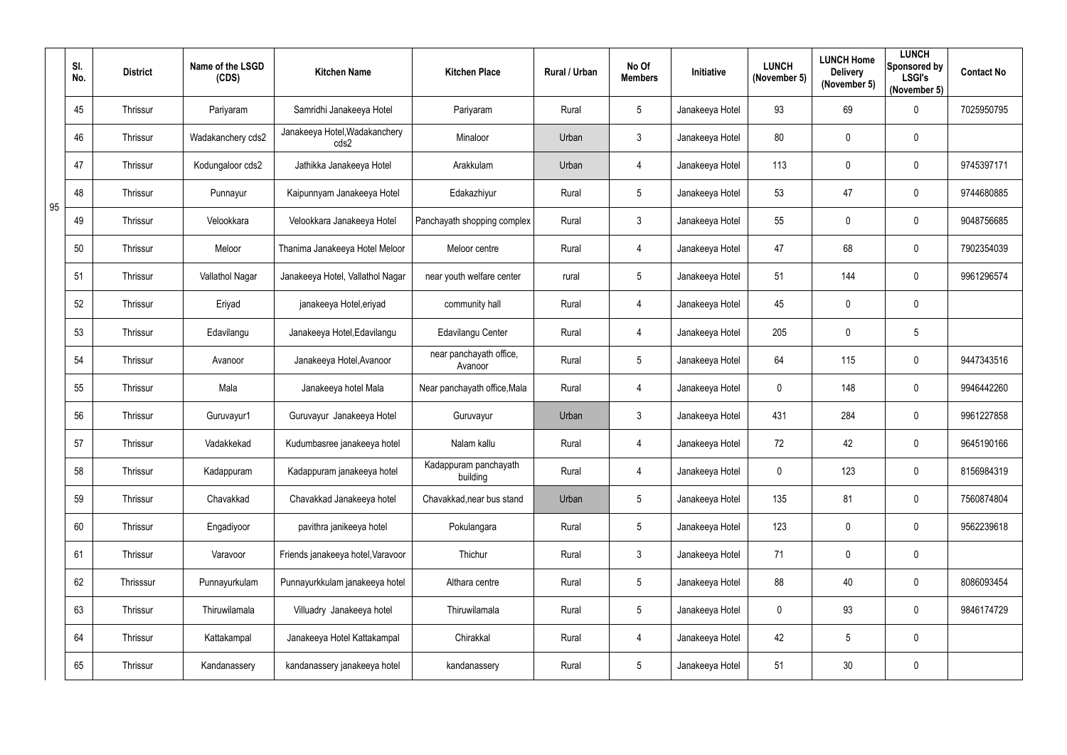| Sl. No. | District | Name of the LSGD (CDS) | Kitchen Name | Kitchen Place | Rural / Urban | No Of Members | Initiative | LUNCH (November 5) | LUNCH Home Delivery (November 5) | LUNCH Sponsored by LSGI's (November 5) | Contact No |
|---|---|---|---|---|---|---|---|---|---|---|---|
| 45 | Thrissur | Pariyaram | Samridhi Janakeeya Hotel | Pariyaram | Rural | 5 | Janakeeya Hotel | 93 | 69 | 0 | 7025950795 |
| 46 | Thrissur | Wadakanchery cds2 | Janakeeya Hotel,Wadakanchery cds2 | Minaloor | Urban | 3 | Janakeeya Hotel | 80 | 0 | 0 | |
| 47 | Thrissur | Kodungaloor cds2 | Jathikka Janakeeya Hotel | Arakkulam | Urban | 4 | Janakeeya Hotel | 113 | 0 | 0 | 9745397171 |
| 48 | Thrissur | Punnayur | Kaipunnyam Janakeeya Hotel | Edakazhiyur | Rural | 5 | Janakeeya Hotel | 53 | 47 | 0 | 9744680885 |
| 49 | Thrissur | Velookkara | Velookkara Janakeeya Hotel | Panchayath shopping complex | Rural | 3 | Janakeeya Hotel | 55 | 0 | 0 | 9048756685 |
| 50 | Thrissur | Meloor | Thanima Janakeeya Hotel Meloor | Meloor centre | Rural | 4 | Janakeeya Hotel | 47 | 68 | 0 | 7902354039 |
| 51 | Thrissur | Vallathol Nagar | Janakeeya Hotel, Vallathol Nagar | near youth welfare center | rural | 5 | Janakeeya Hotel | 51 | 144 | 0 | 9961296574 |
| 52 | Thrissur | Eriyad | janakeeya Hotel,eriyad | community hall | Rural | 4 | Janakeeya Hotel | 45 | 0 | 0 | |
| 53 | Thrissur | Edavilangu | Janakeeya Hotel,Edavilangu | Edavilangu Center | Rural | 4 | Janakeeya Hotel | 205 | 0 | 5 | |
| 54 | Thrissur | Avanoor | Janakeeya Hotel,Avanoor | near panchayath office, Avanoor | Rural | 5 | Janakeeya Hotel | 64 | 115 | 0 | 9447343516 |
| 55 | Thrissur | Mala | Janakeeya hotel Mala | Near panchayath office,Mala | Rural | 4 | Janakeeya Hotel | 0 | 148 | 0 | 9946442260 |
| 56 | Thrissur | Guruvayur1 | Guruvayur Janakeeya Hotel | Guruvayur | Urban | 3 | Janakeeya Hotel | 431 | 284 | 0 | 9961227858 |
| 57 | Thrissur | Vadakkekad | Kudumbasree janakeeya hotel | Nalam kallu | Rural | 4 | Janakeeya Hotel | 72 | 42 | 0 | 9645190166 |
| 58 | Thrissur | Kadappuram | Kadappuram janakeeya hotel | Kadappuram panchayath building | Rural | 4 | Janakeeya Hotel | 0 | 123 | 0 | 8156984319 |
| 59 | Thrissur | Chavakkad | Chavakkad Janakeeya hotel | Chavakkad,near bus stand | Urban | 5 | Janakeeya Hotel | 135 | 81 | 0 | 7560874804 |
| 60 | Thrissur | Engadiyoor | pavithra janikeeya hotel | Pokulangara | Rural | 5 | Janakeeya Hotel | 123 | 0 | 0 | 9562239618 |
| 61 | Thrissur | Varavoor | Friends janakeeya hotel,Varavoor | Thichur | Rural | 3 | Janakeeya Hotel | 71 | 0 | 0 | |
| 62 | Thrisssur | Punnayurkulam | Punnayurkkulam janakeeya hotel | Althara centre | Rural | 5 | Janakeeya Hotel | 88 | 40 | 0 | 8086093454 |
| 63 | Thrissur | Thiruwilamala | Villuadry Janakeeya hotel | Thiruwilamala | Rural | 5 | Janakeeya Hotel | 0 | 93 | 0 | 9846174729 |
| 64 | Thrissur | Kattakampal | Janakeeya Hotel Kattakampal | Chirakkal | Rural | 4 | Janakeeya Hotel | 42 | 5 | 0 | |
| 65 | Thrissur | Kandanassery | kandanassery janakeeya hotel | kandanassery | Rural | 5 | Janakeeya Hotel | 51 | 30 | 0 | |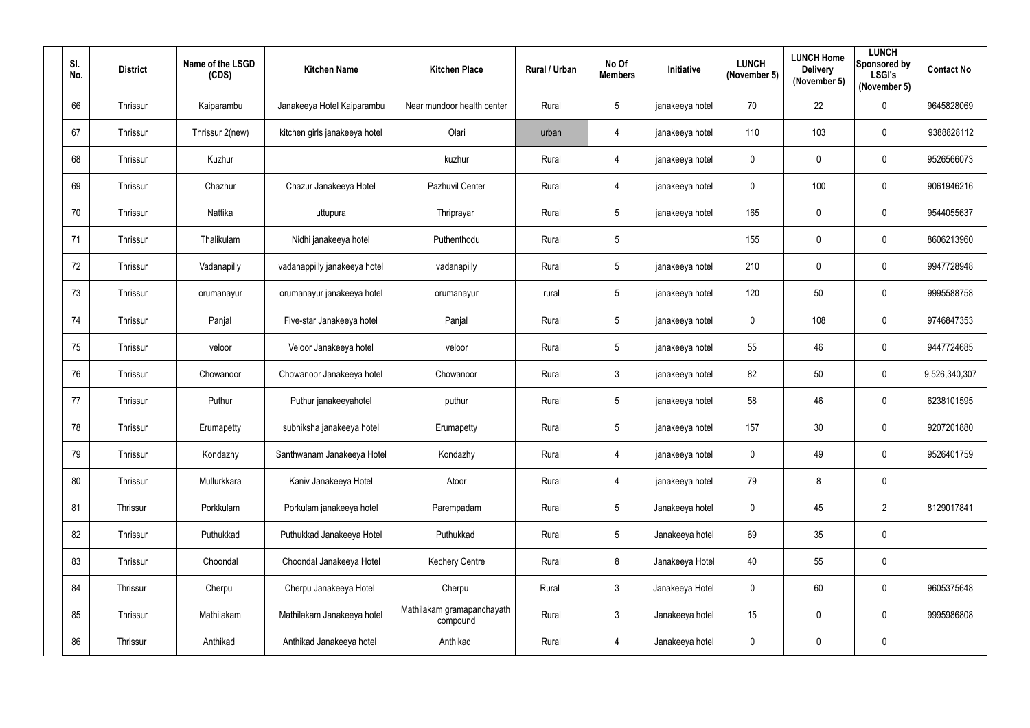| Sl. No. | District | Name of the LSGD (CDS) | Kitchen Name | Kitchen Place | Rural / Urban | No Of Members | Initiative | LUNCH (November 5) | LUNCH Home Delivery (November 5) | LUNCH Sponsored by LSGI's (November 5) | Contact No |
|---|---|---|---|---|---|---|---|---|---|---|---|
| 66 | Thrissur | Kaiparambu | Janakeeya Hotel Kaiparambu | Near mundoor health center | Rural | 5 | janakeeya hotel | 70 | 22 | 0 | 9645828069 |
| 67 | Thrissur | Thrissur 2(new) | kitchen girls janakeeya hotel | Olari | urban | 4 | janakeeya hotel | 110 | 103 | 0 | 9388828112 |
| 68 | Thrissur | Kuzhur | | kuzhur | Rural | 4 | janakeeya hotel | 0 | 0 | 0 | 9526566073 |
| 69 | Thrissur | Chazhur | Chazur Janakeeya Hotel | Pazhuvil Center | Rural | 4 | janakeeya hotel | 0 | 100 | 0 | 9061946216 |
| 70 | Thrissur | Nattika | uttupura | Thriprayar | Rural | 5 | janakeeya hotel | 165 | 0 | 0 | 9544055637 |
| 71 | Thrissur | Thalikulam | Nidhi janakeeya hotel | Puthenthodu | Rural | 5 | | 155 | 0 | 0 | 8606213960 |
| 72 | Thrissur | Vadanapilly | vadanappilly janakeeya hotel | vadanapilly | Rural | 5 | janakeeya hotel | 210 | 0 | 0 | 9947728948 |
| 73 | Thrissur | orumanayur | orumanayur janakeeya hotel | orumanayur | rural | 5 | janakeeya hotel | 120 | 50 | 0 | 9995588758 |
| 74 | Thrissur | Panjal | Five-star Janakeeya hotel | Panjal | Rural | 5 | janakeeya hotel | 0 | 108 | 0 | 9746847353 |
| 75 | Thrissur | veloor | Veloor Janakeeya hotel | veloor | Rural | 5 | janakeeya hotel | 55 | 46 | 0 | 9447724685 |
| 76 | Thrissur | Chowanoor | Chowanoor Janakeeya hotel | Chowanoor | Rural | 3 | janakeeya hotel | 82 | 50 | 0 | 9,526,340,307 |
| 77 | Thrissur | Puthur | Puthur janakeeyahotel | puthur | Rural | 5 | janakeeya hotel | 58 | 46 | 0 | 6238101595 |
| 78 | Thrissur | Erumapetty | subhiksha janakeeya hotel | Erumapetty | Rural | 5 | janakeeya hotel | 157 | 30 | 0 | 9207201880 |
| 79 | Thrissur | Kondazhy | Santhwanam Janakeeya Hotel | Kondazhy | Rural | 4 | janakeeya hotel | 0 | 49 | 0 | 9526401759 |
| 80 | Thrissur | Mullurkkara | Kaniv Janakeeya Hotel | Atoor | Rural | 4 | janakeeya hotel | 79 | 8 | 0 | |
| 81 | Thrissur | Porkkulam | Porkulam janakeeya hotel | Parempadam | Rural | 5 | Janakeeya hotel | 0 | 45 | 2 | 8129017841 |
| 82 | Thrissur | Puthukkad | Puthukkad Janakeeya Hotel | Puthukkad | Rural | 5 | Janakeeya hotel | 69 | 35 | 0 | |
| 83 | Thrissur | Choondal | Choondal Janakeeya Hotel | Kechery Centre | Rural | 8 | Janakeeya Hotel | 40 | 55 | 0 | |
| 84 | Thrissur | Cherpu | Cherpu Janakeeya Hotel | Cherpu | Rural | 3 | Janakeeya Hotel | 0 | 60 | 0 | 9605375648 |
| 85 | Thrissur | Mathilakam | Mathilakam Janakeeya hotel | Mathilakam gramapanchayath compound | Rural | 3 | Janakeeya hotel | 15 | 0 | 0 | 9995986808 |
| 86 | Thrissur | Anthikad | Anthikad Janakeeya hotel | Anthikad | Rural | 4 | Janakeeya hotel | 0 | 0 | 0 | |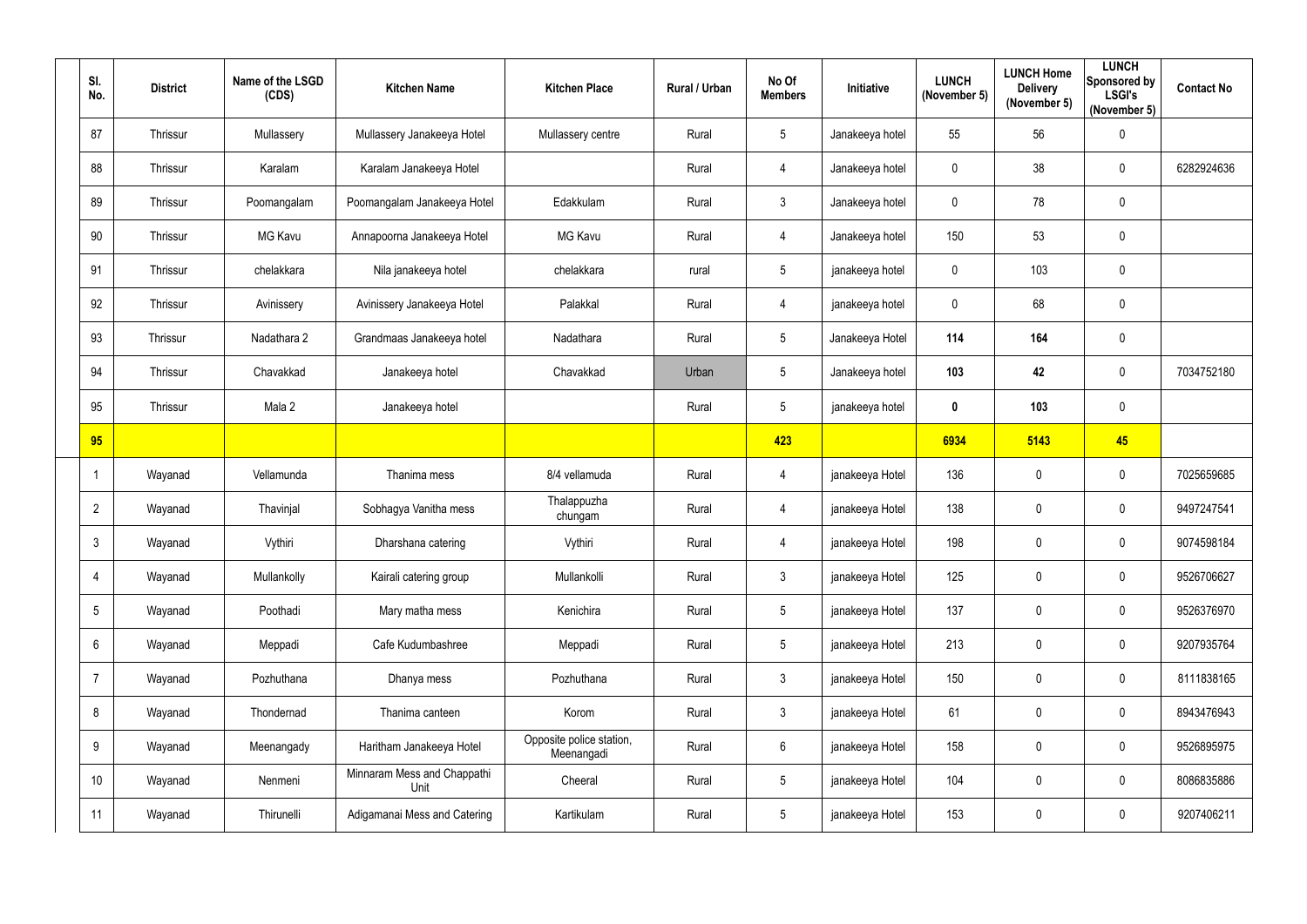| Sl. No. | District | Name of the LSGD (CDS) | Kitchen Name | Kitchen Place | Rural / Urban | No Of Members | Initiative | LUNCH (November 5) | LUNCH Home Delivery (November 5) | LUNCH Sponsored by LSGI's (November 5) | Contact No |
|---|---|---|---|---|---|---|---|---|---|---|---|
| 87 | Thrissur | Mullassery | Mullassery Janakeeya Hotel | Mullassery centre | Rural | 5 | Janakeeya hotel | 55 | 56 | 0 | |
| 88 | Thrissur | Karalam | Karalam Janakeeya Hotel | | Rural | 4 | Janakeeya hotel | 0 | 38 | 0 | 6282924636 |
| 89 | Thrissur | Poomangalam | Poomangalam Janakeeya Hotel | Edakkulam | Rural | 3 | Janakeeya hotel | 0 | 78 | 0 | |
| 90 | Thrissur | MG Kavu | Annapoorna Janakeeya Hotel | MG Kavu | Rural | 4 | Janakeeya hotel | 150 | 53 | 0 | |
| 91 | Thrissur | chelakkara | Nila janakeeya hotel | chelakkara | rural | 5 | janakeeya hotel | 0 | 103 | 0 | |
| 92 | Thrissur | Avinissery | Avinissery Janakeeya Hotel | Palakkal | Rural | 4 | janakeeya hotel | 0 | 68 | 0 | |
| 93 | Thrissur | Nadathara 2 | Grandmaas Janakeeya hotel | Nadathara | Rural | 5 | Janakeeya Hotel | **114** | **164** | 0 | |
| 94 | Thrissur | Chavakkad | Janakeeya hotel | Chavakkad | Urban | 5 | Janakeeya hotel | **103** | **42** | 0 | 7034752180 |
| 95 | Thrissur | Mala 2 | Janakeeya hotel | | Rural | 5 | janakeeya hotel | **0** | **103** | 0 | |
| **95** | | | | | | **423** | | **6934** | **5143** | **45** | |
| 1 | Wayanad | Vellamunda | Thanima mess | 8/4 vellamuda | Rural | 4 | janakeeya Hotel | 136 | 0 | 0 | 7025659685 |
| 2 | Wayanad | Thavinjal | Sobhagya Vanitha mess | Thalappuzha chungam | Rural | 4 | janakeeya Hotel | 138 | 0 | 0 | 9497247541 |
| 3 | Wayanad | Vythiri | Dharshana catering | Vythiri | Rural | 4 | janakeeya Hotel | 198 | 0 | 0 | 9074598184 |
| 4 | Wayanad | Mullankolly | Kairali catering group | Mullankolli | Rural | 3 | janakeeya Hotel | 125 | 0 | 0 | 9526706627 |
| 5 | Wayanad | Poothadi | Mary matha mess | Kenichira | Rural | 5 | janakeeya Hotel | 137 | 0 | 0 | 9526376970 |
| 6 | Wayanad | Meppadi | Cafe Kudumbashree | Meppadi | Rural | 5 | janakeeya Hotel | 213 | 0 | 0 | 9207935764 |
| 7 | Wayanad | Pozhuthana | Dhanya mess | Pozhuthana | Rural | 3 | janakeeya Hotel | 150 | 0 | 0 | 8111838165 |
| 8 | Wayanad | Thondernad | Thanima canteen | Korom | Rural | 3 | janakeeya Hotel | 61 | 0 | 0 | 8943476943 |
| 9 | Wayanad | Meenangady | Haritham Janakeeya Hotel | Opposite police station, Meenangadi | Rural | 6 | janakeeya Hotel | 158 | 0 | 0 | 9526895975 |
| 10 | Wayanad | Nenmeni | Minnaram Mess and Chappathi Unit | Cheeral | Rural | 5 | janakeeya Hotel | 104 | 0 | 0 | 8086835886 |
| 11 | Wayanad | Thirunelli | Adigamanai Mess and Catering | Kartikulam | Rural | 5 | janakeeya Hotel | 153 | 0 | 0 | 9207406211 |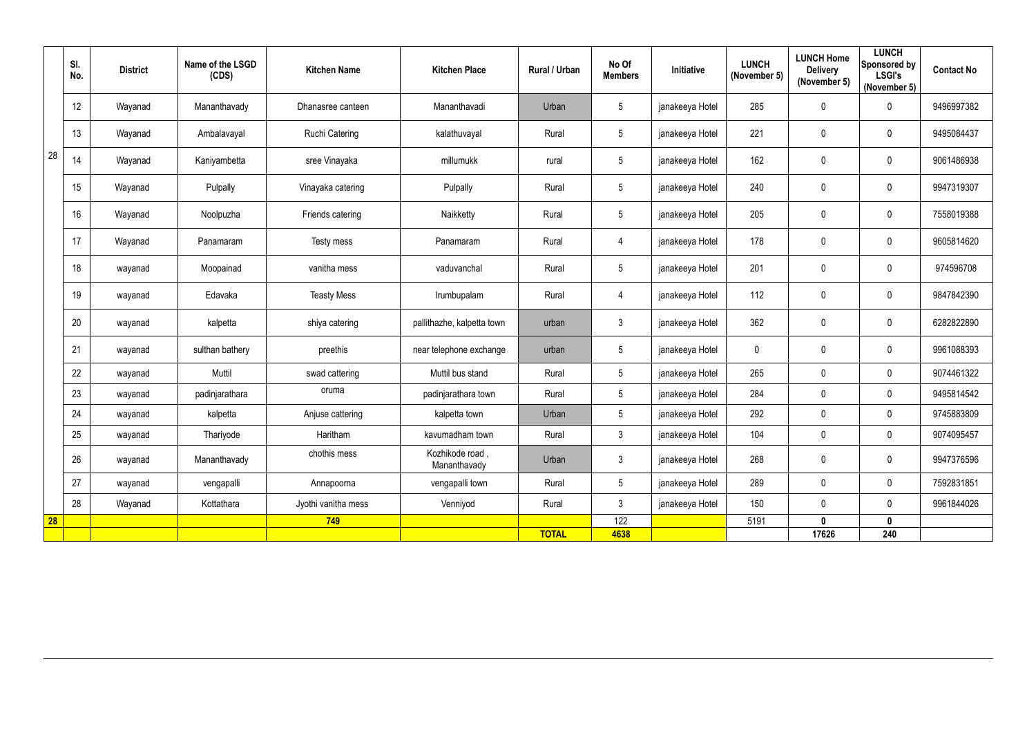| | Sl. No. | District | Name of the LSGD (CDS) | Kitchen Name | Kitchen Place | Rural / Urban | No Of Members | Initiative | LUNCH (November 5) | LUNCH Home Delivery (November 5) | LUNCH Sponsored by LSGI's (November 5) | Contact No |
|---|---|---|---|---|---|---|---|---|---|---|---|---|
| 28 | 12 | Wayanad | Mananthavady | Dhanasree canteen | Mananthavadi | Urban | 5 | janakeeya Hotel | 285 | 0 | 0 | 9496997382 |
| | 13 | Wayanad | Ambalavayal | Ruchi Catering | kalathuvayal | Rural | 5 | janakeeya Hotel | 221 | 0 | 0 | 9495084437 |
| | 14 | Wayanad | Kaniyambetta | sree Vinayaka | millumukk | rural | 5 | janakeeya Hotel | 162 | 0 | 0 | 9061486938 |
| | 15 | Wayanad | Pulpally | Vinayaka catering | Pulpally | Rural | 5 | janakeeya Hotel | 240 | 0 | 0 | 9947319307 |
| | 16 | Wayanad | Noolpuzha | Friends catering | Naikketty | Rural | 5 | janakeeya Hotel | 205 | 0 | 0 | 7558019388 |
| | 17 | Wayanad | Panamaram | Testy mess | Panamaram | Rural | 4 | janakeeya Hotel | 178 | 0 | 0 | 9605814620 |
| | 18 | wayanad | Moopainad | vanitha mess | vaduvanchal | Rural | 5 | janakeeya Hotel | 201 | 0 | 0 | 974596708 |
| | 19 | wayanad | Edavaka | Teasty Mess | Irumbupalam | Rural | 4 | janakeeya Hotel | 112 | 0 | 0 | 9847842390 |
| | 20 | wayanad | kalpetta | shiya catering | pallithazhe, kalpetta town | urban | 3 | janakeeya Hotel | 362 | 0 | 0 | 6282822890 |
| | 21 | wayanad | sulthan bathery | preethis | near telephone exchange | urban | 5 | janakeeya Hotel | 0 | 0 | 0 | 9961088393 |
| | 22 | wayanad | Muttil | swad cattering | Muttil bus stand | Rural | 5 | janakeeya Hotel | 265 | 0 | 0 | 9074461322 |
| | 23 | wayanad | padinjarathara | oruma | padinjarathara town | Rural | 5 | janakeeya Hotel | 284 | 0 | 0 | 9495814542 |
| | 24 | wayanad | kalpetta | Anjuse cattering | kalpetta town | Urban | 5 | janakeeya Hotel | 292 | 0 | 0 | 9745883809 |
| | 25 | wayanad | Thariyode | Haritham | kavumadham town | Rural | 3 | janakeeya Hotel | 104 | 0 | 0 | 9074095457 |
| | 26 | wayanad | Mananthavady | chothis mess | Kozhikode road , Mananthavady | Urban | 3 | janakeeya Hotel | 268 | 0 | 0 | 9947376596 |
| | 27 | wayanad | vengapalli | Annapoorna | vengapalli town | Rural | 5 | janakeeya Hotel | 289 | 0 | 0 | 7592831851 |
| | 28 | Wayanad | Kottathara | Jyothi vanitha mess | Venniyod | Rural | 3 | janakeeya Hotel | 150 | 0 | 0 | 9961844026 |
| **28** | | | | **749** | | | 122 | | 5191 | **0** | **0** | |
| | | | | | | **TOTAL** | **4638** | | | **17626** | **240** | |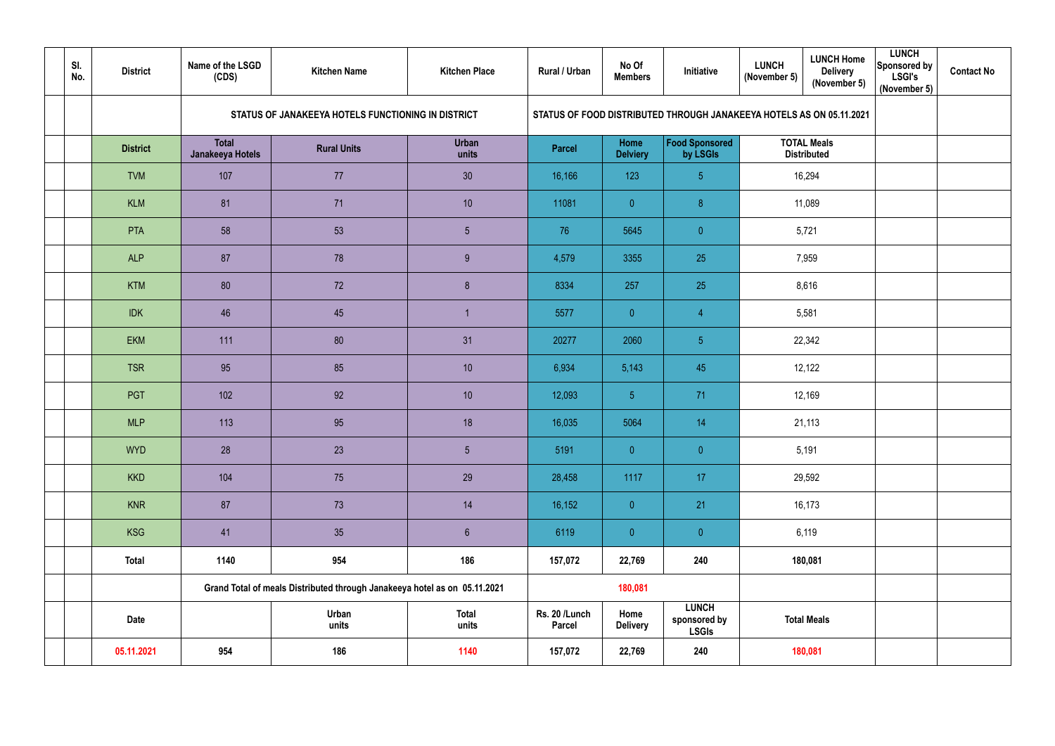| | Sl. No. | District | Name of the LSGD (CDS) | Kitchen Name | Kitchen Place | Rural / Urban | No Of Members | Initiative | LUNCH (November 5) | LUNCH Home Delivery (November 5) | LUNCH Sponsored by LSGI's (November 5) | Contact No |
|---|---|---|---|---|---|---|---|---|---|---|---|---|
| | | | STATUS OF JANAKEEYA HOTELS FUNCTIONING IN DISTRICT | | | STATUS OF FOOD DISTRIBUTED THROUGH JANAKEEYA HOTELS AS ON 05.11.2021 | | | | | | |
| | | District | Total Janakeeya Hotels | Rural Units | Urban units | Parcel | Home Delviery | Food Sponsored by LSGIs | TOTAL Meals Distributed | | | |
| | | TVM | 107 | 77 | 30 | 16,166 | 123 | 5 | 16,294 | | | |
| | | KLM | 81 | 71 | 10 | 11081 | 0 | 8 | 11,089 | | | |
| | | PTA | 58 | 53 | 5 | 76 | 5645 | 0 | 5,721 | | | |
| | | ALP | 87 | 78 | 9 | 4,579 | 3355 | 25 | 7,959 | | | |
| | | KTM | 80 | 72 | 8 | 8334 | 257 | 25 | 8,616 | | | |
| | | IDK | 46 | 45 | 1 | 5577 | 0 | 4 | 5,581 | | | |
| | | EKM | 111 | 80 | 31 | 20277 | 2060 | 5 | 22,342 | | | |
| | | TSR | 95 | 85 | 10 | 6,934 | 5,143 | 45 | 12,122 | | | |
| | | PGT | 102 | 92 | 10 | 12,093 | 5 | 71 | 12,169 | | | |
| | | MLP | 113 | 95 | 18 | 16,035 | 5064 | 14 | 21,113 | | | |
| | | WYD | 28 | 23 | 5 | 5191 | 0 | 0 | 5,191 | | | |
| | | KKD | 104 | 75 | 29 | 28,458 | 1117 | 17 | 29,592 | | | |
| | | KNR | 87 | 73 | 14 | 16,152 | 0 | 21 | 16,173 | | | |
| | | KSG | 41 | 35 | 6 | 6119 | 0 | 0 | 6,119 | | | |
| | | **Total** | **1140** | **954** | **186** | **157,072** | **22,769** | **240** | **180,081** | | | |
| | | | **Grand Total of meals Distributed through Janakeeya hotel as on 05.11.2021** | | | | **180,081** | | | | | |
| | | **Date** | | **Urban units** | **Total units** | **Rs. 20 /Lunch Parcel** | **Home Delivery** | **LUNCH sponsored by LSGIs** | **Total Meals** | | | |
| | | **05.11.2021** | **954** | **186** | **1140** | **157,072** | **22,769** | **240** | **180,081** | | | |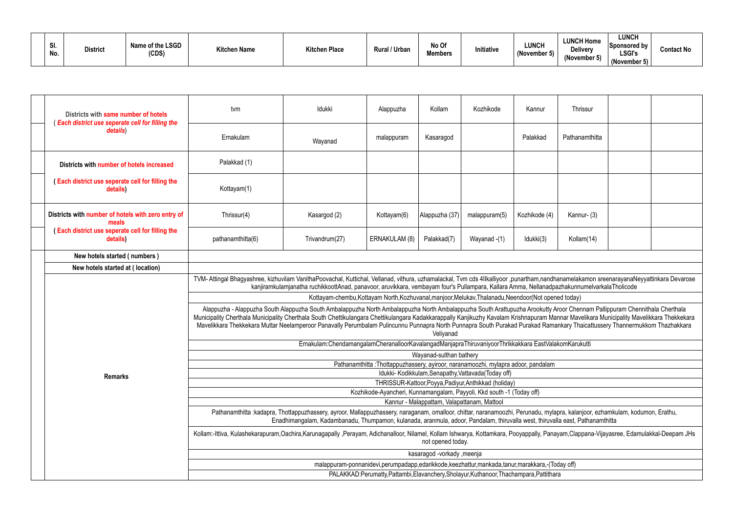| Sl. No. | District | Name of the LSGD (CDS) | Kitchen Name | Kitchen Place | Rural / Urban | No Of Members | Initiative | LUNCH (November 5) | LUNCH Home Delivery (November 5) | LUNCH Sponsored by LSGI's (November 5) | Contact No |
|---|---|---|---|---|---|---|---|---|---|---|---|

| | | | | | | | | | | |
|---|---|---|---|---|---|---|---|---|---|---|
| | Districts with same number of hotels ( *Each district use seperate cell for filling the details*) | tvm | Idukki | Alappuzha | Kollam | Kozhikode | Kannur | Thrissur | | |
| | | Ernakulam | Wayanad | malappuram | Kasaragod | | Palakkad | Pathanamthitta | | |
| | Districts with number of hotels increased | Palakkad (1) | | | | | | | | |
| | ( Each district use seperate cell for filling the details) | Kottayam(1) | | | | | | | | |
| | Districts with number of hotels with zero entry of meals ( Each district use seperate cell for filling the details) | Thrissur(4) | Kasargod (2) | Kottayam(6) | Alappuzha (37) | malappuram(5) | Kozhikode (4) | Kannur- (3) | | |
| | | pathanamthitta(6) | Trivandrum(27) | ERNAKULAM (8) | Palakkad(7) | Wayanad -(1) | Idukki(3) | Kollam(14) | | |
| | New hotels started ( numbers ) | | | | | | | | | |
| | New hotels started at ( location) | | | | | | | | | |
| | Remarks | TVM- Attingal Bhagyashree, kizhuvilam VanithaPoovachal, Kuttichal, Vellanad, vithura, uzhamalackal, Tvm cds 4Ilkalliyoor ,punartham,nandhanamelakamon sreenarayanaNeyyattinkara Devarose kanjiramkulamjanatha ruchikkoottAnad, panavoor, aruvikkara, vembayam four's Pullampara, Kallara Amma, NellanadpazhakunnumelvarkalaTholicode | | | | | | | | |
| | | Kottayam-chembu,Kottayam North,Kozhuvanal,manjoor,Melukav,Thalanadu,Neendoor(Not opened today) | | | | | | | | |
| | | Alappuzha - Alappuzha South Alappuzha South Ambalappuzha North Ambalappuzha North Ambalappuzha South Arattupuzha Arookutty Aroor Chennam Pallippuram Chennithala Cherthala Municipality Cherthala Municipality Cherthala South Chettikulangara Chettikulangara Kadakkarappally Kanjikuzhy Kavalam Krishnapuram Mannar Mavelikara Municipality Mavelikkara Thekkekara Mavelikkara Thekkekara Muttar Neelamperoor Panavally Perumbalam Pulincunnu Punnapra North Punnapra South Purakad Purakad Ramankary Thaicattussery Thannermukkom Thazhakkara Veliyanad | | | | | | | | |
| | | Ernakulam:ChendamangalamCheranalloorKavalangadManjapraThiruvaniyoorThrikkakkara EastValakomKarukutti | | | | | | | | |
| | | Wayanad-sulthan bathery | | | | | | | | |
| | | Pathanamthitta :Thottappuzhassery, ayiroor, naranamoozhi, mylapra adoor, pandalam | | | | | | | | |
| | | Idukki- Kodikkulam,Senapathy,Vattavada(Today off) | | | | | | | | |
| | | THRISSUR-Kattoor,Poyya,Padiyur,Anthikkad (holiday) | | | | | | | | |
| | | Kozhikode-Ayancheri, Kunnamangalam, Payyoli, Kkd south -1 (Today off) | | | | | | | | |
| | | Kannur - Malappattam, Valapattanam, Mattool | | | | | | | | |
| | | Pathanamthitta :kadapra, Thottappuzhassery, ayroor, Mallappuzhassery, naraganam, omalloor, chittar, naranamoozhi, Perunadu, mylapra, kalanjoor, ezhamkulam, kodumon, Erathu, Enadhimangalam, Kadambanadu, Thumpamon, kulanada, aranmula, adoor, Pandalam, thiruvalla west, thiruvalla east, Pathanamthitta | | | | | | | | |
| | | Kollam:-Ittiva, Kulashekarapuram,Oachira,Karunagapally ,Perayam, Adichanalloor, Nilamel, Kollam Ishwarya, Kottamkara, Pooyappally, Panayam,Clappana-Vijayasree, Edamulakkal-Deepam JHs not opened today. | | | | | | | | |
| | | kasaragod -vorkady ,meenja | | | | | | | | |
| | | malappuram-ponnanidevi,perumpadapp,edarikkode,keezhattur,mankada,tanur,marakkara,-(Today off) | | | | | | | | |
| | | PALAKKAD:Perumatty,Pattambi,Elavanchery,Sholayur,Kuthanoor,Thachampara,Pattithara | | | | | | | | |